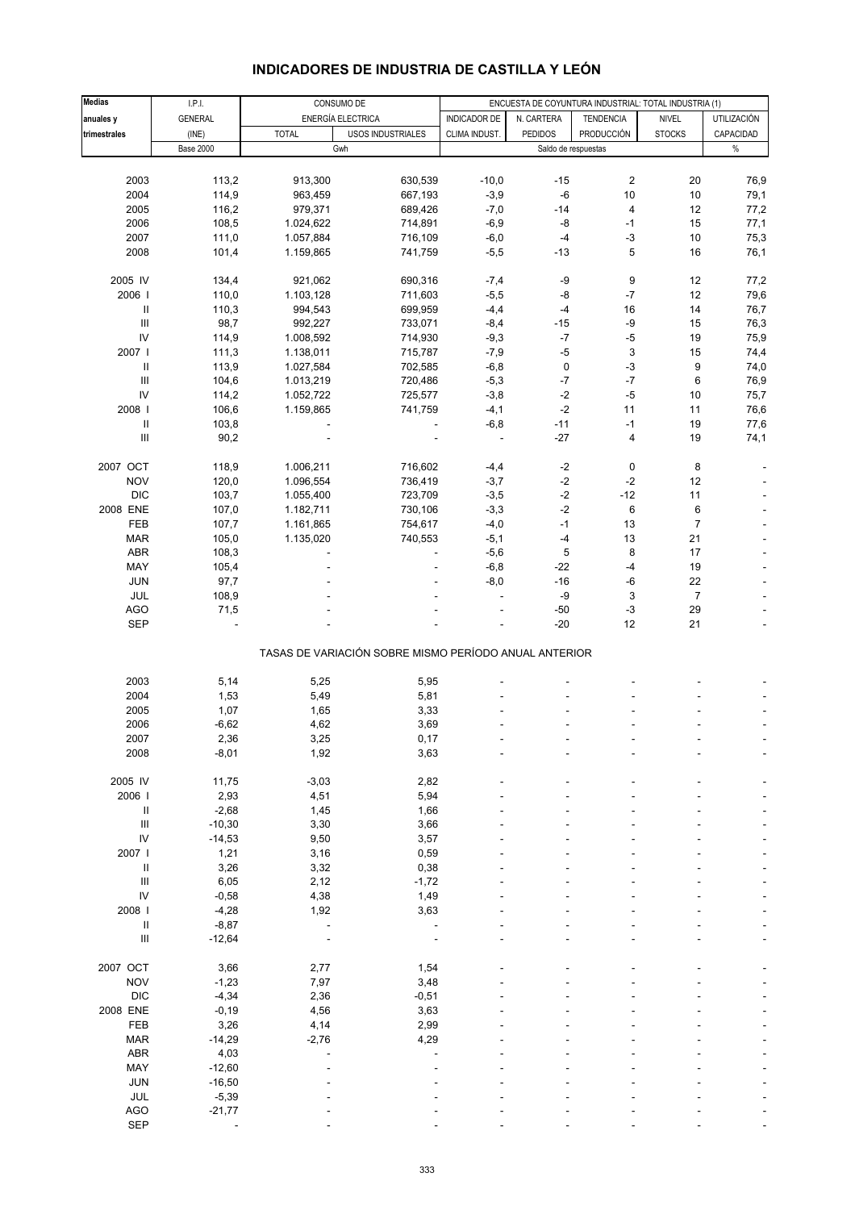# INDICADORES DE INDUSTRIA DE CASTILLA Y LEÓN

| Medias anuales y trimestrales | I.P.I. GENERAL (INE) | CONSUMO DE ENERGÍA ELECTRICA | | ENCUESTA DE COYUNTURA INDUSTRIAL: TOTAL INDUSTRIA (1) | | | | |
|---|---|---|---|---|---|---|---|---|
| | | TOTAL | USOS INDUSTRIALES | INDICADOR DE CLIMA INDUST. | N. CARTERA PEDIDOS | TENDENCIA PRODUCCIÓN | NIVEL STOCKS | UTILIZACIÓN CAPACIDAD |
| | Base 2000 | Gwh | | Saldo de respuestas | | | | % |
| 2003 | 113,2 | 913,300 | 630,539 | -10,0 | -15 | 2 | 20 | 76,9 |
| 2004 | 114,9 | 963,459 | 667,193 | -3,9 | -6 | 10 | 10 | 79,1 |
| 2005 | 116,2 | 979,371 | 689,426 | -7,0 | -14 | 4 | 12 | 77,2 |
| 2006 | 108,5 | 1.024,622 | 714,891 | -6,9 | -8 | -1 | 15 | 77,1 |
| 2007 | 111,0 | 1.057,884 | 716,109 | -6,0 | -4 | -3 | 10 | 75,3 |
| 2008 | 101,4 | 1.159,865 | 741,759 | -5,5 | -13 | 5 | 16 | 76,1 |
| 2005 IV | 134,4 | 921,062 | 690,316 | -7,4 | -9 | 9 | 12 | 77,2 |
| 2006 I | 110,0 | 1.103,128 | 711,603 | -5,5 | -8 | -7 | 12 | 79,6 |
| II | 110,3 | 994,543 | 699,959 | -4,4 | -4 | 16 | 14 | 76,7 |
| III | 98,7 | 992,227 | 733,071 | -8,4 | -15 | -9 | 15 | 76,3 |
| IV | 114,9 | 1.008,592 | 714,930 | -9,3 | -7 | -5 | 19 | 75,9 |
| 2007 I | 111,3 | 1.138,011 | 715,787 | -7,9 | -5 | 3 | 15 | 74,4 |
| II | 113,9 | 1.027,584 | 702,585 | -6,8 | 0 | -3 | 9 | 74,0 |
| III | 104,6 | 1.013,219 | 720,486 | -5,3 | -7 | -7 | 6 | 76,9 |
| IV | 114,2 | 1.052,722 | 725,577 | -3,8 | -2 | -5 | 10 | 75,7 |
| 2008 I | 106,6 | 1.159,865 | 741,759 | -4,1 | -2 | 11 | 11 | 76,6 |
| II | 103,8 | - | - | -6,8 | -11 | -1 | 19 | 77,6 |
| III | 90,2 | - | - | - | -27 | 4 | 19 | 74,1 |
| 2007 OCT | 118,9 | 1.006,211 | 716,602 | -4,4 | -2 | 0 | 8 | - |
| NOV | 120,0 | 1.096,554 | 736,419 | -3,7 | -2 | -2 | 12 | - |
| DIC | 103,7 | 1.055,400 | 723,709 | -3,5 | -2 | -12 | 11 | - |
| 2008 ENE | 107,0 | 1.182,711 | 730,106 | -3,3 | -2 | 6 | 6 | - |
| FEB | 107,7 | 1.161,865 | 754,617 | -4,0 | -1 | 13 | 7 | - |
| MAR | 105,0 | 1.135,020 | 740,553 | -5,1 | -4 | 13 | 21 | - |
| ABR | 108,3 | - | - | -5,6 | 5 | 8 | 17 | - |
| MAY | 105,4 | - | - | -6,8 | -22 | -4 | 19 | - |
| JUN | 97,7 | - | - | -8,0 | -16 | -6 | 22 | - |
| JUL | 108,9 | - | - | - | -9 | 3 | 7 | - |
| AGO | 71,5 | - | - | - | -50 | -3 | 29 | - |
| SEP | - | - | - | - | -20 | 12 | 21 | - |
| | | TASAS DE VARIACIÓN SOBRE MISMO PERÍODO ANUAL ANTERIOR | | | | | | |
| 2003 | 5,14 | 5,25 | 5,95 | - | - | - | - | - |
| 2004 | 1,53 | 5,49 | 5,81 | - | - | - | - | - |
| 2005 | 1,07 | 1,65 | 3,33 | - | - | - | - | - |
| 2006 | -6,62 | 4,62 | 3,69 | - | - | - | - | - |
| 2007 | 2,36 | 3,25 | 0,17 | - | - | - | - | - |
| 2008 | -8,01 | 1,92 | 3,63 | - | - | - | - | - |
| 2005 IV | 11,75 | -3,03 | 2,82 | - | - | - | - | - |
| 2006 I | 2,93 | 4,51 | 5,94 | - | - | - | - | - |
| II | -2,68 | 1,45 | 1,66 | - | - | - | - | - |
| III | -10,30 | 3,30 | 3,66 | - | - | - | - | - |
| IV | -14,53 | 9,50 | 3,57 | - | - | - | - | - |
| 2007 I | 1,21 | 3,16 | 0,59 | - | - | - | - | - |
| II | 3,26 | 3,32 | 0,38 | - | - | - | - | - |
| III | 6,05 | 2,12 | -1,72 | - | - | - | - | - |
| IV | -0,58 | 4,38 | 1,49 | - | - | - | - | - |
| 2008 I | -4,28 | 1,92 | 3,63 | - | - | - | - | - |
| II | -8,87 | - | - | - | - | - | - | - |
| III | -12,64 | - | - | - | - | - | - | - |
| 2007 OCT | 3,66 | 2,77 | 1,54 | - | - | - | - | - |
| NOV | -1,23 | 7,97 | 3,48 | - | - | - | - | - |
| DIC | -4,34 | 2,36 | -0,51 | - | - | - | - | - |
| 2008 ENE | -0,19 | 4,56 | 3,63 | - | - | - | - | - |
| FEB | 3,26 | 4,14 | 2,99 | - | - | - | - | - |
| MAR | -14,29 | -2,76 | 4,29 | - | - | - | - | - |
| ABR | 4,03 | - | - | - | - | - | - | - |
| MAY | -12,60 | - | - | - | - | - | - | - |
| JUN | -16,50 | - | - | - | - | - | - | - |
| JUL | -5,39 | - | - | - | - | - | - | - |
| AGO | -21,77 | - | - | - | - | - | - | - |
| SEP | - | - | - | - | - | - | - | - |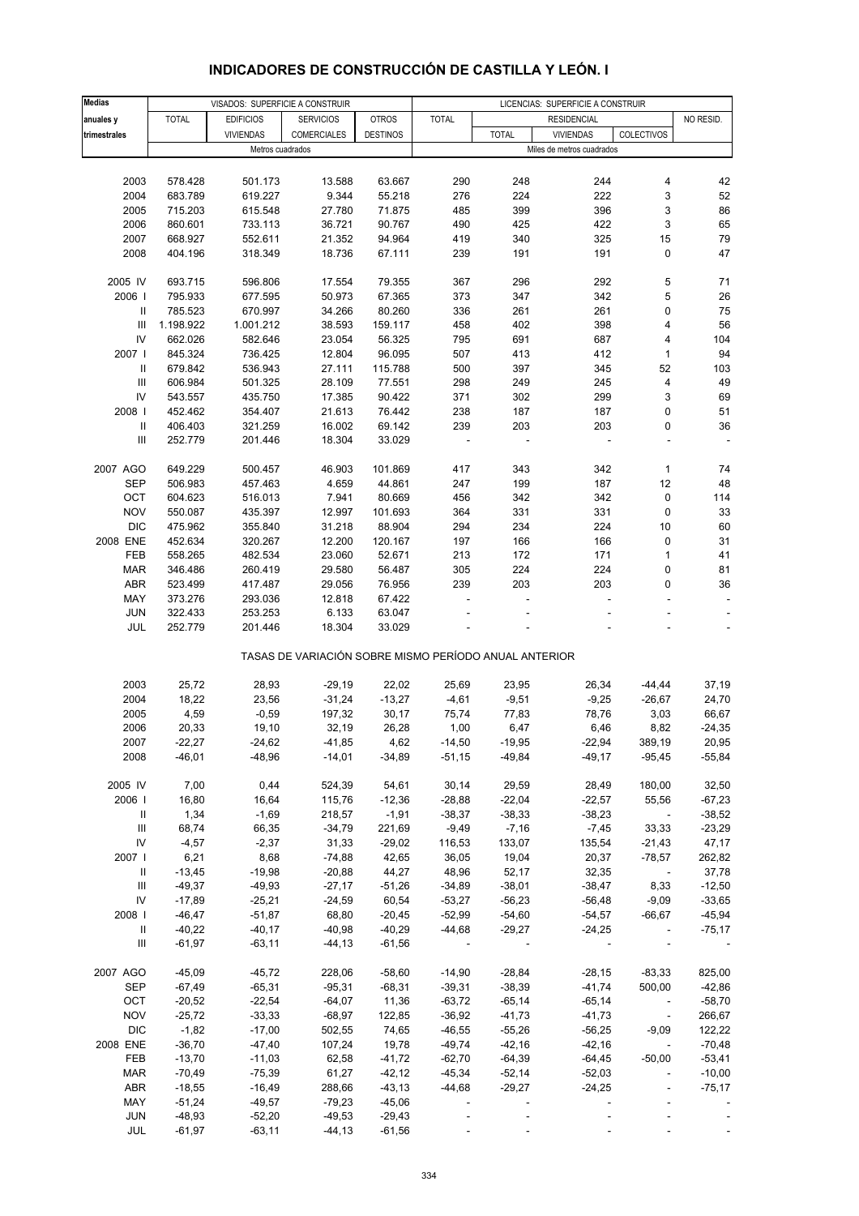# INDICADORES DE CONSTRUCCIÓN DE CASTILLA Y LEÓN. I

| Medias anuales y trimestrales | VISADOS: SUPERFICIE A CONSTRUIR | | | | LICENCIAS: SUPERFICIE A CONSTRUIR | | | | |
|---|---|---|---|---|---|---|---|---|---|
| | TOTAL | EDIFICIOS VIVIENDAS | SERVICIOS COMERCIALES | OTROS DESTINOS | TOTAL | RESIDENCIAL TOTAL | RESIDENCIAL VIVIENDAS | RESIDENCIAL COLECTIVOS | NO RESID. |
| | Metros cuadrados | | | | Miles de metros cuadrados | | | | |
| 2003 | 578.428 | 501.173 | 13.588 | 63.667 | 290 | 248 | 244 | 4 | 42 |
| 2004 | 683.789 | 619.227 | 9.344 | 55.218 | 276 | 224 | 222 | 3 | 52 |
| 2005 | 715.203 | 615.548 | 27.780 | 71.875 | 485 | 399 | 396 | 3 | 86 |
| 2006 | 860.601 | 733.113 | 36.721 | 90.767 | 490 | 425 | 422 | 3 | 65 |
| 2007 | 668.927 | 552.611 | 21.352 | 94.964 | 419 | 340 | 325 | 15 | 79 |
| 2008 | 404.196 | 318.349 | 18.736 | 67.111 | 239 | 191 | 191 | 0 | 47 |
| 2005 IV | 693.715 | 596.806 | 17.554 | 79.355 | 367 | 296 | 292 | 5 | 71 |
| 2006 I | 795.933 | 677.595 | 50.973 | 67.365 | 373 | 347 | 342 | 5 | 26 |
| II | 785.523 | 670.997 | 34.266 | 80.260 | 336 | 261 | 261 | 0 | 75 |
| III | 1.198.922 | 1.001.212 | 38.593 | 159.117 | 458 | 402 | 398 | 4 | 56 |
| IV | 662.026 | 582.646 | 23.054 | 56.325 | 795 | 691 | 687 | 4 | 104 |
| 2007 I | 845.324 | 736.425 | 12.804 | 96.095 | 507 | 413 | 412 | 1 | 94 |
| II | 679.842 | 536.943 | 27.111 | 115.788 | 500 | 397 | 345 | 52 | 103 |
| III | 606.984 | 501.325 | 28.109 | 77.551 | 298 | 249 | 245 | 4 | 49 |
| IV | 543.557 | 435.750 | 17.385 | 90.422 | 371 | 302 | 299 | 3 | 69 |
| 2008 I | 452.462 | 354.407 | 21.613 | 76.442 | 238 | 187 | 187 | 0 | 51 |
| II | 406.403 | 321.259 | 16.002 | 69.142 | 239 | 203 | 203 | 0 | 36 |
| III | 252.779 | 201.446 | 18.304 | 33.029 | - | - | - | - | - |
| 2007 AGO | 649.229 | 500.457 | 46.903 | 101.869 | 417 | 343 | 342 | 1 | 74 |
| SEP | 506.983 | 457.463 | 4.659 | 44.861 | 247 | 199 | 187 | 12 | 48 |
| OCT | 604.623 | 516.013 | 7.941 | 80.669 | 456 | 342 | 342 | 0 | 114 |
| NOV | 550.087 | 435.397 | 12.997 | 101.693 | 364 | 331 | 331 | 0 | 33 |
| DIC | 475.962 | 355.840 | 31.218 | 88.904 | 294 | 234 | 224 | 10 | 60 |
| 2008 ENE | 452.634 | 320.267 | 12.200 | 120.167 | 197 | 166 | 166 | 0 | 31 |
| FEB | 558.265 | 482.534 | 23.060 | 52.671 | 213 | 172 | 171 | 1 | 41 |
| MAR | 346.486 | 260.419 | 29.580 | 56.487 | 305 | 224 | 224 | 0 | 81 |
| ABR | 523.499 | 417.487 | 29.056 | 76.956 | 239 | 203 | 203 | 0 | 36 |
| MAY | 373.276 | 293.036 | 12.818 | 67.422 | - | - | - | - | - |
| JUN | 322.433 | 253.253 | 6.133 | 63.047 | - | - | - | - | - |
| JUL | 252.779 | 201.446 | 18.304 | 33.029 | - | - | - | - | - |
| | TASAS DE VARIACIÓN SOBRE MISMO PERÍODO ANUAL ANTERIOR | | | | | | | | |
| 2003 | 25,72 | 28,93 | -29,19 | 22,02 | 25,69 | 23,95 | 26,34 | -44,44 | 37,19 |
| 2004 | 18,22 | 23,56 | -31,24 | -13,27 | -4,61 | -9,51 | -9,25 | -26,67 | 24,70 |
| 2005 | 4,59 | -0,59 | 197,32 | 30,17 | 75,74 | 77,83 | 78,76 | 3,03 | 66,67 |
| 2006 | 20,33 | 19,10 | 32,19 | 26,28 | 1,00 | 6,47 | 6,46 | 8,82 | -24,35 |
| 2007 | -22,27 | -24,62 | -41,85 | 4,62 | -14,50 | -19,95 | -22,94 | 389,19 | 20,95 |
| 2008 | -46,01 | -48,96 | -14,01 | -34,89 | -51,15 | -49,84 | -49,17 | -95,45 | -55,84 |
| 2005 IV | 7,00 | 0,44 | 524,39 | 54,61 | 30,14 | 29,59 | 28,49 | 180,00 | 32,50 |
| 2006 I | 16,80 | 16,64 | 115,76 | -12,36 | -28,88 | -22,04 | -22,57 | 55,56 | -67,23 |
| II | 1,34 | -1,69 | 218,57 | -1,91 | -38,37 | -38,33 | -38,23 | - | -38,52 |
| III | 68,74 | 66,35 | -34,79 | 221,69 | -9,49 | -7,16 | -7,45 | 33,33 | -23,29 |
| IV | -4,57 | -2,37 | 31,33 | -29,02 | 116,53 | 133,07 | 135,54 | -21,43 | 47,17 |
| 2007 I | 6,21 | 8,68 | -74,88 | 42,65 | 36,05 | 19,04 | 20,37 | -78,57 | 262,82 |
| II | -13,45 | -19,98 | -20,88 | 44,27 | 48,96 | 52,17 | 32,35 | - | 37,78 |
| III | -49,37 | -49,93 | -27,17 | -51,26 | -34,89 | -38,01 | -38,47 | 8,33 | -12,50 |
| IV | -17,89 | -25,21 | -24,59 | 60,54 | -53,27 | -56,23 | -56,48 | -9,09 | -33,65 |
| 2008 I | -46,47 | -51,87 | 68,80 | -20,45 | -52,99 | -54,60 | -54,57 | -66,67 | -45,94 |
| II | -40,22 | -40,17 | -40,98 | -40,29 | -44,68 | -29,27 | -24,25 | - | -75,17 |
| III | -61,97 | -63,11 | -44,13 | -61,56 | - | - | - | - | - |
| 2007 AGO | -45,09 | -45,72 | 228,06 | -58,60 | -14,90 | -28,84 | -28,15 | -83,33 | 825,00 |
| SEP | -67,49 | -65,31 | -95,31 | -68,31 | -39,31 | -38,39 | -41,74 | 500,00 | -42,86 |
| OCT | -20,52 | -22,54 | -64,07 | 11,36 | -63,72 | -65,14 | -65,14 | - | -58,70 |
| NOV | -25,72 | -33,33 | -68,97 | 122,85 | -36,92 | -41,73 | -41,73 | - | 266,67 |
| DIC | -1,82 | -17,00 | 502,55 | 74,65 | -46,55 | -55,26 | -56,25 | -9,09 | 122,22 |
| 2008 ENE | -36,70 | -47,40 | 107,24 | 19,78 | -49,74 | -42,16 | -42,16 | - | -70,48 |
| FEB | -13,70 | -11,03 | 62,58 | -41,72 | -62,70 | -64,39 | -64,45 | -50,00 | -53,41 |
| MAR | -70,49 | -75,39 | 61,27 | -42,12 | -45,34 | -52,14 | -52,03 | - | -10,00 |
| ABR | -18,55 | -16,49 | 288,66 | -43,13 | -44,68 | -29,27 | -24,25 | - | -75,17 |
| MAY | -51,24 | -49,57 | -79,23 | -45,06 | - | - | - | - | - |
| JUN | -48,93 | -52,20 | -49,53 | -29,43 | - | - | - | - | - |
| JUL | -61,97 | -63,11 | -44,13 | -61,56 | - | - | - | - | - |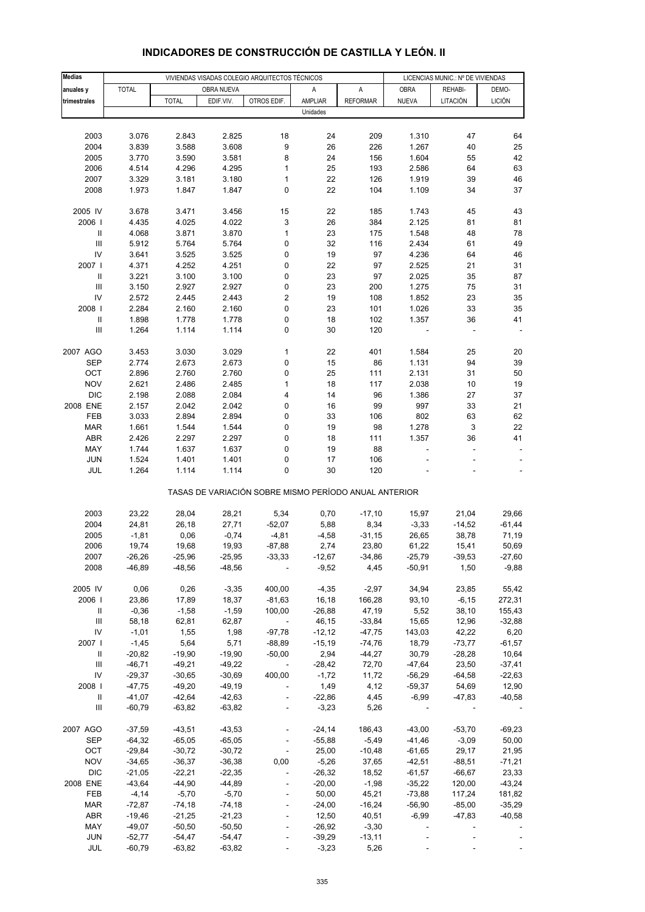# INDICADORES DE CONSTRUCCIÓN DE CASTILLA Y LEÓN. II

| Medias anuales y trimestrales | VIVIENDAS VISADAS COLEGIO ARQUITECTOS TÉCNICOS | | | | | | LICENCIAS MUNIC.: Nº DE VIVIENDAS | | |
|---|---|---|---|---|---|---|---|---|---|
| | TOTAL | OBRA NUEVA | | | A | A | OBRA | REHABI- | DEMO- |
| | | TOTAL | EDIF.VIV. | OTROS EDIF. | AMPLIAR | REFORMAR | NUEVA | LITACIÓN | LICIÓN |
| | Unidades | | | | | | | | |
| 2003 | 3.076 | 2.843 | 2.825 | 18 | 24 | 209 | 1.310 | 47 | 64 |
| 2004 | 3.839 | 3.588 | 3.608 | 9 | 26 | 226 | 1.267 | 40 | 25 |
| 2005 | 3.770 | 3.590 | 3.581 | 8 | 24 | 156 | 1.604 | 55 | 42 |
| 2006 | 4.514 | 4.296 | 4.295 | 1 | 25 | 193 | 2.586 | 64 | 63 |
| 2007 | 3.329 | 3.181 | 3.180 | 1 | 22 | 126 | 1.919 | 39 | 46 |
| 2008 | 1.973 | 1.847 | 1.847 | 0 | 22 | 104 | 1.109 | 34 | 37 |
| 2005 IV | 3.678 | 3.471 | 3.456 | 15 | 22 | 185 | 1.743 | 45 | 43 |
| 2006 I | 4.435 | 4.025 | 4.022 | 3 | 26 | 384 | 2.125 | 81 | 81 |
| II | 4.068 | 3.871 | 3.870 | 1 | 23 | 175 | 1.548 | 48 | 78 |
| III | 5.912 | 5.764 | 5.764 | 0 | 32 | 116 | 2.434 | 61 | 49 |
| IV | 3.641 | 3.525 | 3.525 | 0 | 19 | 97 | 4.236 | 64 | 46 |
| 2007 I | 4.371 | 4.252 | 4.251 | 0 | 22 | 97 | 2.525 | 21 | 31 |
| II | 3.221 | 3.100 | 3.100 | 0 | 23 | 97 | 2.025 | 35 | 87 |
| III | 3.150 | 2.927 | 2.927 | 0 | 23 | 200 | 1.275 | 75 | 31 |
| IV | 2.572 | 2.445 | 2.443 | 2 | 19 | 108 | 1.852 | 23 | 35 |
| 2008 I | 2.284 | 2.160 | 2.160 | 0 | 23 | 101 | 1.026 | 33 | 35 |
| II | 1.898 | 1.778 | 1.778 | 0 | 18 | 102 | 1.357 | 36 | 41 |
| III | 1.264 | 1.114 | 1.114 | 0 | 30 | 120 | - | - | - |
| 2007 AGO | 3.453 | 3.030 | 3.029 | 1 | 22 | 401 | 1.584 | 25 | 20 |
| SEP | 2.774 | 2.673 | 2.673 | 0 | 15 | 86 | 1.131 | 94 | 39 |
| OCT | 2.896 | 2.760 | 2.760 | 0 | 25 | 111 | 2.131 | 31 | 50 |
| NOV | 2.621 | 2.486 | 2.485 | 1 | 18 | 117 | 2.038 | 10 | 19 |
| DIC | 2.198 | 2.088 | 2.084 | 4 | 14 | 96 | 1.386 | 27 | 37 |
| 2008 ENE | 2.157 | 2.042 | 2.042 | 0 | 16 | 99 | 997 | 33 | 21 |
| FEB | 3.033 | 2.894 | 2.894 | 0 | 33 | 106 | 802 | 63 | 62 |
| MAR | 1.661 | 1.544 | 1.544 | 0 | 19 | 98 | 1.278 | 3 | 22 |
| ABR | 2.426 | 2.297 | 2.297 | 0 | 18 | 111 | 1.357 | 36 | 41 |
| MAY | 1.744 | 1.637 | 1.637 | 0 | 19 | 88 | - | - | - |
| JUN | 1.524 | 1.401 | 1.401 | 0 | 17 | 106 | - | - | - |
| JUL | 1.264 | 1.114 | 1.114 | 0 | 30 | 120 | - | - | - |
| | TASAS DE VARIACIÓN SOBRE MISMO PERÍODO ANUAL ANTERIOR | | | | | | | | |
| 2003 | 23,22 | 28,04 | 28,21 | 5,34 | 0,70 | -17,10 | 15,97 | 21,04 | 29,66 |
| 2004 | 24,81 | 26,18 | 27,71 | -52,07 | 5,88 | 8,34 | -3,33 | -14,52 | -61,44 |
| 2005 | -1,81 | 0,06 | -0,74 | -4,81 | -4,58 | -31,15 | 26,65 | 38,78 | 71,19 |
| 2006 | 19,74 | 19,68 | 19,93 | -87,88 | 2,74 | 23,80 | 61,22 | 15,41 | 50,69 |
| 2007 | -26,26 | -25,96 | -25,95 | -33,33 | -12,67 | -34,86 | -25,79 | -39,53 | -27,60 |
| 2008 | -46,89 | -48,56 | -48,56 | - | -9,52 | 4,45 | -50,91 | 1,50 | -9,88 |
| 2005 IV | 0,06 | 0,26 | -3,35 | 400,00 | -4,35 | -2,97 | 34,94 | 23,85 | 55,42 |
| 2006 I | 23,86 | 17,89 | 18,37 | -81,63 | 16,18 | 166,28 | 93,10 | -6,15 | 272,31 |
| II | -0,36 | -1,58 | -1,59 | 100,00 | -26,88 | 47,19 | 5,52 | 38,10 | 155,43 |
| III | 58,18 | 62,81 | 62,87 | - | 46,15 | -33,84 | 15,65 | 12,96 | -32,88 |
| IV | -1,01 | 1,55 | 1,98 | -97,78 | -12,12 | -47,75 | 143,03 | 42,22 | 6,20 |
| 2007 I | -1,45 | 5,64 | 5,71 | -88,89 | -15,19 | -74,76 | 18,79 | -73,77 | -61,57 |
| II | -20,82 | -19,90 | -19,90 | -50,00 | 2,94 | -44,27 | 30,79 | -28,28 | 10,64 |
| III | -46,71 | -49,21 | -49,22 | - | -28,42 | 72,70 | -47,64 | 23,50 | -37,41 |
| IV | -29,37 | -30,65 | -30,69 | 400,00 | -1,72 | 11,72 | -56,29 | -64,58 | -22,63 |
| 2008 I | -47,75 | -49,20 | -49,19 | - | 1,49 | 4,12 | -59,37 | 54,69 | 12,90 |
| II | -41,07 | -42,64 | -42,63 | - | -22,86 | 4,45 | -6,99 | -47,83 | -40,58 |
| III | -60,79 | -63,82 | -63,82 | - | -3,23 | 5,26 | - | - | - |
| 2007 AGO | -37,59 | -43,51 | -43,53 | - | -24,14 | 186,43 | -43,00 | -53,70 | -69,23 |
| SEP | -64,32 | -65,05 | -65,05 | - | -55,88 | -5,49 | -41,46 | -3,09 | 50,00 |
| OCT | -29,84 | -30,72 | -30,72 | - | 25,00 | -10,48 | -61,65 | 29,17 | 21,95 |
| NOV | -34,65 | -36,37 | -36,38 | 0,00 | -5,26 | 37,65 | -42,51 | -88,51 | -71,21 |
| DIC | -21,05 | -22,21 | -22,35 | - | -26,32 | 18,52 | -61,57 | -66,67 | 23,33 |
| 2008 ENE | -43,64 | -44,90 | -44,89 | - | -20,00 | -1,98 | -35,22 | 120,00 | -43,24 |
| FEB | -4,14 | -5,70 | -5,70 | - | 50,00 | 45,21 | -73,88 | 117,24 | 181,82 |
| MAR | -72,87 | -74,18 | -74,18 | - | -24,00 | -16,24 | -56,90 | -85,00 | -35,29 |
| ABR | -19,46 | -21,25 | -21,23 | - | 12,50 | 40,51 | -6,99 | -47,83 | -40,58 |
| MAY | -49,07 | -50,50 | -50,50 | - | -26,92 | -3,30 | - | - | - |
| JUN | -52,77 | -54,47 | -54,47 | - | -39,29 | -13,11 | - | - | - |
| JUL | -60,79 | -63,82 | -63,82 | - | -3,23 | 5,26 | - | - | - |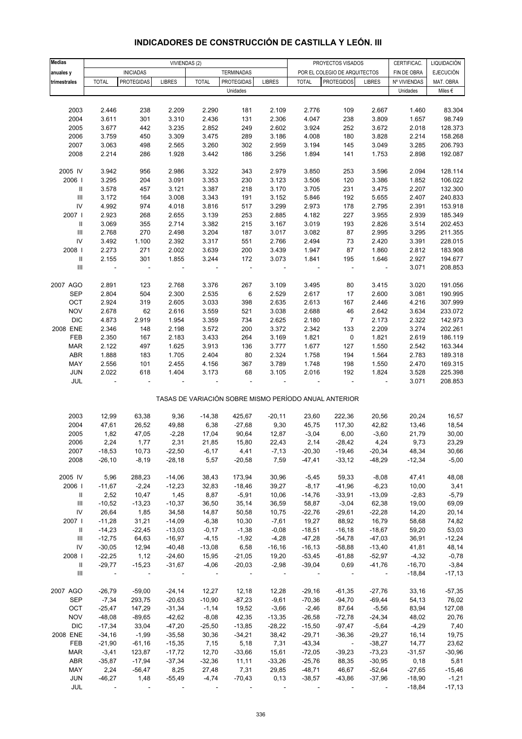# INDICADORES DE CONSTRUCCIÓN DE CASTILLA Y LEÓN. III

| Medias anuales y trimestrales | VIVIENDAS (2) | | | | | | PROYECTOS VISADOS POR EL COLEGIO DE ARQUITECTOS | | | CERTIFICAC. FIN DE OBRA | LIQUIDACIÓN EJECUCIÓN |
|---|---|---|---|---|---|---|---|---|---|---|---|
| | INICIADAS | | | TERMINADAS | | | | | | | |
| | TOTAL | PROTEGIDAS | LIBRES | TOTAL | PROTEGIDAS | LIBRES | TOTAL | PROTEGIDOS | LIBRES | Nº VIVIENDAS | MAT. OBRA |
| | Unidades | | | | | | | | | Unidades | Miles € |
| 2003 | 2.446 | 238 | 2.209 | 2.290 | 181 | 2.109 | 2.776 | 109 | 2.667 | 1.460 | 83.304 |
| 2004 | 3.611 | 301 | 3.310 | 2.436 | 131 | 2.306 | 4.047 | 238 | 3.809 | 1.657 | 98.749 |
| 2005 | 3.677 | 442 | 3.235 | 2.852 | 249 | 2.602 | 3.924 | 252 | 3.672 | 2.018 | 128.373 |
| 2006 | 3.759 | 450 | 3.309 | 3.475 | 289 | 3.186 | 4.008 | 180 | 3.828 | 2.214 | 158.268 |
| 2007 | 3.063 | 498 | 2.565 | 3.260 | 302 | 2.959 | 3.194 | 145 | 3.049 | 3.285 | 206.793 |
| 2008 | 2.214 | 286 | 1.928 | 3.442 | 186 | 3.256 | 1.894 | 141 | 1.753 | 2.898 | 192.087 |
| 2005 IV | 3.942 | 956 | 2.986 | 3.322 | 343 | 2.979 | 3.850 | 253 | 3.596 | 2.094 | 128.114 |
| 2006 I | 3.295 | 204 | 3.091 | 3.353 | 230 | 3.123 | 3.506 | 120 | 3.386 | 1.852 | 106.022 |
| II | 3.578 | 457 | 3.121 | 3.387 | 218 | 3.170 | 3.705 | 231 | 3.475 | 2.207 | 132.300 |
| III | 3.172 | 164 | 3.008 | 3.343 | 191 | 3.152 | 5.846 | 192 | 5.655 | 2.407 | 240.833 |
| IV | 4.992 | 974 | 4.018 | 3.816 | 517 | 3.299 | 2.973 | 178 | 2.795 | 2.391 | 153.918 |
| 2007 I | 2.923 | 268 | 2.655 | 3.139 | 253 | 2.885 | 4.182 | 227 | 3.955 | 2.939 | 185.349 |
| II | 3.069 | 355 | 2.714 | 3.382 | 215 | 3.167 | 3.019 | 193 | 2.826 | 3.514 | 202.453 |
| III | 2.768 | 270 | 2.498 | 3.204 | 187 | 3.017 | 3.082 | 87 | 2.995 | 3.295 | 211.355 |
| IV | 3.492 | 1.100 | 2.392 | 3.317 | 551 | 2.766 | 2.494 | 73 | 2.420 | 3.391 | 228.015 |
| 2008 I | 2.273 | 271 | 2.002 | 3.639 | 200 | 3.439 | 1.947 | 87 | 1.860 | 2.812 | 183.908 |
| II | 2.155 | 301 | 1.855 | 3.244 | 172 | 3.073 | 1.841 | 195 | 1.646 | 2.927 | 194.677 |
| III | - | - | - | - | - | - | - | - | - | 3.071 | 208.853 |
| 2007 AGO | 2.891 | 123 | 2.768 | 3.376 | 267 | 3.109 | 3.495 | 80 | 3.415 | 3.020 | 191.056 |
| SEP | 2.804 | 504 | 2.300 | 2.535 | 6 | 2.529 | 2.617 | 17 | 2.600 | 3.081 | 190.995 |
| OCT | 2.924 | 319 | 2.605 | 3.033 | 398 | 2.635 | 2.613 | 167 | 2.446 | 4.216 | 307.999 |
| NOV | 2.678 | 62 | 2.616 | 3.559 | 521 | 3.038 | 2.688 | 46 | 2.642 | 3.634 | 233.072 |
| DIC | 4.873 | 2.919 | 1.954 | 3.359 | 734 | 2.625 | 2.180 | 7 | 2.173 | 2.322 | 142.973 |
| 2008 ENE | 2.346 | 148 | 2.198 | 3.572 | 200 | 3.372 | 2.342 | 133 | 2.209 | 3.274 | 202.261 |
| FEB | 2.350 | 167 | 2.183 | 3.433 | 264 | 3.169 | 1.821 | 0 | 1.821 | 2.619 | 186.119 |
| MAR | 2.122 | 497 | 1.625 | 3.913 | 136 | 3.777 | 1.677 | 127 | 1.550 | 2.542 | 163.344 |
| ABR | 1.888 | 183 | 1.705 | 2.404 | 80 | 2.324 | 1.758 | 194 | 1.564 | 2.783 | 189.318 |
| MAY | 2.556 | 101 | 2.455 | 4.156 | 367 | 3.789 | 1.748 | 198 | 1.550 | 2.470 | 169.315 |
| JUN | 2.022 | 618 | 1.404 | 3.173 | 68 | 3.105 | 2.016 | 192 | 1.824 | 3.528 | 225.398 |
| JUL | - | - | - | - | - | - | - | - | - | 3.071 | 208.853 |
| | TASAS DE VARIACIÓN SOBRE MISMO PERÍODO ANUAL ANTERIOR | | | | | | | | | | |
| 2003 | 12,99 | 63,38 | 9,36 | -14,38 | 425,67 | -20,11 | 23,60 | 222,36 | 20,56 | 20,24 | 16,57 |
| 2004 | 47,61 | 26,52 | 49,88 | 6,38 | -27,68 | 9,30 | 45,75 | 117,30 | 42,82 | 13,46 | 18,54 |
| 2005 | 1,82 | 47,05 | -2,28 | 17,04 | 90,64 | 12,87 | -3,04 | 6,00 | -3,60 | 21,79 | 30,00 |
| 2006 | 2,24 | 1,77 | 2,31 | 21,85 | 15,80 | 22,43 | 2,14 | -28,42 | 4,24 | 9,73 | 23,29 |
| 2007 | -18,53 | 10,73 | -22,50 | -6,17 | 4,41 | -7,13 | -20,30 | -19,46 | -20,34 | 48,34 | 30,66 |
| 2008 | -26,10 | -8,19 | -28,18 | 5,57 | -20,58 | 7,59 | -47,41 | -33,12 | -48,29 | -12,34 | -5,00 |
| 2005 IV | 5,96 | 288,23 | -14,06 | 38,43 | 173,94 | 30,96 | -5,45 | 59,33 | -8,08 | 47,41 | 48,08 |
| 2006 I | -11,67 | -2,24 | -12,23 | 32,83 | -18,46 | 39,27 | -8,17 | -41,96 | -6,23 | 10,00 | 3,41 |
| II | 2,52 | 10,47 | 1,45 | 8,87 | -5,91 | 10,06 | -14,76 | -33,91 | -13,09 | -2,83 | -5,79 |
| III | -10,52 | -13,23 | -10,37 | 36,50 | 35,14 | 36,59 | 58,87 | -3,04 | 62,38 | 19,00 | 69,09 |
| IV | 26,64 | 1,85 | 34,58 | 14,87 | 50,58 | 10,75 | -22,76 | -29,61 | -22,28 | 14,20 | 20,14 |
| 2007 I | -11,28 | 31,21 | -14,09 | -6,38 | 10,30 | -7,61 | 19,27 | 88,92 | 16,79 | 58,68 | 74,82 |
| II | -14,23 | -22,45 | -13,03 | -0,17 | -1,38 | -0,08 | -18,51 | -16,18 | -18,67 | 59,20 | 53,03 |
| III | -12,75 | 64,63 | -16,97 | -4,15 | -1,92 | -4,28 | -47,28 | -54,78 | -47,03 | 36,91 | -12,24 |
| IV | -30,05 | 12,94 | -40,48 | -13,08 | 6,58 | -16,16 | -16,13 | -58,88 | -13,40 | 41,81 | 48,14 |
| 2008 I | -22,25 | 1,12 | -24,60 | 15,95 | -21,05 | 19,20 | -53,45 | -61,88 | -52,97 | -4,32 | -0,78 |
| II | -29,77 | -15,23 | -31,67 | -4,06 | -20,03 | -2,98 | -39,04 | 0,69 | -41,76 | -16,70 | -3,84 |
| III | - | - | - | - | - | - | - | - | - | -18,84 | -17,13 |
| 2007 AGO | -26,79 | -59,00 | -24,14 | 12,27 | 12,18 | 12,28 | -29,16 | -61,35 | -27,76 | 33,16 | -57,35 |
| SEP | -7,34 | 293,75 | -20,63 | -10,90 | -87,23 | -9,61 | -70,36 | -94,70 | -69,44 | 54,13 | 76,02 |
| OCT | -25,47 | 147,29 | -31,34 | -1,14 | 19,52 | -3,66 | -2,46 | 87,64 | -5,56 | 83,94 | 127,08 |
| NOV | -48,08 | -89,65 | -42,62 | -8,08 | 42,35 | -13,35 | -26,58 | -72,78 | -24,34 | 48,02 | 20,76 |
| DIC | -17,34 | 33,04 | -47,20 | -25,50 | -13,85 | -28,22 | -15,50 | -97,47 | -5,64 | -4,29 | 7,40 |
| 2008 ENE | -34,16 | -1,99 | -35,58 | 30,36 | -34,21 | 38,42 | -29,71 | -36,36 | -29,27 | 16,14 | 19,75 |
| FEB | -21,90 | -61,16 | -15,35 | 7,15 | 5,18 | 7,31 | -43,34 | - | -38,27 | 14,77 | 23,62 |
| MAR | -3,41 | 123,87 | -17,72 | 12,70 | -33,66 | 15,61 | -72,05 | -39,23 | -73,23 | -31,57 | -30,96 |
| ABR | -35,87 | -17,94 | -37,34 | -32,36 | 11,11 | -33,26 | -25,76 | 88,35 | -30,95 | 0,18 | 5,81 |
| MAY | 2,24 | -56,47 | 8,25 | 27,48 | 7,31 | 29,85 | -48,71 | 46,67 | -52,64 | -27,65 | -15,46 |
| JUN | -46,27 | 1,48 | -55,49 | -4,74 | -70,43 | 0,13 | -38,57 | -43,86 | -37,96 | -18,90 | -1,21 |
| JUL | - | - | - | - | - | - | - | - | - | -18,84 | -17,13 |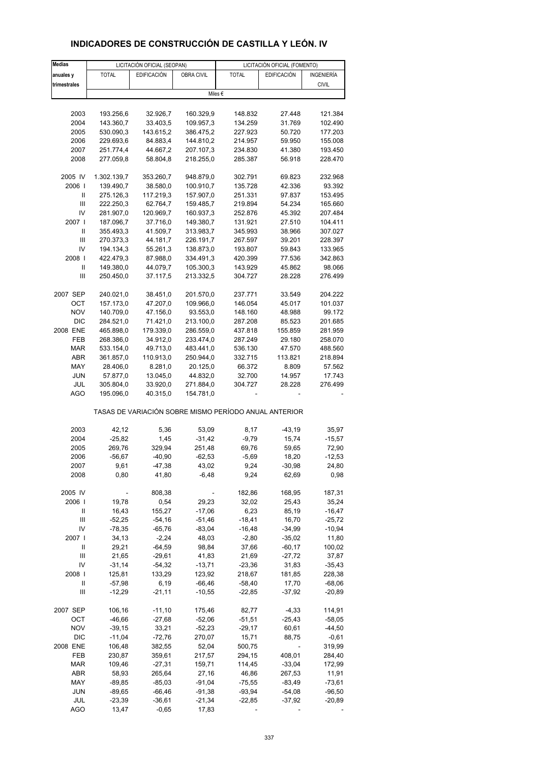# INDICADORES DE CONSTRUCCIÓN DE CASTILLA Y LEÓN. IV

| Medias anuales y trimestrales | LICITACIÓN OFICIAL (SEOPAN) | | | LICITACIÓN OFICIAL (FOMENTO) | | |
|---|---|---|---|---|---|---|
| | TOTAL | EDIFICACIÓN | OBRA CIVIL | TOTAL | EDIFICACIÓN | INGENIERÍA CIVIL |
| | Miles € | | | | | |
| 2003 | 193.256,6 | 32.926,7 | 160.329,9 | 148.832 | 27.448 | 121.384 |
| 2004 | 143.360,7 | 33.403,5 | 109.957,3 | 134.259 | 31.769 | 102.490 |
| 2005 | 530.090,3 | 143.615,2 | 386.475,2 | 227.923 | 50.720 | 177.203 |
| 2006 | 229.693,6 | 84.883,4 | 144.810,2 | 214.957 | 59.950 | 155.008 |
| 2007 | 251.774,4 | 44.667,2 | 207.107,3 | 234.830 | 41.380 | 193.450 |
| 2008 | 277.059,8 | 58.804,8 | 218.255,0 | 285.387 | 56.918 | 228.470 |
| 2005 IV | 1.302.139,7 | 353.260,7 | 948.879,0 | 302.791 | 69.823 | 232.968 |
| 2006 I | 139.490,7 | 38.580,0 | 100.910,7 | 135.728 | 42.336 | 93.392 |
| II | 275.126,3 | 117.219,3 | 157.907,0 | 251.331 | 97.837 | 153.495 |
| III | 222.250,3 | 62.764,7 | 159.485,7 | 219.894 | 54.234 | 165.660 |
| IV | 281.907,0 | 120.969,7 | 160.937,3 | 252.876 | 45.392 | 207.484 |
| 2007 I | 187.096,7 | 37.716,0 | 149.380,7 | 131.921 | 27.510 | 104.411 |
| II | 355.493,3 | 41.509,7 | 313.983,7 | 345.993 | 38.966 | 307.027 |
| III | 270.373,3 | 44.181,7 | 226.191,7 | 267.597 | 39.201 | 228.397 |
| IV | 194.134,3 | 55.261,3 | 138.873,0 | 193.807 | 59.843 | 133.965 |
| 2008 I | 422.479,3 | 87.988,0 | 334.491,3 | 420.399 | 77.536 | 342.863 |
| II | 149.380,0 | 44.079,7 | 105.300,3 | 143.929 | 45.862 | 98.066 |
| III | 250.450,0 | 37.117,5 | 213.332,5 | 304.727 | 28.228 | 276.499 |
| 2007 SEP | 240.021,0 | 38.451,0 | 201.570,0 | 237.771 | 33.549 | 204.222 |
| OCT | 157.173,0 | 47.207,0 | 109.966,0 | 146.054 | 45.017 | 101.037 |
| NOV | 140.709,0 | 47.156,0 | 93.553,0 | 148.160 | 48.988 | 99.172 |
| DIC | 284.521,0 | 71.421,0 | 213.100,0 | 287.208 | 85.523 | 201.685 |
| 2008 ENE | 465.898,0 | 179.339,0 | 286.559,0 | 437.818 | 155.859 | 281.959 |
| FEB | 268.386,0 | 34.912,0 | 233.474,0 | 287.249 | 29.180 | 258.070 |
| MAR | 533.154,0 | 49.713,0 | 483.441,0 | 536.130 | 47.570 | 488.560 |
| ABR | 361.857,0 | 110.913,0 | 250.944,0 | 332.715 | 113.821 | 218.894 |
| MAY | 28.406,0 | 8.281,0 | 20.125,0 | 66.372 | 8.809 | 57.562 |
| JUN | 57.877,0 | 13.045,0 | 44.832,0 | 32.700 | 14.957 | 17.743 |
| JUL | 305.804,0 | 33.920,0 | 271.884,0 | 304.727 | 28.228 | 276.499 |
| AGO | 195.096,0 | 40.315,0 | 154.781,0 | - | - | - |
| | TASAS DE VARIACIÓN SOBRE MISMO PERÍODO ANUAL ANTERIOR | | | | | |
| 2003 | 42,12 | 5,36 | 53,09 | 8,17 | -43,19 | 35,97 |
| 2004 | -25,82 | 1,45 | -31,42 | -9,79 | 15,74 | -15,57 |
| 2005 | 269,76 | 329,94 | 251,48 | 69,76 | 59,65 | 72,90 |
| 2006 | -56,67 | -40,90 | -62,53 | -5,69 | 18,20 | -12,53 |
| 2007 | 9,61 | -47,38 | 43,02 | 9,24 | -30,98 | 24,80 |
| 2008 | 0,80 | 41,80 | -6,48 | 9,24 | 62,69 | 0,98 |
| 2005 IV | - | 808,38 | - | 182,86 | 168,95 | 187,31 |
| 2006 I | 19,78 | 0,54 | 29,23 | 32,02 | 25,43 | 35,24 |
| II | 16,43 | 155,27 | -17,06 | 6,23 | 85,19 | -16,47 |
| III | -52,25 | -54,16 | -51,46 | -18,41 | 16,70 | -25,72 |
| IV | -78,35 | -65,76 | -83,04 | -16,48 | -34,99 | -10,94 |
| 2007 I | 34,13 | -2,24 | 48,03 | -2,80 | -35,02 | 11,80 |
| II | 29,21 | -64,59 | 98,84 | 37,66 | -60,17 | 100,02 |
| III | 21,65 | -29,61 | 41,83 | 21,69 | -27,72 | 37,87 |
| IV | -31,14 | -54,32 | -13,71 | -23,36 | 31,83 | -35,43 |
| 2008 I | 125,81 | 133,29 | 123,92 | 218,67 | 181,85 | 228,38 |
| II | -57,98 | 6,19 | -66,46 | -58,40 | 17,70 | -68,06 |
| III | -12,29 | -21,11 | -10,55 | -22,85 | -37,92 | -20,89 |
| 2007 SEP | 106,16 | -11,10 | 175,46 | 82,77 | -4,33 | 114,91 |
| OCT | -46,66 | -27,68 | -52,06 | -51,51 | -25,43 | -58,05 |
| NOV | -39,15 | 33,21 | -52,23 | -29,17 | 60,61 | -44,50 |
| DIC | -11,04 | -72,76 | 270,07 | 15,71 | 88,75 | -0,61 |
| 2008 ENE | 106,48 | 382,55 | 52,04 | 500,75 | - | 319,99 |
| FEB | 230,87 | 359,61 | 217,57 | 294,15 | 408,01 | 284,40 |
| MAR | 109,46 | -27,31 | 159,71 | 114,45 | -33,04 | 172,99 |
| ABR | 58,93 | 265,64 | 27,16 | 46,86 | 267,53 | 11,91 |
| MAY | -89,85 | -85,03 | -91,04 | -75,55 | -83,49 | -73,61 |
| JUN | -89,65 | -66,46 | -91,38 | -93,94 | -54,08 | -96,50 |
| JUL | -23,39 | -36,61 | -21,34 | -22,85 | -37,92 | -20,89 |
| AGO | 13,47 | -0,65 | 17,83 | - | - | - |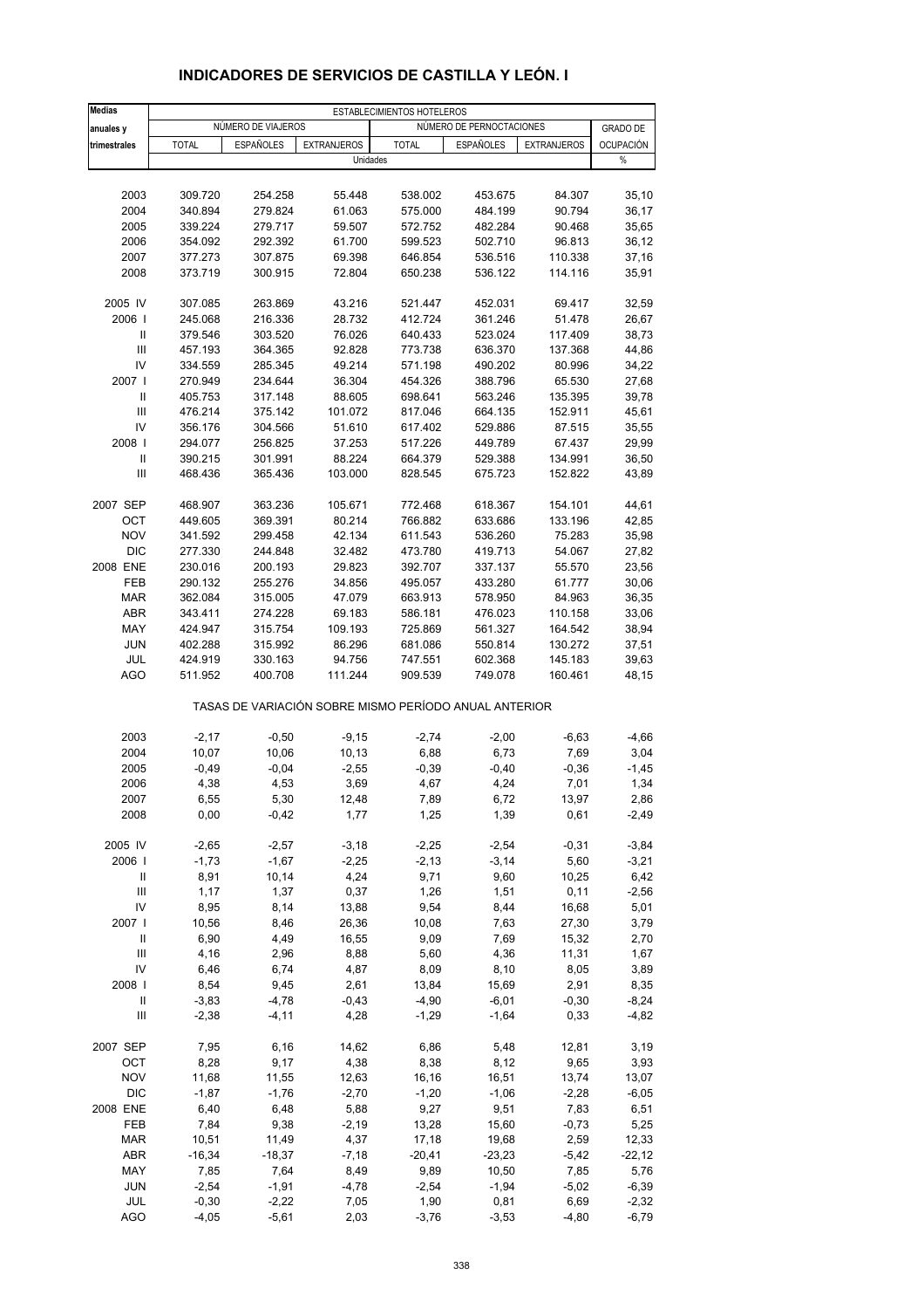# INDICADORES DE SERVICIOS DE CASTILLA Y LEÓN. I

| Medias anuales y trimestrales | ESTABLECIMIENTOS HOTELEROS | | | | | | |
|---|---|---|---|---|---|---|---|
| | NÚMERO DE VIAJEROS | | | NÚMERO DE PERNOCTACIONES | | | GRADO DE OCUPACIÓN |
| | TOTAL | ESPAÑOLES | EXTRANJEROS | TOTAL | ESPAÑOLES | EXTRANJEROS | |
| | Unidades | | | | | | % |
| 2003 | 309.720 | 254.258 | 55.448 | 538.002 | 453.675 | 84.307 | 35,10 |
| 2004 | 340.894 | 279.824 | 61.063 | 575.000 | 484.199 | 90.794 | 36,17 |
| 2005 | 339.224 | 279.717 | 59.507 | 572.752 | 482.284 | 90.468 | 35,65 |
| 2006 | 354.092 | 292.392 | 61.700 | 599.523 | 502.710 | 96.813 | 36,12 |
| 2007 | 377.273 | 307.875 | 69.398 | 646.854 | 536.516 | 110.338 | 37,16 |
| 2008 | 373.719 | 300.915 | 72.804 | 650.238 | 536.122 | 114.116 | 35,91 |
| 2005 IV | 307.085 | 263.869 | 43.216 | 521.447 | 452.031 | 69.417 | 32,59 |
| 2006 I | 245.068 | 216.336 | 28.732 | 412.724 | 361.246 | 51.478 | 26,67 |
| II | 379.546 | 303.520 | 76.026 | 640.433 | 523.024 | 117.409 | 38,73 |
| III | 457.193 | 364.365 | 92.828 | 773.738 | 636.370 | 137.368 | 44,86 |
| IV | 334.559 | 285.345 | 49.214 | 571.198 | 490.202 | 80.996 | 34,22 |
| 2007 I | 270.949 | 234.644 | 36.304 | 454.326 | 388.796 | 65.530 | 27,68 |
| II | 405.753 | 317.148 | 88.605 | 698.641 | 563.246 | 135.395 | 39,78 |
| III | 476.214 | 375.142 | 101.072 | 817.046 | 664.135 | 152.911 | 45,61 |
| IV | 356.176 | 304.566 | 51.610 | 617.402 | 529.886 | 87.515 | 35,55 |
| 2008 I | 294.077 | 256.825 | 37.253 | 517.226 | 449.789 | 67.437 | 29,99 |
| II | 390.215 | 301.991 | 88.224 | 664.379 | 529.388 | 134.991 | 36,50 |
| III | 468.436 | 365.436 | 103.000 | 828.545 | 675.723 | 152.822 | 43,89 |
| 2007 SEP | 468.907 | 363.236 | 105.671 | 772.468 | 618.367 | 154.101 | 44,61 |
| OCT | 449.605 | 369.391 | 80.214 | 766.882 | 633.686 | 133.196 | 42,85 |
| NOV | 341.592 | 299.458 | 42.134 | 611.543 | 536.260 | 75.283 | 35,98 |
| DIC | 277.330 | 244.848 | 32.482 | 473.780 | 419.713 | 54.067 | 27,82 |
| 2008 ENE | 230.016 | 200.193 | 29.823 | 392.707 | 337.137 | 55.570 | 23,56 |
| FEB | 290.132 | 255.276 | 34.856 | 495.057 | 433.280 | 61.777 | 30,06 |
| MAR | 362.084 | 315.005 | 47.079 | 663.913 | 578.950 | 84.963 | 36,35 |
| ABR | 343.411 | 274.228 | 69.183 | 586.181 | 476.023 | 110.158 | 33,06 |
| MAY | 424.947 | 315.754 | 109.193 | 725.869 | 561.327 | 164.542 | 38,94 |
| JUN | 402.288 | 315.992 | 86.296 | 681.086 | 550.814 | 130.272 | 37,51 |
| JUL | 424.919 | 330.163 | 94.756 | 747.551 | 602.368 | 145.183 | 39,63 |
| AGO | 511.952 | 400.708 | 111.244 | 909.539 | 749.078 | 160.461 | 48,15 |
| | TASAS DE VARIACIÓN SOBRE MISMO PERÍODO ANUAL ANTERIOR | | | | | | |
| 2003 | -2,17 | -0,50 | -9,15 | -2,74 | -2,00 | -6,63 | -4,66 |
| 2004 | 10,07 | 10,06 | 10,13 | 6,88 | 6,73 | 7,69 | 3,04 |
| 2005 | -0,49 | -0,04 | -2,55 | -0,39 | -0,40 | -0,36 | -1,45 |
| 2006 | 4,38 | 4,53 | 3,69 | 4,67 | 4,24 | 7,01 | 1,34 |
| 2007 | 6,55 | 5,30 | 12,48 | 7,89 | 6,72 | 13,97 | 2,86 |
| 2008 | 0,00 | -0,42 | 1,77 | 1,25 | 1,39 | 0,61 | -2,49 |
| 2005 IV | -2,65 | -2,57 | -3,18 | -2,25 | -2,54 | -0,31 | -3,84 |
| 2006 I | -1,73 | -1,67 | -2,25 | -2,13 | -3,14 | 5,60 | -3,21 |
| II | 8,91 | 10,14 | 4,24 | 9,71 | 9,60 | 10,25 | 6,42 |
| III | 1,17 | 1,37 | 0,37 | 1,26 | 1,51 | 0,11 | -2,56 |
| IV | 8,95 | 8,14 | 13,88 | 9,54 | 8,44 | 16,68 | 5,01 |
| 2007 I | 10,56 | 8,46 | 26,36 | 10,08 | 7,63 | 27,30 | 3,79 |
| II | 6,90 | 4,49 | 16,55 | 9,09 | 7,69 | 15,32 | 2,70 |
| III | 4,16 | 2,96 | 8,88 | 5,60 | 4,36 | 11,31 | 1,67 |
| IV | 6,46 | 6,74 | 4,87 | 8,09 | 8,10 | 8,05 | 3,89 |
| 2008 I | 8,54 | 9,45 | 2,61 | 13,84 | 15,69 | 2,91 | 8,35 |
| II | -3,83 | -4,78 | -0,43 | -4,90 | -6,01 | -0,30 | -8,24 |
| III | -2,38 | -4,11 | 4,28 | -1,29 | -1,64 | 0,33 | -4,82 |
| 2007 SEP | 7,95 | 6,16 | 14,62 | 6,86 | 5,48 | 12,81 | 3,19 |
| OCT | 8,28 | 9,17 | 4,38 | 8,38 | 8,12 | 9,65 | 3,93 |
| NOV | 11,68 | 11,55 | 12,63 | 16,16 | 16,51 | 13,74 | 13,07 |
| DIC | -1,87 | -1,76 | -2,70 | -1,20 | -1,06 | -2,28 | -6,05 |
| 2008 ENE | 6,40 | 6,48 | 5,88 | 9,27 | 9,51 | 7,83 | 6,51 |
| FEB | 7,84 | 9,38 | -2,19 | 13,28 | 15,60 | -0,73 | 5,25 |
| MAR | 10,51 | 11,49 | 4,37 | 17,18 | 19,68 | 2,59 | 12,33 |
| ABR | -16,34 | -18,37 | -7,18 | -20,41 | -23,23 | -5,42 | -22,12 |
| MAY | 7,85 | 7,64 | 8,49 | 9,89 | 10,50 | 7,85 | 5,76 |
| JUN | -2,54 | -1,91 | -4,78 | -2,54 | -1,94 | -5,02 | -6,39 |
| JUL | -0,30 | -2,22 | 7,05 | 1,90 | 0,81 | 6,69 | -2,32 |
| AGO | -4,05 | -5,61 | 2,03 | -3,76 | -3,53 | -4,80 | -6,79 |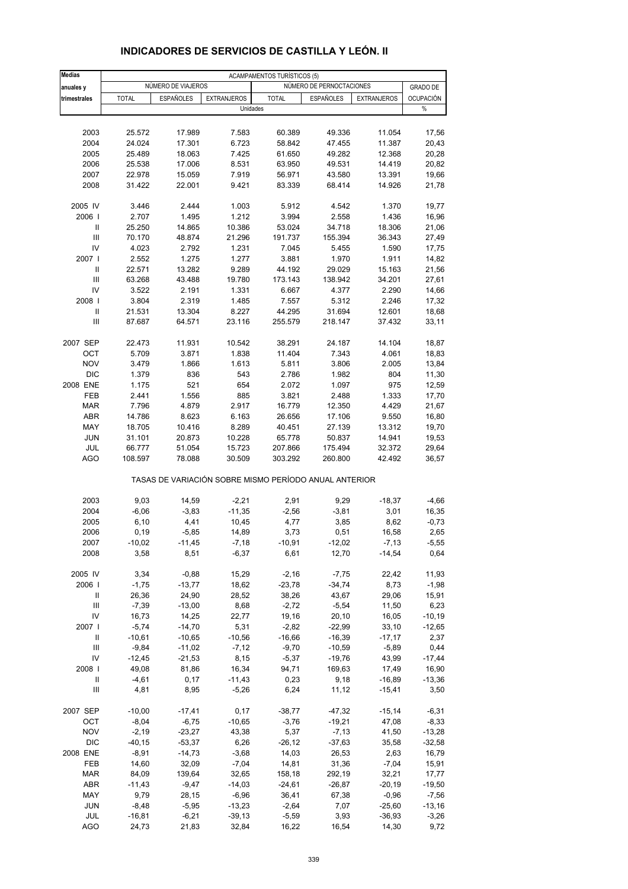# INDICADORES DE SERVICIOS DE CASTILLA Y LEÓN. II

| Medias anuales y trimestrales | ACAMPAMENTOS TURÍSTICOS (5) | | | | | | |
|---|---|---|---|---|---|---|---|
| | NÚMERO DE VIAJEROS | | | NÚMERO DE PERNOCTACIONES | | | GRADO DE OCUPACIÓN |
| | TOTAL | ESPAÑOLES | EXTRANJEROS | TOTAL | ESPAÑOLES | EXTRANJEROS | |
| | Unidades | | | | | | % |
| 2003 | 25.572 | 17.989 | 7.583 | 60.389 | 49.336 | 11.054 | 17,56 |
| 2004 | 24.024 | 17.301 | 6.723 | 58.842 | 47.455 | 11.387 | 20,43 |
| 2005 | 25.489 | 18.063 | 7.425 | 61.650 | 49.282 | 12.368 | 20,28 |
| 2006 | 25.538 | 17.006 | 8.531 | 63.950 | 49.531 | 14.419 | 20,82 |
| 2007 | 22.978 | 15.059 | 7.919 | 56.971 | 43.580 | 13.391 | 19,66 |
| 2008 | 31.422 | 22.001 | 9.421 | 83.339 | 68.414 | 14.926 | 21,78 |
| 2005 IV | 3.446 | 2.444 | 1.003 | 5.912 | 4.542 | 1.370 | 19,77 |
| 2006 I | 2.707 | 1.495 | 1.212 | 3.994 | 2.558 | 1.436 | 16,96 |
| II | 25.250 | 14.865 | 10.386 | 53.024 | 34.718 | 18.306 | 21,06 |
| III | 70.170 | 48.874 | 21.296 | 191.737 | 155.394 | 36.343 | 27,49 |
| IV | 4.023 | 2.792 | 1.231 | 7.045 | 5.455 | 1.590 | 17,75 |
| 2007 I | 2.552 | 1.275 | 1.277 | 3.881 | 1.970 | 1.911 | 14,82 |
| II | 22.571 | 13.282 | 9.289 | 44.192 | 29.029 | 15.163 | 21,56 |
| III | 63.268 | 43.488 | 19.780 | 173.143 | 138.942 | 34.201 | 27,61 |
| IV | 3.522 | 2.191 | 1.331 | 6.667 | 4.377 | 2.290 | 14,66 |
| 2008 I | 3.804 | 2.319 | 1.485 | 7.557 | 5.312 | 2.246 | 17,32 |
| II | 21.531 | 13.304 | 8.227 | 44.295 | 31.694 | 12.601 | 18,68 |
| III | 87.687 | 64.571 | 23.116 | 255.579 | 218.147 | 37.432 | 33,11 |
| 2007 SEP | 22.473 | 11.931 | 10.542 | 38.291 | 24.187 | 14.104 | 18,87 |
| OCT | 5.709 | 3.871 | 1.838 | 11.404 | 7.343 | 4.061 | 18,83 |
| NOV | 3.479 | 1.866 | 1.613 | 5.811 | 3.806 | 2.005 | 13,84 |
| DIC | 1.379 | 836 | 543 | 2.786 | 1.982 | 804 | 11,30 |
| 2008 ENE | 1.175 | 521 | 654 | 2.072 | 1.097 | 975 | 12,59 |
| FEB | 2.441 | 1.556 | 885 | 3.821 | 2.488 | 1.333 | 17,70 |
| MAR | 7.796 | 4.879 | 2.917 | 16.779 | 12.350 | 4.429 | 21,67 |
| ABR | 14.786 | 8.623 | 6.163 | 26.656 | 17.106 | 9.550 | 16,80 |
| MAY | 18.705 | 10.416 | 8.289 | 40.451 | 27.139 | 13.312 | 19,70 |
| JUN | 31.101 | 20.873 | 10.228 | 65.778 | 50.837 | 14.941 | 19,53 |
| JUL | 66.777 | 51.054 | 15.723 | 207.866 | 175.494 | 32.372 | 29,64 |
| AGO | 108.597 | 78.088 | 30.509 | 303.292 | 260.800 | 42.492 | 36,57 |
| | TASAS DE VARIACIÓN SOBRE MISMO PERÍODO ANUAL ANTERIOR | | | | | | |
| 2003 | 9,03 | 14,59 | -2,21 | 2,91 | 9,29 | -18,37 | -4,66 |
| 2004 | -6,06 | -3,83 | -11,35 | -2,56 | -3,81 | 3,01 | 16,35 |
| 2005 | 6,10 | 4,41 | 10,45 | 4,77 | 3,85 | 8,62 | -0,73 |
| 2006 | 0,19 | -5,85 | 14,89 | 3,73 | 0,51 | 16,58 | 2,65 |
| 2007 | -10,02 | -11,45 | -7,18 | -10,91 | -12,02 | -7,13 | -5,55 |
| 2008 | 3,58 | 8,51 | -6,37 | 6,61 | 12,70 | -14,54 | 0,64 |
| 2005 IV | 3,34 | -0,88 | 15,29 | -2,16 | -7,75 | 22,42 | 11,93 |
| 2006 I | -1,75 | -13,77 | 18,62 | -23,78 | -34,74 | 8,73 | -1,98 |
| II | 26,36 | 24,90 | 28,52 | 38,26 | 43,67 | 29,06 | 15,91 |
| III | -7,39 | -13,00 | 8,68 | -2,72 | -5,54 | 11,50 | 6,23 |
| IV | 16,73 | 14,25 | 22,77 | 19,16 | 20,10 | 16,05 | -10,19 |
| 2007 I | -5,74 | -14,70 | 5,31 | -2,82 | -22,99 | 33,10 | -12,65 |
| II | -10,61 | -10,65 | -10,56 | -16,66 | -16,39 | -17,17 | 2,37 |
| III | -9,84 | -11,02 | -7,12 | -9,70 | -10,59 | -5,89 | 0,44 |
| IV | -12,45 | -21,53 | 8,15 | -5,37 | -19,76 | 43,99 | -17,44 |
| 2008 I | 49,08 | 81,86 | 16,34 | 94,71 | 169,63 | 17,49 | 16,90 |
| II | -4,61 | 0,17 | -11,43 | 0,23 | 9,18 | -16,89 | -13,36 |
| III | 4,81 | 8,95 | -5,26 | 6,24 | 11,12 | -15,41 | 3,50 |
| 2007 SEP | -10,00 | -17,41 | 0,17 | -38,77 | -47,32 | -15,14 | -6,31 |
| OCT | -8,04 | -6,75 | -10,65 | -3,76 | -19,21 | 47,08 | -8,33 |
| NOV | -2,19 | -23,27 | 43,38 | 5,37 | -7,13 | 41,50 | -13,28 |
| DIC | -40,15 | -53,37 | 6,26 | -26,12 | -37,63 | 35,58 | -32,58 |
| 2008 ENE | -8,91 | -14,73 | -3,68 | 14,03 | 26,53 | 2,63 | 16,79 |
| FEB | 14,60 | 32,09 | -7,04 | 14,81 | 31,36 | -7,04 | 15,91 |
| MAR | 84,09 | 139,64 | 32,65 | 158,18 | 292,19 | 32,21 | 17,77 |
| ABR | -11,43 | -9,47 | -14,03 | -24,61 | -26,87 | -20,19 | -19,50 |
| MAY | 9,79 | 28,15 | -6,96 | 36,41 | 67,38 | -0,96 | -7,56 |
| JUN | -8,48 | -5,95 | -13,23 | -2,64 | 7,07 | -25,60 | -13,16 |
| JUL | -16,81 | -6,21 | -39,13 | -5,59 | 3,93 | -36,93 | -3,26 |
| AGO | 24,73 | 21,83 | 32,84 | 16,22 | 16,54 | 14,30 | 9,72 |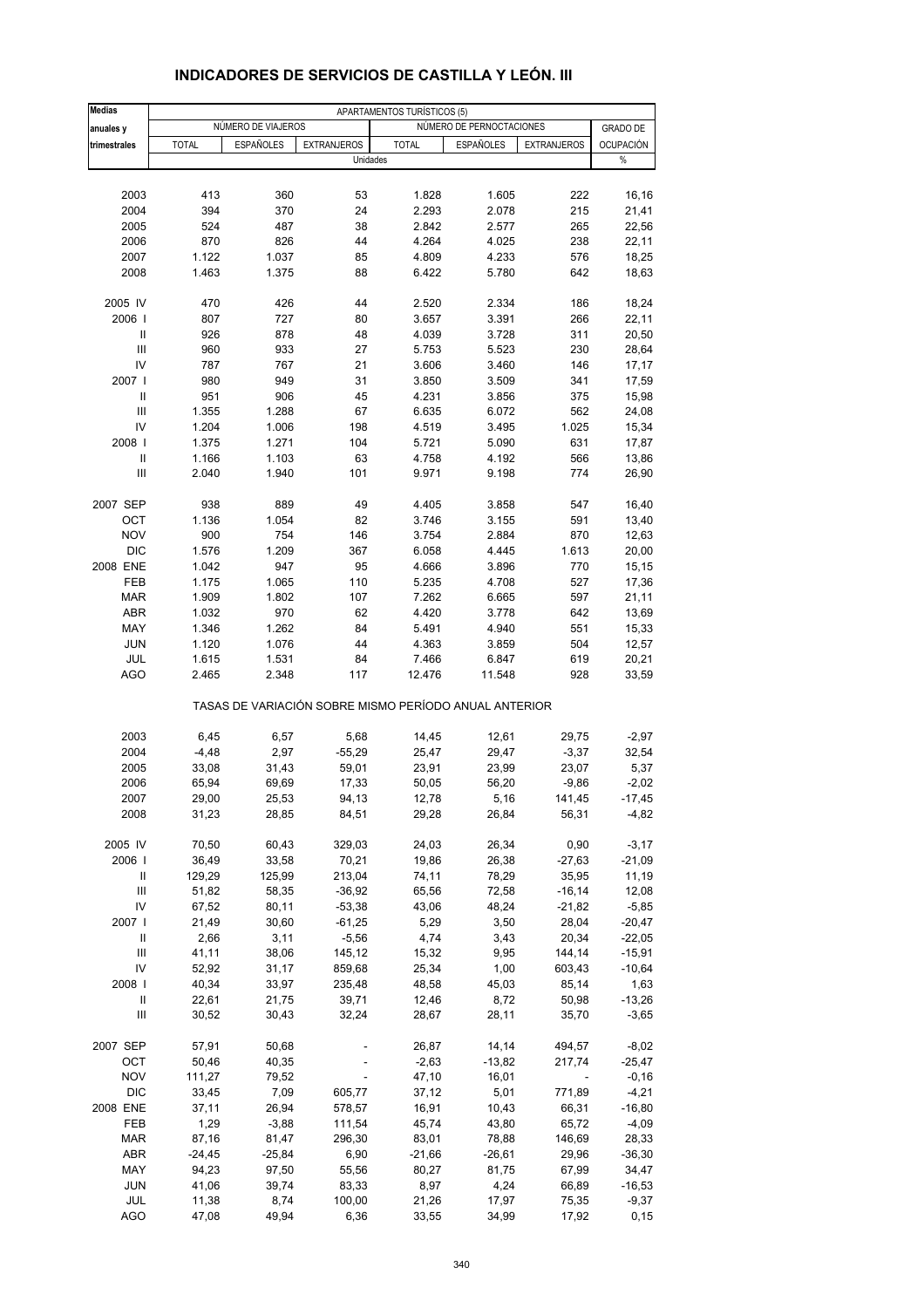# INDICADORES DE SERVICIOS DE CASTILLA Y LEÓN. III

| Medias anuales y trimestrales | APARTAMENTOS TURÍSTICOS (5) | | | | | | |
|---|---|---|---|---|---|---|---|
| | NÚMERO DE VIAJEROS | | | NÚMERO DE PERNOCTACIONES | | | GRADO DE OCUPACIÓN |
| | TOTAL | ESPAÑOLES | EXTRANJEROS | TOTAL | ESPAÑOLES | EXTRANJEROS | |
| | Unidades | | | | | | % |
| 2003 | 413 | 360 | 53 | 1.828 | 1.605 | 222 | 16,16 |
| 2004 | 394 | 370 | 24 | 2.293 | 2.078 | 215 | 21,41 |
| 2005 | 524 | 487 | 38 | 2.842 | 2.577 | 265 | 22,56 |
| 2006 | 870 | 826 | 44 | 4.264 | 4.025 | 238 | 22,11 |
| 2007 | 1.122 | 1.037 | 85 | 4.809 | 4.233 | 576 | 18,25 |
| 2008 | 1.463 | 1.375 | 88 | 6.422 | 5.780 | 642 | 18,63 |
| 2005 IV | 470 | 426 | 44 | 2.520 | 2.334 | 186 | 18,24 |
| 2006 I | 807 | 727 | 80 | 3.657 | 3.391 | 266 | 22,11 |
| II | 926 | 878 | 48 | 4.039 | 3.728 | 311 | 20,50 |
| III | 960 | 933 | 27 | 5.753 | 5.523 | 230 | 28,64 |
| IV | 787 | 767 | 21 | 3.606 | 3.460 | 146 | 17,17 |
| 2007 I | 980 | 949 | 31 | 3.850 | 3.509 | 341 | 17,59 |
| II | 951 | 906 | 45 | 4.231 | 3.856 | 375 | 15,98 |
| III | 1.355 | 1.288 | 67 | 6.635 | 6.072 | 562 | 24,08 |
| IV | 1.204 | 1.006 | 198 | 4.519 | 3.495 | 1.025 | 15,34 |
| 2008 I | 1.375 | 1.271 | 104 | 5.721 | 5.090 | 631 | 17,87 |
| II | 1.166 | 1.103 | 63 | 4.758 | 4.192 | 566 | 13,86 |
| III | 2.040 | 1.940 | 101 | 9.971 | 9.198 | 774 | 26,90 |
| 2007 SEP | 938 | 889 | 49 | 4.405 | 3.858 | 547 | 16,40 |
| OCT | 1.136 | 1.054 | 82 | 3.746 | 3.155 | 591 | 13,40 |
| NOV | 900 | 754 | 146 | 3.754 | 2.884 | 870 | 12,63 |
| DIC | 1.576 | 1.209 | 367 | 6.058 | 4.445 | 1.613 | 20,00 |
| 2008 ENE | 1.042 | 947 | 95 | 4.666 | 3.896 | 770 | 15,15 |
| FEB | 1.175 | 1.065 | 110 | 5.235 | 4.708 | 527 | 17,36 |
| MAR | 1.909 | 1.802 | 107 | 7.262 | 6.665 | 597 | 21,11 |
| ABR | 1.032 | 970 | 62 | 4.420 | 3.778 | 642 | 13,69 |
| MAY | 1.346 | 1.262 | 84 | 5.491 | 4.940 | 551 | 15,33 |
| JUN | 1.120 | 1.076 | 44 | 4.363 | 3.859 | 504 | 12,57 |
| JUL | 1.615 | 1.531 | 84 | 7.466 | 6.847 | 619 | 20,21 |
| AGO | 2.465 | 2.348 | 117 | 12.476 | 11.548 | 928 | 33,59 |
| | TASAS DE VARIACIÓN SOBRE MISMO PERÍODO ANUAL ANTERIOR | | | | | | |
| 2003 | 6,45 | 6,57 | 5,68 | 14,45 | 12,61 | 29,75 | -2,97 |
| 2004 | -4,48 | 2,97 | -55,29 | 25,47 | 29,47 | -3,37 | 32,54 |
| 2005 | 33,08 | 31,43 | 59,01 | 23,91 | 23,99 | 23,07 | 5,37 |
| 2006 | 65,94 | 69,69 | 17,33 | 50,05 | 56,20 | -9,86 | -2,02 |
| 2007 | 29,00 | 25,53 | 94,13 | 12,78 | 5,16 | 141,45 | -17,45 |
| 2008 | 31,23 | 28,85 | 84,51 | 29,28 | 26,84 | 56,31 | -4,82 |
| 2005 IV | 70,50 | 60,43 | 329,03 | 24,03 | 26,34 | 0,90 | -3,17 |
| 2006 I | 36,49 | 33,58 | 70,21 | 19,86 | 26,38 | -27,63 | -21,09 |
| II | 129,29 | 125,99 | 213,04 | 74,11 | 78,29 | 35,95 | 11,19 |
| III | 51,82 | 58,35 | -36,92 | 65,56 | 72,58 | -16,14 | 12,08 |
| IV | 67,52 | 80,11 | -53,38 | 43,06 | 48,24 | -21,82 | -5,85 |
| 2007 I | 21,49 | 30,60 | -61,25 | 5,29 | 3,50 | 28,04 | -20,47 |
| II | 2,66 | 3,11 | -5,56 | 4,74 | 3,43 | 20,34 | -22,05 |
| III | 41,11 | 38,06 | 145,12 | 15,32 | 9,95 | 144,14 | -15,91 |
| IV | 52,92 | 31,17 | 859,68 | 25,34 | 1,00 | 603,43 | -10,64 |
| 2008 I | 40,34 | 33,97 | 235,48 | 48,58 | 45,03 | 85,14 | 1,63 |
| II | 22,61 | 21,75 | 39,71 | 12,46 | 8,72 | 50,98 | -13,26 |
| III | 30,52 | 30,43 | 32,24 | 28,67 | 28,11 | 35,70 | -3,65 |
| 2007 SEP | 57,91 | 50,68 | - | 26,87 | 14,14 | 494,57 | -8,02 |
| OCT | 50,46 | 40,35 | - | -2,63 | -13,82 | 217,74 | -25,47 |
| NOV | 111,27 | 79,52 | - | 47,10 | 16,01 | - | -0,16 |
| DIC | 33,45 | 7,09 | 605,77 | 37,12 | 5,01 | 771,89 | -4,21 |
| 2008 ENE | 37,11 | 26,94 | 578,57 | 16,91 | 10,43 | 66,31 | -16,80 |
| FEB | 1,29 | -3,88 | 111,54 | 45,74 | 43,80 | 65,72 | -4,09 |
| MAR | 87,16 | 81,47 | 296,30 | 83,01 | 78,88 | 146,69 | 28,33 |
| ABR | -24,45 | -25,84 | 6,90 | -21,66 | -26,61 | 29,96 | -36,30 |
| MAY | 94,23 | 97,50 | 55,56 | 80,27 | 81,75 | 67,99 | 34,47 |
| JUN | 41,06 | 39,74 | 83,33 | 8,97 | 4,24 | 66,89 | -16,53 |
| JUL | 11,38 | 8,74 | 100,00 | 21,26 | 17,97 | 75,35 | -9,37 |
| AGO | 47,08 | 49,94 | 6,36 | 33,55 | 34,99 | 17,92 | 0,15 |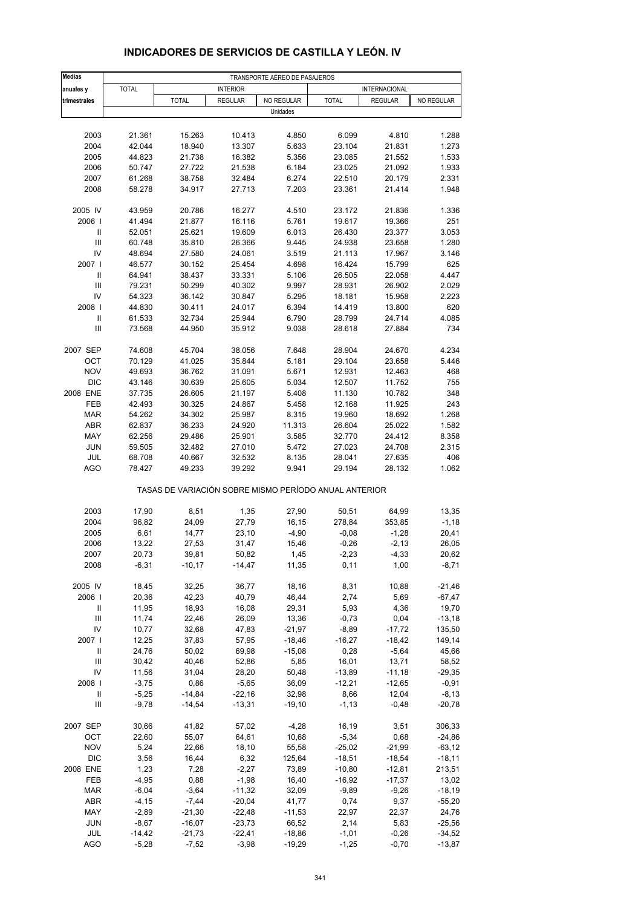# INDICADORES DE SERVICIOS DE CASTILLA Y LEÓN. IV

| Medias anuales y trimestrales | TRANSPORTE AÉREO DE PASAJEROS | | | | | | |
|---|---|---|---|---|---|---|---|
| | TOTAL | INTERIOR | | | INTERNACIONAL | | |
| | | TOTAL | REGULAR | NO REGULAR | TOTAL | REGULAR | NO REGULAR |
| | Unidades | | | | | | |
| 2003 | 21.361 | 15.263 | 10.413 | 4.850 | 6.099 | 4.810 | 1.288 |
| 2004 | 42.044 | 18.940 | 13.307 | 5.633 | 23.104 | 21.831 | 1.273 |
| 2005 | 44.823 | 21.738 | 16.382 | 5.356 | 23.085 | 21.552 | 1.533 |
| 2006 | 50.747 | 27.722 | 21.538 | 6.184 | 23.025 | 21.092 | 1.933 |
| 2007 | 61.268 | 38.758 | 32.484 | 6.274 | 22.510 | 20.179 | 2.331 |
| 2008 | 58.278 | 34.917 | 27.713 | 7.203 | 23.361 | 21.414 | 1.948 |
| 2005 IV | 43.959 | 20.786 | 16.277 | 4.510 | 23.172 | 21.836 | 1.336 |
| 2006 I | 41.494 | 21.877 | 16.116 | 5.761 | 19.617 | 19.366 | 251 |
| II | 52.051 | 25.621 | 19.609 | 6.013 | 26.430 | 23.377 | 3.053 |
| III | 60.748 | 35.810 | 26.366 | 9.445 | 24.938 | 23.658 | 1.280 |
| IV | 48.694 | 27.580 | 24.061 | 3.519 | 21.113 | 17.967 | 3.146 |
| 2007 I | 46.577 | 30.152 | 25.454 | 4.698 | 16.424 | 15.799 | 625 |
| II | 64.941 | 38.437 | 33.331 | 5.106 | 26.505 | 22.058 | 4.447 |
| III | 79.231 | 50.299 | 40.302 | 9.997 | 28.931 | 26.902 | 2.029 |
| IV | 54.323 | 36.142 | 30.847 | 5.295 | 18.181 | 15.958 | 2.223 |
| 2008 I | 44.830 | 30.411 | 24.017 | 6.394 | 14.419 | 13.800 | 620 |
| II | 61.533 | 32.734 | 25.944 | 6.790 | 28.799 | 24.714 | 4.085 |
| III | 73.568 | 44.950 | 35.912 | 9.038 | 28.618 | 27.884 | 734 |
| 2007 SEP | 74.608 | 45.704 | 38.056 | 7.648 | 28.904 | 24.670 | 4.234 |
| OCT | 70.129 | 41.025 | 35.844 | 5.181 | 29.104 | 23.658 | 5.446 |
| NOV | 49.693 | 36.762 | 31.091 | 5.671 | 12.931 | 12.463 | 468 |
| DIC | 43.146 | 30.639 | 25.605 | 5.034 | 12.507 | 11.752 | 755 |
| 2008 ENE | 37.735 | 26.605 | 21.197 | 5.408 | 11.130 | 10.782 | 348 |
| FEB | 42.493 | 30.325 | 24.867 | 5.458 | 12.168 | 11.925 | 243 |
| MAR | 54.262 | 34.302 | 25.987 | 8.315 | 19.960 | 18.692 | 1.268 |
| ABR | 62.837 | 36.233 | 24.920 | 11.313 | 26.604 | 25.022 | 1.582 |
| MAY | 62.256 | 29.486 | 25.901 | 3.585 | 32.770 | 24.412 | 8.358 |
| JUN | 59.505 | 32.482 | 27.010 | 5.472 | 27.023 | 24.708 | 2.315 |
| JUL | 68.708 | 40.667 | 32.532 | 8.135 | 28.041 | 27.635 | 406 |
| AGO | 78.427 | 49.233 | 39.292 | 9.941 | 29.194 | 28.132 | 1.062 |
| | TASAS DE VARIACIÓN SOBRE MISMO PERÍODO ANUAL ANTERIOR | | | | | | |
| 2003 | 17,90 | 8,51 | 1,35 | 27,90 | 50,51 | 64,99 | 13,35 |
| 2004 | 96,82 | 24,09 | 27,79 | 16,15 | 278,84 | 353,85 | -1,18 |
| 2005 | 6,61 | 14,77 | 23,10 | -4,90 | -0,08 | -1,28 | 20,41 |
| 2006 | 13,22 | 27,53 | 31,47 | 15,46 | -0,26 | -2,13 | 26,05 |
| 2007 | 20,73 | 39,81 | 50,82 | 1,45 | -2,23 | -4,33 | 20,62 |
| 2008 | -6,31 | -10,17 | -14,47 | 11,35 | 0,11 | 1,00 | -8,71 |
| 2005 IV | 18,45 | 32,25 | 36,77 | 18,16 | 8,31 | 10,88 | -21,46 |
| 2006 I | 20,36 | 42,23 | 40,79 | 46,44 | 2,74 | 5,69 | -67,47 |
| II | 11,95 | 18,93 | 16,08 | 29,31 | 5,93 | 4,36 | 19,70 |
| III | 11,74 | 22,46 | 26,09 | 13,36 | -0,73 | 0,04 | -13,18 |
| IV | 10,77 | 32,68 | 47,83 | -21,97 | -8,89 | -17,72 | 135,50 |
| 2007 I | 12,25 | 37,83 | 57,95 | -18,46 | -16,27 | -18,42 | 149,14 |
| II | 24,76 | 50,02 | 69,98 | -15,08 | 0,28 | -5,64 | 45,66 |
| III | 30,42 | 40,46 | 52,86 | 5,85 | 16,01 | 13,71 | 58,52 |
| IV | 11,56 | 31,04 | 28,20 | 50,48 | -13,89 | -11,18 | -29,35 |
| 2008 I | -3,75 | 0,86 | -5,65 | 36,09 | -12,21 | -12,65 | -0,91 |
| II | -5,25 | -14,84 | -22,16 | 32,98 | 8,66 | 12,04 | -8,13 |
| III | -9,78 | -14,54 | -13,31 | -19,10 | -1,13 | -0,48 | -20,78 |
| 2007 SEP | 30,66 | 41,82 | 57,02 | -4,28 | 16,19 | 3,51 | 306,33 |
| OCT | 22,60 | 55,07 | 64,61 | 10,68 | -5,34 | 0,68 | -24,86 |
| NOV | 5,24 | 22,66 | 18,10 | 55,58 | -25,02 | -21,99 | -63,12 |
| DIC | 3,56 | 16,44 | 6,32 | 125,64 | -18,51 | -18,54 | -18,11 |
| 2008 ENE | 1,23 | 7,28 | -2,27 | 73,89 | -10,80 | -12,81 | 213,51 |
| FEB | -4,95 | 0,88 | -1,98 | 16,40 | -16,92 | -17,37 | 13,02 |
| MAR | -6,04 | -3,64 | -11,32 | 32,09 | -9,89 | -9,26 | -18,19 |
| ABR | -4,15 | -7,44 | -20,04 | 41,77 | 0,74 | 9,37 | -55,20 |
| MAY | -2,89 | -21,30 | -22,48 | -11,53 | 22,97 | 22,37 | 24,76 |
| JUN | -8,67 | -16,07 | -23,73 | 66,52 | 2,14 | 5,83 | -25,56 |
| JUL | -14,42 | -21,73 | -22,41 | -18,86 | -1,01 | -0,26 | -34,52 |
| AGO | -5,28 | -7,52 | -3,98 | -19,29 | -1,25 | -0,70 | -13,87 |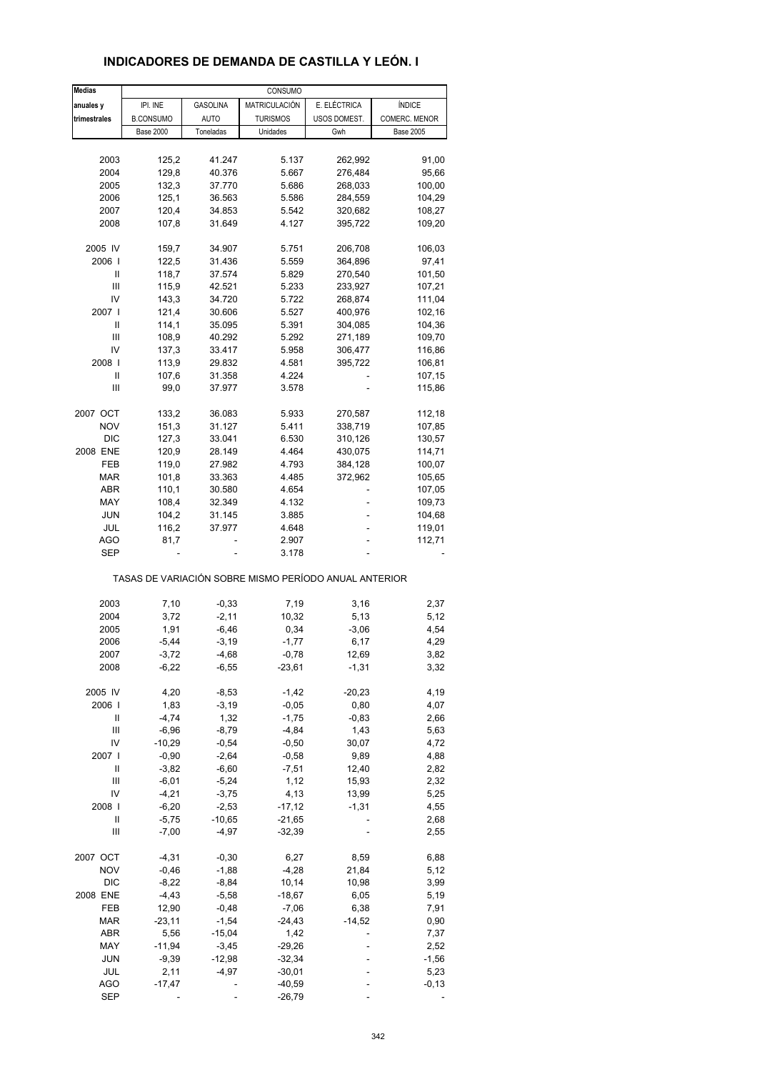# INDICADORES DE DEMANDA DE CASTILLA Y LEÓN. I

| Medias anuales y trimestrales | CONSUMO | | | | |
|---|---|---|---|---|---|
| | IPI. INE B.CONSUMO | GASOLINA AUTO | MATRICULACIÓN TURISMOS | E. ELÉCTRICA USOS DOMEST. | ÍNDICE COMERC. MENOR |
| | Base 2000 | Toneladas | Unidades | Gwh | Base 2005 |
| 2003 | 125,2 | 41.247 | 5.137 | 262,992 | 91,00 |
| 2004 | 129,8 | 40.376 | 5.667 | 276,484 | 95,66 |
| 2005 | 132,3 | 37.770 | 5.686 | 268,033 | 100,00 |
| 2006 | 125,1 | 36.563 | 5.586 | 284,559 | 104,29 |
| 2007 | 120,4 | 34.853 | 5.542 | 320,682 | 108,27 |
| 2008 | 107,8 | 31.649 | 4.127 | 395,722 | 109,20 |
| 2005 IV | 159,7 | 34.907 | 5.751 | 206,708 | 106,03 |
| 2006 I | 122,5 | 31.436 | 5.559 | 364,896 | 97,41 |
| II | 118,7 | 37.574 | 5.829 | 270,540 | 101,50 |
| III | 115,9 | 42.521 | 5.233 | 233,927 | 107,21 |
| IV | 143,3 | 34.720 | 5.722 | 268,874 | 111,04 |
| 2007 I | 121,4 | 30.606 | 5.527 | 400,976 | 102,16 |
| II | 114,1 | 35.095 | 5.391 | 304,085 | 104,36 |
| III | 108,9 | 40.292 | 5.292 | 271,189 | 109,70 |
| IV | 137,3 | 33.417 | 5.958 | 306,477 | 116,86 |
| 2008 I | 113,9 | 29.832 | 4.581 | 395,722 | 106,81 |
| II | 107,6 | 31.358 | 4.224 | - | 107,15 |
| III | 99,0 | 37.977 | 3.578 | - | 115,86 |
| 2007 OCT | 133,2 | 36.083 | 5.933 | 270,587 | 112,18 |
| NOV | 151,3 | 31.127 | 5.411 | 338,719 | 107,85 |
| DIC | 127,3 | 33.041 | 6.530 | 310,126 | 130,57 |
| 2008 ENE | 120,9 | 28.149 | 4.464 | 430,075 | 114,71 |
| FEB | 119,0 | 27.982 | 4.793 | 384,128 | 100,07 |
| MAR | 101,8 | 33.363 | 4.485 | 372,962 | 105,65 |
| ABR | 110,1 | 30.580 | 4.654 | - | 107,05 |
| MAY | 108,4 | 32.349 | 4.132 | - | 109,73 |
| JUN | 104,2 | 31.145 | 3.885 | - | 104,68 |
| JUL | 116,2 | 37.977 | 4.648 | - | 119,01 |
| AGO | 81,7 | - | 2.907 | - | 112,71 |
| SEP | - | - | 3.178 | - | - |
| TASAS DE VARIACIÓN SOBRE MISMO PERÍODO ANUAL ANTERIOR | | | | | |
| 2003 | 7,10 | -0,33 | 7,19 | 3,16 | 2,37 |
| 2004 | 3,72 | -2,11 | 10,32 | 5,13 | 5,12 |
| 2005 | 1,91 | -6,46 | 0,34 | -3,06 | 4,54 |
| 2006 | -5,44 | -3,19 | -1,77 | 6,17 | 4,29 |
| 2007 | -3,72 | -4,68 | -0,78 | 12,69 | 3,82 |
| 2008 | -6,22 | -6,55 | -23,61 | -1,31 | 3,32 |
| 2005 IV | 4,20 | -8,53 | -1,42 | -20,23 | 4,19 |
| 2006 I | 1,83 | -3,19 | -0,05 | 0,80 | 4,07 |
| II | -4,74 | 1,32 | -1,75 | -0,83 | 2,66 |
| III | -6,96 | -8,79 | -4,84 | 1,43 | 5,63 |
| IV | -10,29 | -0,54 | -0,50 | 30,07 | 4,72 |
| 2007 I | -0,90 | -2,64 | -0,58 | 9,89 | 4,88 |
| II | -3,82 | -6,60 | -7,51 | 12,40 | 2,82 |
| III | -6,01 | -5,24 | 1,12 | 15,93 | 2,32 |
| IV | -4,21 | -3,75 | 4,13 | 13,99 | 5,25 |
| 2008 I | -6,20 | -2,53 | -17,12 | -1,31 | 4,55 |
| II | -5,75 | -10,65 | -21,65 | - | 2,68 |
| III | -7,00 | -4,97 | -32,39 | - | 2,55 |
| 2007 OCT | -4,31 | -0,30 | 6,27 | 8,59 | 6,88 |
| NOV | -0,46 | -1,88 | -4,28 | 21,84 | 5,12 |
| DIC | -8,22 | -8,84 | 10,14 | 10,98 | 3,99 |
| 2008 ENE | -4,43 | -5,58 | -18,67 | 6,05 | 5,19 |
| FEB | 12,90 | -0,48 | -7,06 | 6,38 | 7,91 |
| MAR | -23,11 | -1,54 | -24,43 | -14,52 | 0,90 |
| ABR | 5,56 | -15,04 | 1,42 | - | 7,37 |
| MAY | -11,94 | -3,45 | -29,26 | - | 2,52 |
| JUN | -9,39 | -12,98 | -32,34 | - | -1,56 |
| JUL | 2,11 | -4,97 | -30,01 | - | 5,23 |
| AGO | -17,47 | - | -40,59 | - | -0,13 |
| SEP | - | - | -26,79 | - | - |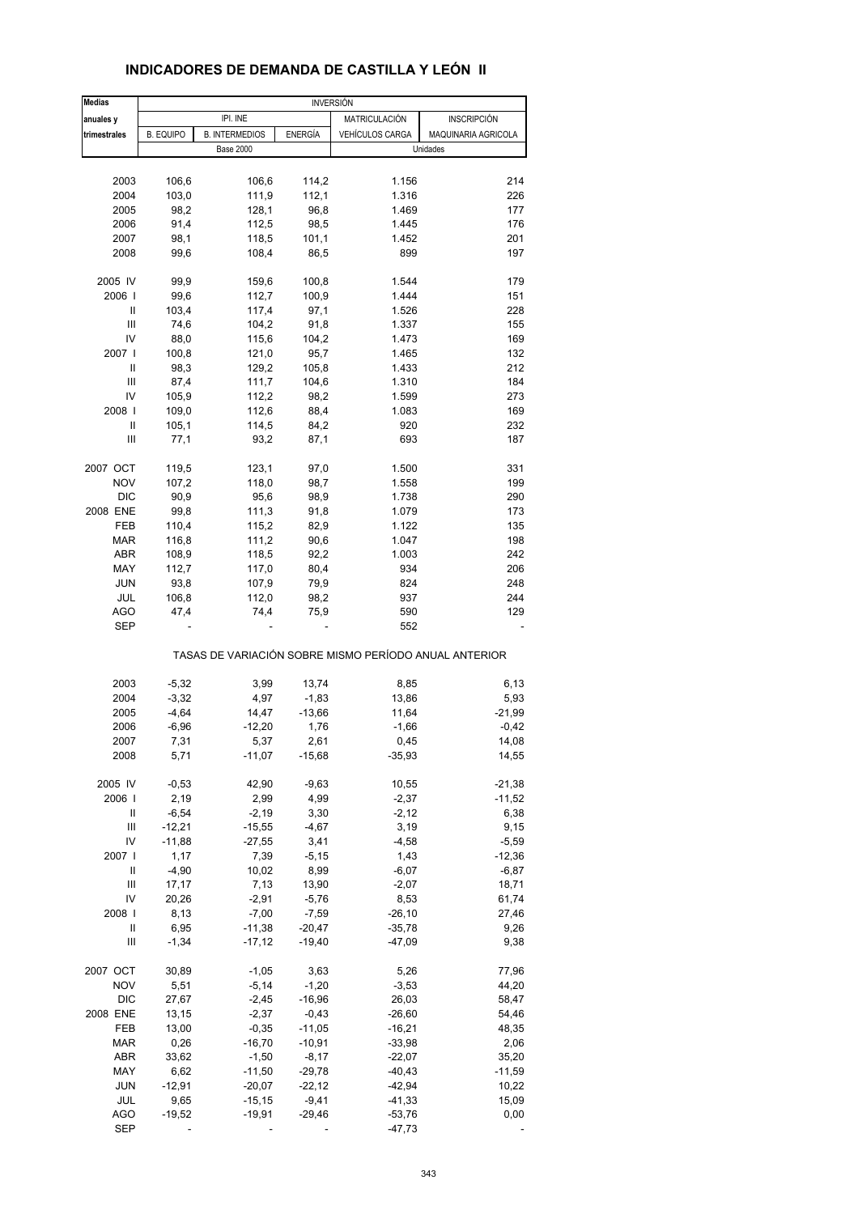# INDICADORES DE DEMANDA DE CASTILLA Y LEÓN II

| Medias anuales y trimestrales | INVERSIÓN | | | | |
|---|---|---|---|---|---|
| | IPI. INE | | | MATRICULACIÓN | INSCRIPCIÓN |
| | B. EQUIPO | B. INTERMEDIOS | ENERGÍA | VEHÍCULOS CARGA | MAQUINARIA AGRICOLA |
| | Base 2000 | | | Unidades | |
| 2003 | 106,6 | 106,6 | 114,2 | 1.156 | 214 |
| 2004 | 103,0 | 111,9 | 112,1 | 1.316 | 226 |
| 2005 | 98,2 | 128,1 | 96,8 | 1.469 | 177 |
| 2006 | 91,4 | 112,5 | 98,5 | 1.445 | 176 |
| 2007 | 98,1 | 118,5 | 101,1 | 1.452 | 201 |
| 2008 | 99,6 | 108,4 | 86,5 | 899 | 197 |
| 2005 IV | 99,9 | 159,6 | 100,8 | 1.544 | 179 |
| 2006 I | 99,6 | 112,7 | 100,9 | 1.444 | 151 |
| II | 103,4 | 117,4 | 97,1 | 1.526 | 228 |
| III | 74,6 | 104,2 | 91,8 | 1.337 | 155 |
| IV | 88,0 | 115,6 | 104,2 | 1.473 | 169 |
| 2007 I | 100,8 | 121,0 | 95,7 | 1.465 | 132 |
| II | 98,3 | 129,2 | 105,8 | 1.433 | 212 |
| III | 87,4 | 111,7 | 104,6 | 1.310 | 184 |
| IV | 105,9 | 112,2 | 98,2 | 1.599 | 273 |
| 2008 I | 109,0 | 112,6 | 88,4 | 1.083 | 169 |
| II | 105,1 | 114,5 | 84,2 | 920 | 232 |
| III | 77,1 | 93,2 | 87,1 | 693 | 187 |
| 2007 OCT | 119,5 | 123,1 | 97,0 | 1.500 | 331 |
| NOV | 107,2 | 118,0 | 98,7 | 1.558 | 199 |
| DIC | 90,9 | 95,6 | 98,9 | 1.738 | 290 |
| 2008 ENE | 99,8 | 111,3 | 91,8 | 1.079 | 173 |
| FEB | 110,4 | 115,2 | 82,9 | 1.122 | 135 |
| MAR | 116,8 | 111,2 | 90,6 | 1.047 | 198 |
| ABR | 108,9 | 118,5 | 92,2 | 1.003 | 242 |
| MAY | 112,7 | 117,0 | 80,4 | 934 | 206 |
| JUN | 93,8 | 107,9 | 79,9 | 824 | 248 |
| JUL | 106,8 | 112,0 | 98,2 | 937 | 244 |
| AGO | 47,4 | 74,4 | 75,9 | 590 | 129 |
| SEP | - | - | - | 552 | - |
| | TASAS DE VARIACIÓN SOBRE MISMO PERÍODO ANUAL ANTERIOR | | | | |
| 2003 | -5,32 | 3,99 | 13,74 | 8,85 | 6,13 |
| 2004 | -3,32 | 4,97 | -1,83 | 13,86 | 5,93 |
| 2005 | -4,64 | 14,47 | -13,66 | 11,64 | -21,99 |
| 2006 | -6,96 | -12,20 | 1,76 | -1,66 | -0,42 |
| 2007 | 7,31 | 5,37 | 2,61 | 0,45 | 14,08 |
| 2008 | 5,71 | -11,07 | -15,68 | -35,93 | 14,55 |
| 2005 IV | -0,53 | 42,90 | -9,63 | 10,55 | -21,38 |
| 2006 I | 2,19 | 2,99 | 4,99 | -2,37 | -11,52 |
| II | -6,54 | -2,19 | 3,30 | -2,12 | 6,38 |
| III | -12,21 | -15,55 | -4,67 | 3,19 | 9,15 |
| IV | -11,88 | -27,55 | 3,41 | -4,58 | -5,59 |
| 2007 I | 1,17 | 7,39 | -5,15 | 1,43 | -12,36 |
| II | -4,90 | 10,02 | 8,99 | -6,07 | -6,87 |
| III | 17,17 | 7,13 | 13,90 | -2,07 | 18,71 |
| IV | 20,26 | -2,91 | -5,76 | 8,53 | 61,74 |
| 2008 I | 8,13 | -7,00 | -7,59 | -26,10 | 27,46 |
| II | 6,95 | -11,38 | -20,47 | -35,78 | 9,26 |
| III | -1,34 | -17,12 | -19,40 | -47,09 | 9,38 |
| 2007 OCT | 30,89 | -1,05 | 3,63 | 5,26 | 77,96 |
| NOV | 5,51 | -5,14 | -1,20 | -3,53 | 44,20 |
| DIC | 27,67 | -2,45 | -16,96 | 26,03 | 58,47 |
| 2008 ENE | 13,15 | -2,37 | -0,43 | -26,60 | 54,46 |
| FEB | 13,00 | -0,35 | -11,05 | -16,21 | 48,35 |
| MAR | 0,26 | -16,70 | -10,91 | -33,98 | 2,06 |
| ABR | 33,62 | -1,50 | -8,17 | -22,07 | 35,20 |
| MAY | 6,62 | -11,50 | -29,78 | -40,43 | -11,59 |
| JUN | -12,91 | -20,07 | -22,12 | -42,94 | 10,22 |
| JUL | 9,65 | -15,15 | -9,41 | -41,33 | 15,09 |
| AGO | -19,52 | -19,91 | -29,46 | -53,76 | 0,00 |
| SEP | - | - | - | -47,73 | - |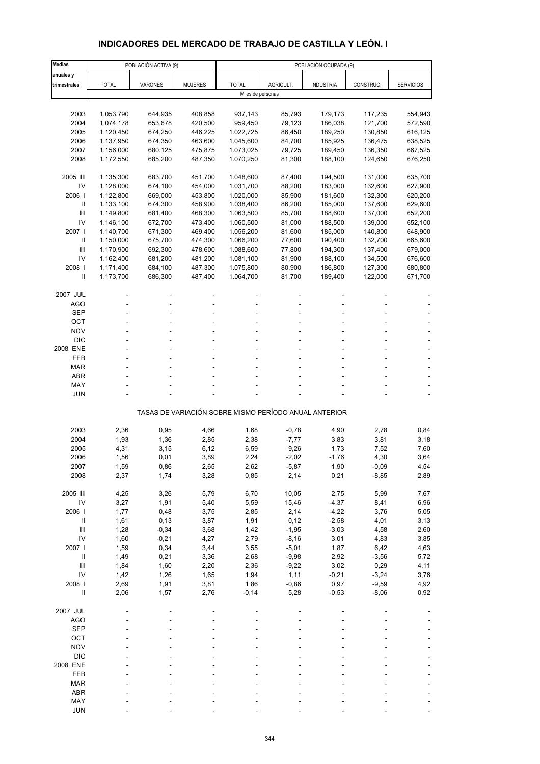# INDICADORES DEL MERCADO DE TRABAJO DE CASTILLA Y LEÓN. I

| Medias anuales y trimestrales | POBLACIÓN ACTIVA (9) | | | POBLACIÓN OCUPADA (9) | | | | |
|---|---|---|---|---|---|---|---|---|
| | TOTAL | VARONES | MUJERES | TOTAL | AGRICULT. | INDUSTRIA | CONSTRUC. | SERVICIOS |
| | Miles de personas | | | | | | | |
| 2003 | 1.053,790 | 644,935 | 408,858 | 937,143 | 85,793 | 179,173 | 117,235 | 554,943 |
| 2004 | 1.074,178 | 653,678 | 420,500 | 959,450 | 79,123 | 186,038 | 121,700 | 572,590 |
| 2005 | 1.120,450 | 674,250 | 446,225 | 1.022,725 | 86,450 | 189,250 | 130,850 | 616,125 |
| 2006 | 1.137,950 | 674,350 | 463,600 | 1.045,600 | 84,700 | 185,925 | 136,475 | 638,525 |
| 2007 | 1.156,000 | 680,125 | 475,875 | 1.073,025 | 79,725 | 189,450 | 136,350 | 667,525 |
| 2008 | 1.172,550 | 685,200 | 487,350 | 1.070,250 | 81,300 | 188,100 | 124,650 | 676,250 |
| 2005 III | 1.135,300 | 683,700 | 451,700 | 1.048,600 | 87,400 | 194,500 | 131,000 | 635,700 |
| IV | 1.128,000 | 674,100 | 454,000 | 1.031,700 | 88,200 | 183,000 | 132,600 | 627,900 |
| 2006 I | 1.122,800 | 669,000 | 453,800 | 1.020,000 | 85,900 | 181,600 | 132,300 | 620,200 |
| II | 1.133,100 | 674,300 | 458,900 | 1.038,400 | 86,200 | 185,000 | 137,600 | 629,600 |
| III | 1.149,800 | 681,400 | 468,300 | 1.063,500 | 85,700 | 188,600 | 137,000 | 652,200 |
| IV | 1.146,100 | 672,700 | 473,400 | 1.060,500 | 81,000 | 188,500 | 139,000 | 652,100 |
| 2007 I | 1.140,700 | 671,300 | 469,400 | 1.056,200 | 81,600 | 185,000 | 140,800 | 648,900 |
| II | 1.150,000 | 675,700 | 474,300 | 1.066,200 | 77,600 | 190,400 | 132,700 | 665,600 |
| III | 1.170,900 | 692,300 | 478,600 | 1.088,600 | 77,800 | 194,300 | 137,400 | 679,000 |
| IV | 1.162,400 | 681,200 | 481,200 | 1.081,100 | 81,900 | 188,100 | 134,500 | 676,600 |
| 2008 I | 1.171,400 | 684,100 | 487,300 | 1.075,800 | 80,900 | 186,800 | 127,300 | 680,800 |
| II | 1.173,700 | 686,300 | 487,400 | 1.064,700 | 81,700 | 189,400 | 122,000 | 671,700 |
| 2007 JUL | - | - | - | - | - | - | - | - |
| AGO | - | - | - | - | - | - | - | - |
| SEP | - | - | - | - | - | - | - | - |
| OCT | - | - | - | - | - | - | - | - |
| NOV | - | - | - | - | - | - | - | - |
| DIC | - | - | - | - | - | - | - | - |
| 2008 ENE | - | - | - | - | - | - | - | - |
| FEB | - | - | - | - | - | - | - | - |
| MAR | - | - | - | - | - | - | - | - |
| ABR | - | - | - | - | - | - | - | - |
| MAY | - | - | - | - | - | - | - | - |
| JUN | - | - | - | - | - | - | - | - |
| | TASAS DE VARIACIÓN SOBRE MISMO PERÍODO ANUAL ANTERIOR | | | | | | | |
| 2003 | 2,36 | 0,95 | 4,66 | 1,68 | -0,78 | 4,90 | 2,78 | 0,84 |
| 2004 | 1,93 | 1,36 | 2,85 | 2,38 | -7,77 | 3,83 | 3,81 | 3,18 |
| 2005 | 4,31 | 3,15 | 6,12 | 6,59 | 9,26 | 1,73 | 7,52 | 7,60 |
| 2006 | 1,56 | 0,01 | 3,89 | 2,24 | -2,02 | -1,76 | 4,30 | 3,64 |
| 2007 | 1,59 | 0,86 | 2,65 | 2,62 | -5,87 | 1,90 | -0,09 | 4,54 |
| 2008 | 2,37 | 1,74 | 3,28 | 0,85 | 2,14 | 0,21 | -8,85 | 2,89 |
| 2005 III | 4,25 | 3,26 | 5,79 | 6,70 | 10,05 | 2,75 | 5,99 | 7,67 |
| IV | 3,27 | 1,91 | 5,40 | 5,59 | 15,46 | -4,37 | 8,41 | 6,96 |
| 2006 I | 1,77 | 0,48 | 3,75 | 2,85 | 2,14 | -4,22 | 3,76 | 5,05 |
| II | 1,61 | 0,13 | 3,87 | 1,91 | 0,12 | -2,58 | 4,01 | 3,13 |
| III | 1,28 | -0,34 | 3,68 | 1,42 | -1,95 | -3,03 | 4,58 | 2,60 |
| IV | 1,60 | -0,21 | 4,27 | 2,79 | -8,16 | 3,01 | 4,83 | 3,85 |
| 2007 I | 1,59 | 0,34 | 3,44 | 3,55 | -5,01 | 1,87 | 6,42 | 4,63 |
| II | 1,49 | 0,21 | 3,36 | 2,68 | -9,98 | 2,92 | -3,56 | 5,72 |
| III | 1,84 | 1,60 | 2,20 | 2,36 | -9,22 | 3,02 | 0,29 | 4,11 |
| IV | 1,42 | 1,26 | 1,65 | 1,94 | 1,11 | -0,21 | -3,24 | 3,76 |
| 2008 I | 2,69 | 1,91 | 3,81 | 1,86 | -0,86 | 0,97 | -9,59 | 4,92 |
| II | 2,06 | 1,57 | 2,76 | -0,14 | 5,28 | -0,53 | -8,06 | 0,92 |
| 2007 JUL | - | - | - | - | - | - | - | - |
| AGO | - | - | - | - | - | - | - | - |
| SEP | - | - | - | - | - | - | - | - |
| OCT | - | - | - | - | - | - | - | - |
| NOV | - | - | - | - | - | - | - | - |
| DIC | - | - | - | - | - | - | - | - |
| 2008 ENE | - | - | - | - | - | - | - | - |
| FEB | - | - | - | - | - | - | - | - |
| MAR | - | - | - | - | - | - | - | - |
| ABR | - | - | - | - | - | - | - | - |
| MAY | - | - | - | - | - | - | - | - |
| JUN | - | - | - | - | - | - | - | - |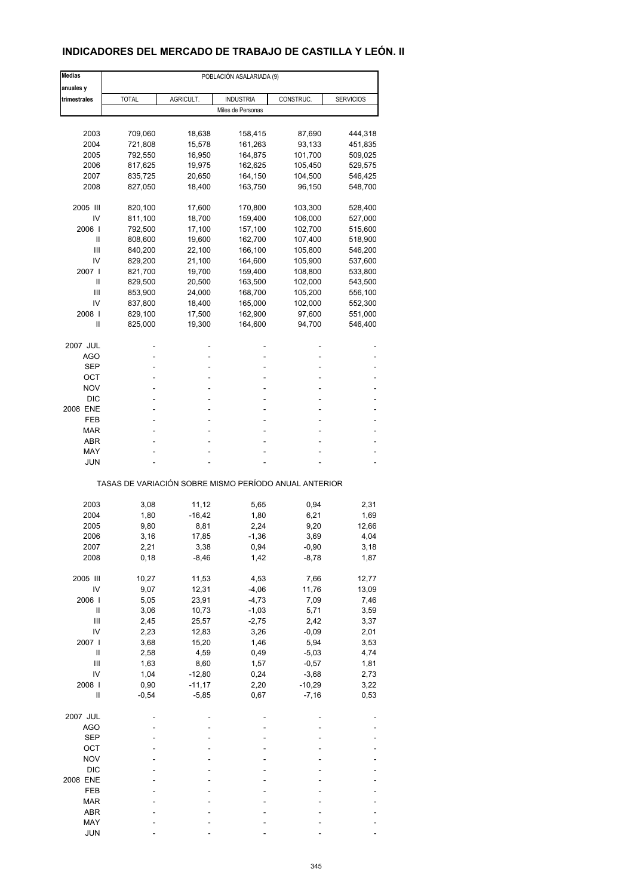## INDICADORES DEL MERCADO DE TRABAJO DE CASTILLA Y LEÓN. II

| Medias anuales y trimestrales | POBLACIÓN ASALARIADA (9) | | | | |
|---|---|---|---|---|---|
| | TOTAL | AGRICULT. | INDUSTRIA | CONSTRUC. | SERVICIOS |
| | Miles de Personas | | | | |
| 2003 | 709,060 | 18,638 | 158,415 | 87,690 | 444,318 |
| 2004 | 721,808 | 15,578 | 161,263 | 93,133 | 451,835 |
| 2005 | 792,550 | 16,950 | 164,875 | 101,700 | 509,025 |
| 2006 | 817,625 | 19,975 | 162,625 | 105,450 | 529,575 |
| 2007 | 835,725 | 20,650 | 164,150 | 104,500 | 546,425 |
| 2008 | 827,050 | 18,400 | 163,750 | 96,150 | 548,700 |
| 2005 III | 820,100 | 17,600 | 170,800 | 103,300 | 528,400 |
| IV | 811,100 | 18,700 | 159,400 | 106,000 | 527,000 |
| 2006 I | 792,500 | 17,100 | 157,100 | 102,700 | 515,600 |
| II | 808,600 | 19,600 | 162,700 | 107,400 | 518,900 |
| III | 840,200 | 22,100 | 166,100 | 105,800 | 546,200 |
| IV | 829,200 | 21,100 | 164,600 | 105,900 | 537,600 |
| 2007 I | 821,700 | 19,700 | 159,400 | 108,800 | 533,800 |
| II | 829,500 | 20,500 | 163,500 | 102,000 | 543,500 |
| III | 853,900 | 24,000 | 168,700 | 105,200 | 556,100 |
| IV | 837,800 | 18,400 | 165,000 | 102,000 | 552,300 |
| 2008 I | 829,100 | 17,500 | 162,900 | 97,600 | 551,000 |
| II | 825,000 | 19,300 | 164,600 | 94,700 | 546,400 |
| 2007 JUL | - | - | - | - | - |
| AGO | - | - | - | - | - |
| SEP | - | - | - | - | - |
| OCT | - | - | - | - | - |
| NOV | - | - | - | - | - |
| DIC | - | - | - | - | - |
| 2008 ENE | - | - | - | - | - |
| FEB | - | - | - | - | - |
| MAR | - | - | - | - | - |
| ABR | - | - | - | - | - |
| MAY | - | - | - | - | - |
| JUN | - | - | - | - | - |
| | TASAS DE VARIACIÓN SOBRE MISMO PERÍODO ANUAL ANTERIOR | | | | |
| 2003 | 3,08 | 11,12 | 5,65 | 0,94 | 2,31 |
| 2004 | 1,80 | -16,42 | 1,80 | 6,21 | 1,69 |
| 2005 | 9,80 | 8,81 | 2,24 | 9,20 | 12,66 |
| 2006 | 3,16 | 17,85 | -1,36 | 3,69 | 4,04 |
| 2007 | 2,21 | 3,38 | 0,94 | -0,90 | 3,18 |
| 2008 | 0,18 | -8,46 | 1,42 | -8,78 | 1,87 |
| 2005 III | 10,27 | 11,53 | 4,53 | 7,66 | 12,77 |
| IV | 9,07 | 12,31 | -4,06 | 11,76 | 13,09 |
| 2006 I | 5,05 | 23,91 | -4,73 | 7,09 | 7,46 |
| II | 3,06 | 10,73 | -1,03 | 5,71 | 3,59 |
| III | 2,45 | 25,57 | -2,75 | 2,42 | 3,37 |
| IV | 2,23 | 12,83 | 3,26 | -0,09 | 2,01 |
| 2007 I | 3,68 | 15,20 | 1,46 | 5,94 | 3,53 |
| II | 2,58 | 4,59 | 0,49 | -5,03 | 4,74 |
| III | 1,63 | 8,60 | 1,57 | -0,57 | 1,81 |
| IV | 1,04 | -12,80 | 0,24 | -3,68 | 2,73 |
| 2008 I | 0,90 | -11,17 | 2,20 | -10,29 | 3,22 |
| II | -0,54 | -5,85 | 0,67 | -7,16 | 0,53 |
| 2007 JUL | - | - | - | - | - |
| AGO | - | - | - | - | - |
| SEP | - | - | - | - | - |
| OCT | - | - | - | - | - |
| NOV | - | - | - | - | - |
| DIC | - | - | - | - | - |
| 2008 ENE | - | - | - | - | - |
| FEB | - | - | - | - | - |
| MAR | - | - | - | - | - |
| ABR | - | - | - | - | - |
| MAY | - | - | - | - | - |
| JUN | - | - | - | - | - |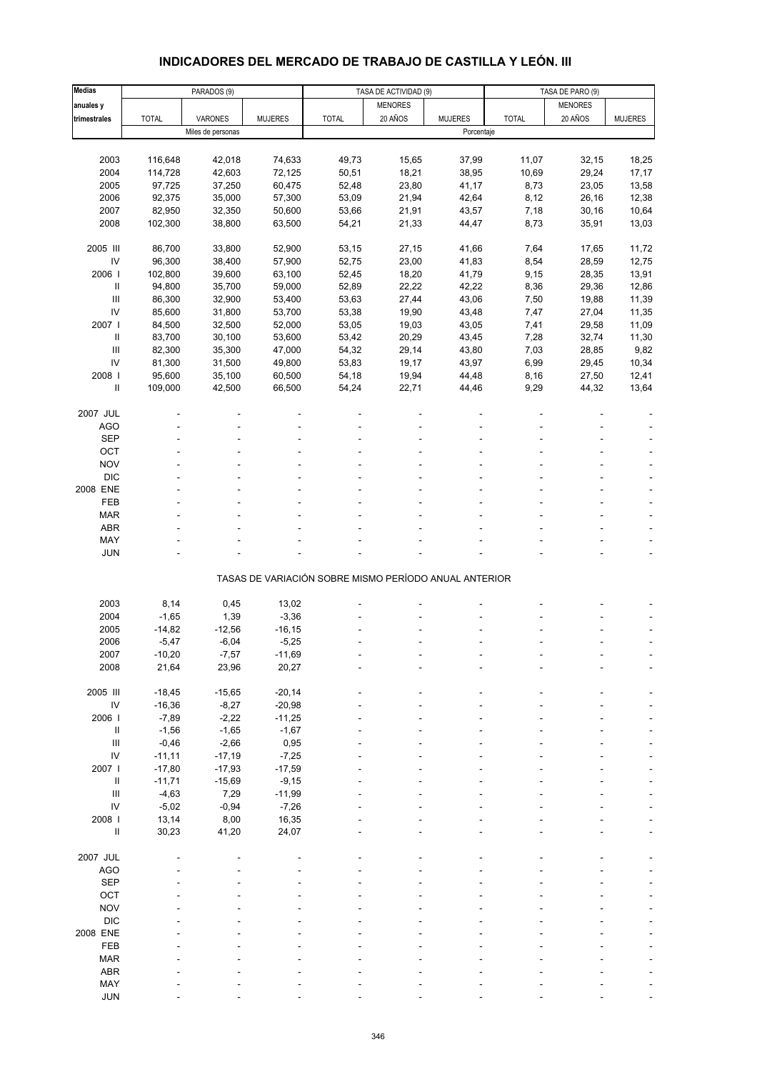# INDICADORES DEL MERCADO DE TRABAJO DE CASTILLA Y LEÓN. III

| Medias anuales y trimestrales | PARADOS (9) | | | TASA DE ACTIVIDAD (9) | | | TASA DE PARO (9) | | |
|---|---|---|---|---|---|---|---|---|---|
| | TOTAL | VARONES | MUJERES | TOTAL | MENORES 20 AÑOS | MUJERES | TOTAL | MENORES 20 AÑOS | MUJERES |
| | Miles de personas | | | Porcentaje | | | | | |
| 2003 | 116,648 | 42,018 | 74,633 | 49,73 | 15,65 | 37,99 | 11,07 | 32,15 | 18,25 |
| 2004 | 114,728 | 42,603 | 72,125 | 50,51 | 18,21 | 38,95 | 10,69 | 29,24 | 17,17 |
| 2005 | 97,725 | 37,250 | 60,475 | 52,48 | 23,80 | 41,17 | 8,73 | 23,05 | 13,58 |
| 2006 | 92,375 | 35,000 | 57,300 | 53,09 | 21,94 | 42,64 | 8,12 | 26,16 | 12,38 |
| 2007 | 82,950 | 32,350 | 50,600 | 53,66 | 21,91 | 43,57 | 7,18 | 30,16 | 10,64 |
| 2008 | 102,300 | 38,800 | 63,500 | 54,21 | 21,33 | 44,47 | 8,73 | 35,91 | 13,03 |
| 2005 III | 86,700 | 33,800 | 52,900 | 53,15 | 27,15 | 41,66 | 7,64 | 17,65 | 11,72 |
| IV | 96,300 | 38,400 | 57,900 | 52,75 | 23,00 | 41,83 | 8,54 | 28,59 | 12,75 |
| 2006 I | 102,800 | 39,600 | 63,100 | 52,45 | 18,20 | 41,79 | 9,15 | 28,35 | 13,91 |
| II | 94,800 | 35,700 | 59,000 | 52,89 | 22,22 | 42,22 | 8,36 | 29,36 | 12,86 |
| III | 86,300 | 32,900 | 53,400 | 53,63 | 27,44 | 43,06 | 7,50 | 19,88 | 11,39 |
| IV | 85,600 | 31,800 | 53,700 | 53,38 | 19,90 | 43,48 | 7,47 | 27,04 | 11,35 |
| 2007 I | 84,500 | 32,500 | 52,000 | 53,05 | 19,03 | 43,05 | 7,41 | 29,58 | 11,09 |
| II | 83,700 | 30,100 | 53,600 | 53,42 | 20,29 | 43,45 | 7,28 | 32,74 | 11,30 |
| III | 82,300 | 35,300 | 47,000 | 54,32 | 29,14 | 43,80 | 7,03 | 28,85 | 9,82 |
| IV | 81,300 | 31,500 | 49,800 | 53,83 | 19,17 | 43,97 | 6,99 | 29,45 | 10,34 |
| 2008 I | 95,600 | 35,100 | 60,500 | 54,18 | 19,94 | 44,48 | 8,16 | 27,50 | 12,41 |
| II | 109,000 | 42,500 | 66,500 | 54,24 | 22,71 | 44,46 | 9,29 | 44,32 | 13,64 |
| 2007 JUL | - | - | - | - | - | - | - | - | - |
| AGO | - | - | - | - | - | - | - | - | - |
| SEP | - | - | - | - | - | - | - | - | - |
| OCT | - | - | - | - | - | - | - | - | - |
| NOV | - | - | - | - | - | - | - | - | - |
| DIC | - | - | - | - | - | - | - | - | - |
| 2008 ENE | - | - | - | - | - | - | - | - | - |
| FEB | - | - | - | - | - | - | - | - | - |
| MAR | - | - | - | - | - | - | - | - | - |
| ABR | - | - | - | - | - | - | - | - | - |
| MAY | - | - | - | - | - | - | - | - | - |
| JUN | - | - | - | - | - | - | - | - | - |
| | TASAS DE VARIACIÓN SOBRE MISMO PERÍODO ANUAL ANTERIOR | | | | | | | | |
| 2003 | 8,14 | 0,45 | 13,02 | - | - | - | - | - | - |
| 2004 | -1,65 | 1,39 | -3,36 | - | - | - | - | - | - |
| 2005 | -14,82 | -12,56 | -16,15 | - | - | - | - | - | - |
| 2006 | -5,47 | -6,04 | -5,25 | - | - | - | - | - | - |
| 2007 | -10,20 | -7,57 | -11,69 | - | - | - | - | - | - |
| 2008 | 21,64 | 23,96 | 20,27 | - | - | - | - | - | - |
| 2005 III | -18,45 | -15,65 | -20,14 | - | - | - | - | - | - |
| IV | -16,36 | -8,27 | -20,98 | - | - | - | - | - | - |
| 2006 I | -7,89 | -2,22 | -11,25 | - | - | - | - | - | - |
| II | -1,56 | -1,65 | -1,67 | - | - | - | - | - | - |
| III | -0,46 | -2,66 | 0,95 | - | - | - | - | - | - |
| IV | -11,11 | -17,19 | -7,25 | - | - | - | - | - | - |
| 2007 I | -17,80 | -17,93 | -17,59 | - | - | - | - | - | - |
| II | -11,71 | -15,69 | -9,15 | - | - | - | - | - | - |
| III | -4,63 | 7,29 | -11,99 | - | - | - | - | - | - |
| IV | -5,02 | -0,94 | -7,26 | - | - | - | - | - | - |
| 2008 I | 13,14 | 8,00 | 16,35 | - | - | - | - | - | - |
| II | 30,23 | 41,20 | 24,07 | - | - | - | - | - | - |
| 2007 JUL | - | - | - | - | - | - | - | - | - |
| AGO | - | - | - | - | - | - | - | - | - |
| SEP | - | - | - | - | - | - | - | - | - |
| OCT | - | - | - | - | - | - | - | - | - |
| NOV | - | - | - | - | - | - | - | - | - |
| DIC | - | - | - | - | - | - | - | - | - |
| 2008 ENE | - | - | - | - | - | - | - | - | - |
| FEB | - | - | - | - | - | - | - | - | - |
| MAR | - | - | - | - | - | - | - | - | - |
| ABR | - | - | - | - | - | - | - | - | - |
| MAY | - | - | - | - | - | - | - | - | - |
| JUN | - | - | - | - | - | - | - | - | - |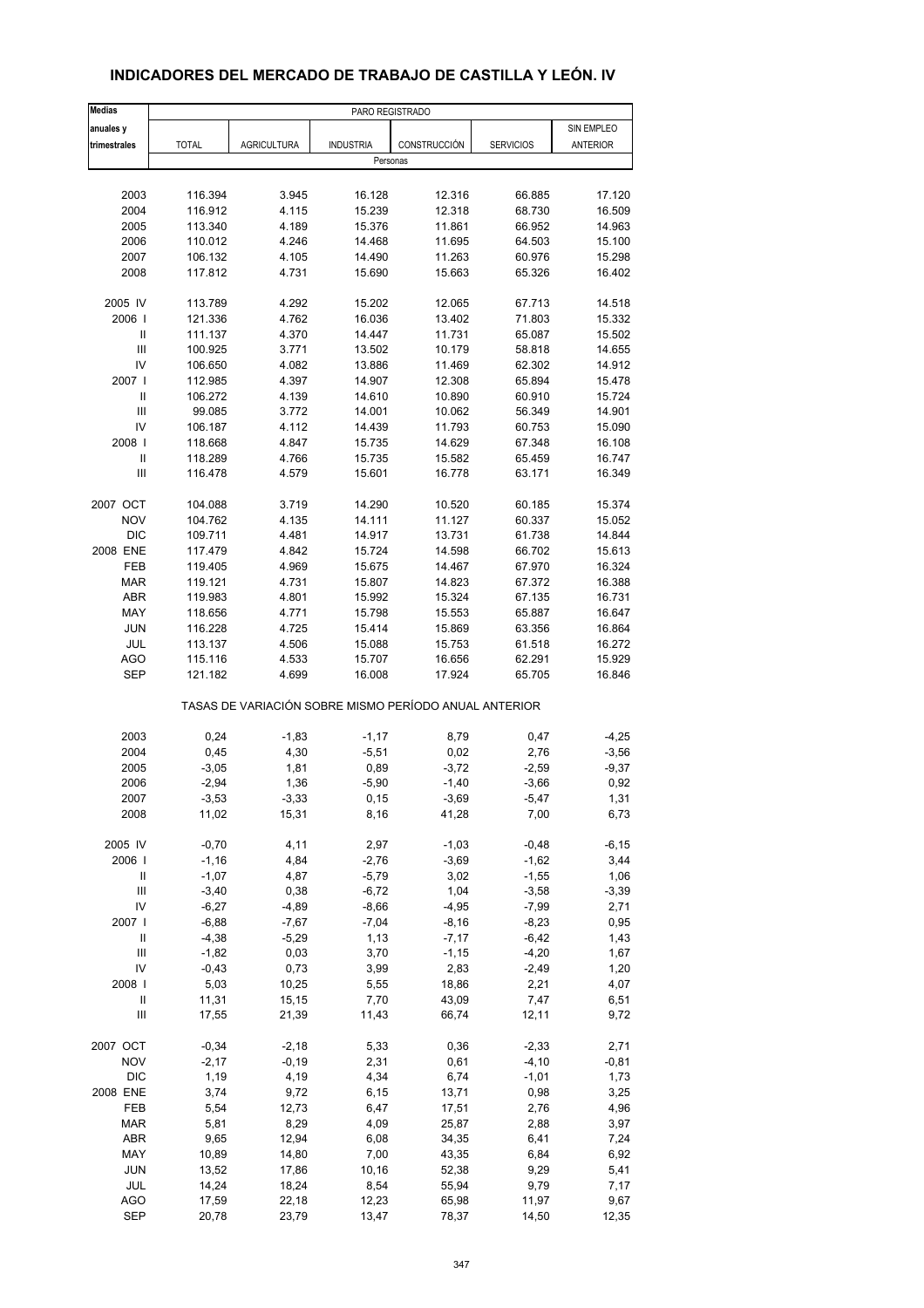## INDICADORES DEL MERCADO DE TRABAJO DE CASTILLA Y LEÓN. IV

| Medias anuales y trimestrales | PARO REGISTRADO | | | | | |
|---|---|---|---|---|---|---|
| | TOTAL | AGRICULTURA | INDUSTRIA | CONSTRUCCIÓN | SERVICIOS | SIN EMPLEO ANTERIOR |
| | Personas | | | | | |
| 2003 | 116.394 | 3.945 | 16.128 | 12.316 | 66.885 | 17.120 |
| 2004 | 116.912 | 4.115 | 15.239 | 12.318 | 68.730 | 16.509 |
| 2005 | 113.340 | 4.189 | 15.376 | 11.861 | 66.952 | 14.963 |
| 2006 | 110.012 | 4.246 | 14.468 | 11.695 | 64.503 | 15.100 |
| 2007 | 106.132 | 4.105 | 14.490 | 11.263 | 60.976 | 15.298 |
| 2008 | 117.812 | 4.731 | 15.690 | 15.663 | 65.326 | 16.402 |
| 2005 IV | 113.789 | 4.292 | 15.202 | 12.065 | 67.713 | 14.518 |
| 2006 I | 121.336 | 4.762 | 16.036 | 13.402 | 71.803 | 15.332 |
| II | 111.137 | 4.370 | 14.447 | 11.731 | 65.087 | 15.502 |
| III | 100.925 | 3.771 | 13.502 | 10.179 | 58.818 | 14.655 |
| IV | 106.650 | 4.082 | 13.886 | 11.469 | 62.302 | 14.912 |
| 2007 I | 112.985 | 4.397 | 14.907 | 12.308 | 65.894 | 15.478 |
| II | 106.272 | 4.139 | 14.610 | 10.890 | 60.910 | 15.724 |
| III | 99.085 | 3.772 | 14.001 | 10.062 | 56.349 | 14.901 |
| IV | 106.187 | 4.112 | 14.439 | 11.793 | 60.753 | 15.090 |
| 2008 I | 118.668 | 4.847 | 15.735 | 14.629 | 67.348 | 16.108 |
| II | 118.289 | 4.766 | 15.735 | 15.582 | 65.459 | 16.747 |
| III | 116.478 | 4.579 | 15.601 | 16.778 | 63.171 | 16.349 |
| 2007 OCT | 104.088 | 3.719 | 14.290 | 10.520 | 60.185 | 15.374 |
| NOV | 104.762 | 4.135 | 14.111 | 11.127 | 60.337 | 15.052 |
| DIC | 109.711 | 4.481 | 14.917 | 13.731 | 61.738 | 14.844 |
| 2008 ENE | 117.479 | 4.842 | 15.724 | 14.598 | 66.702 | 15.613 |
| FEB | 119.405 | 4.969 | 15.675 | 14.467 | 67.970 | 16.324 |
| MAR | 119.121 | 4.731 | 15.807 | 14.823 | 67.372 | 16.388 |
| ABR | 119.983 | 4.801 | 15.992 | 15.324 | 67.135 | 16.731 |
| MAY | 118.656 | 4.771 | 15.798 | 15.553 | 65.887 | 16.647 |
| JUN | 116.228 | 4.725 | 15.414 | 15.869 | 63.356 | 16.864 |
| JUL | 113.137 | 4.506 | 15.088 | 15.753 | 61.518 | 16.272 |
| AGO | 115.116 | 4.533 | 15.707 | 16.656 | 62.291 | 15.929 |
| SEP | 121.182 | 4.699 | 16.008 | 17.924 | 65.705 | 16.846 |
| | TASAS DE VARIACIÓN SOBRE MISMO PERÍODO ANUAL ANTERIOR | | | | | |
| 2003 | 0,24 | -1,83 | -1,17 | 8,79 | 0,47 | -4,25 |
| 2004 | 0,45 | 4,30 | -5,51 | 0,02 | 2,76 | -3,56 |
| 2005 | -3,05 | 1,81 | 0,89 | -3,72 | -2,59 | -9,37 |
| 2006 | -2,94 | 1,36 | -5,90 | -1,40 | -3,66 | 0,92 |
| 2007 | -3,53 | -3,33 | 0,15 | -3,69 | -5,47 | 1,31 |
| 2008 | 11,02 | 15,31 | 8,16 | 41,28 | 7,00 | 6,73 |
| 2005 IV | -0,70 | 4,11 | 2,97 | -1,03 | -0,48 | -6,15 |
| 2006 I | -1,16 | 4,84 | -2,76 | -3,69 | -1,62 | 3,44 |
| II | -1,07 | 4,87 | -5,79 | 3,02 | -1,55 | 1,06 |
| III | -3,40 | 0,38 | -6,72 | 1,04 | -3,58 | -3,39 |
| IV | -6,27 | -4,89 | -8,66 | -4,95 | -7,99 | 2,71 |
| 2007 I | -6,88 | -7,67 | -7,04 | -8,16 | -8,23 | 0,95 |
| II | -4,38 | -5,29 | 1,13 | -7,17 | -6,42 | 1,43 |
| III | -1,82 | 0,03 | 3,70 | -1,15 | -4,20 | 1,67 |
| IV | -0,43 | 0,73 | 3,99 | 2,83 | -2,49 | 1,20 |
| 2008 I | 5,03 | 10,25 | 5,55 | 18,86 | 2,21 | 4,07 |
| II | 11,31 | 15,15 | 7,70 | 43,09 | 7,47 | 6,51 |
| III | 17,55 | 21,39 | 11,43 | 66,74 | 12,11 | 9,72 |
| 2007 OCT | -0,34 | -2,18 | 5,33 | 0,36 | -2,33 | 2,71 |
| NOV | -2,17 | -0,19 | 2,31 | 0,61 | -4,10 | -0,81 |
| DIC | 1,19 | 4,19 | 4,34 | 6,74 | -1,01 | 1,73 |
| 2008 ENE | 3,74 | 9,72 | 6,15 | 13,71 | 0,98 | 3,25 |
| FEB | 5,54 | 12,73 | 6,47 | 17,51 | 2,76 | 4,96 |
| MAR | 5,81 | 8,29 | 4,09 | 25,87 | 2,88 | 3,97 |
| ABR | 9,65 | 12,94 | 6,08 | 34,35 | 6,41 | 7,24 |
| MAY | 10,89 | 14,80 | 7,00 | 43,35 | 6,84 | 6,92 |
| JUN | 13,52 | 17,86 | 10,16 | 52,38 | 9,29 | 5,41 |
| JUL | 14,24 | 18,24 | 8,54 | 55,94 | 9,79 | 7,17 |
| AGO | 17,59 | 22,18 | 12,23 | 65,98 | 11,97 | 9,67 |
| SEP | 20,78 | 23,79 | 13,47 | 78,37 | 14,50 | 12,35 |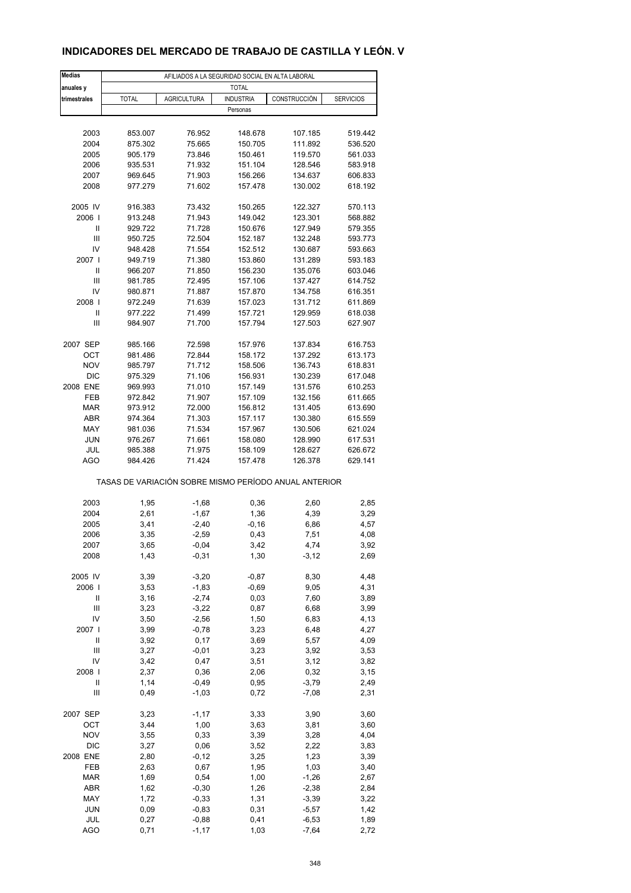# INDICADORES DEL MERCADO DE TRABAJO DE CASTILLA Y LEÓN. V

| Medias anuales y trimestrales | AFILIADOS A LA SEGURIDAD SOCIAL EN ALTA LABORAL | | | | |
|---|---|---|---|---|---|
| | TOTAL | | | | |
| | TOTAL | AGRICULTURA | INDUSTRIA | CONSTRUCCIÓN | SERVICIOS |
| | Personas | | | | |
| 2003 | 853.007 | 76.952 | 148.678 | 107.185 | 519.442 |
| 2004 | 875.302 | 75.665 | 150.705 | 111.892 | 536.520 |
| 2005 | 905.179 | 73.846 | 150.461 | 119.570 | 561.033 |
| 2006 | 935.531 | 71.932 | 151.104 | 128.546 | 583.918 |
| 2007 | 969.645 | 71.903 | 156.266 | 134.637 | 606.833 |
| 2008 | 977.279 | 71.602 | 157.478 | 130.002 | 618.192 |
| 2005 IV | 916.383 | 73.432 | 150.265 | 122.327 | 570.113 |
| 2006 I | 913.248 | 71.943 | 149.042 | 123.301 | 568.882 |
| II | 929.722 | 71.728 | 150.676 | 127.949 | 579.355 |
| III | 950.725 | 72.504 | 152.187 | 132.248 | 593.773 |
| IV | 948.428 | 71.554 | 152.512 | 130.687 | 593.663 |
| 2007 I | 949.719 | 71.380 | 153.860 | 131.289 | 593.183 |
| II | 966.207 | 71.850 | 156.230 | 135.076 | 603.046 |
| III | 981.785 | 72.495 | 157.106 | 137.427 | 614.752 |
| IV | 980.871 | 71.887 | 157.870 | 134.758 | 616.351 |
| 2008 I | 972.249 | 71.639 | 157.023 | 131.712 | 611.869 |
| II | 977.222 | 71.499 | 157.721 | 129.959 | 618.038 |
| III | 984.907 | 71.700 | 157.794 | 127.503 | 627.907 |
| 2007 SEP | 985.166 | 72.598 | 157.976 | 137.834 | 616.753 |
| OCT | 981.486 | 72.844 | 158.172 | 137.292 | 613.173 |
| NOV | 985.797 | 71.712 | 158.506 | 136.743 | 618.831 |
| DIC | 975.329 | 71.106 | 156.931 | 130.239 | 617.048 |
| 2008 ENE | 969.993 | 71.010 | 157.149 | 131.576 | 610.253 |
| FEB | 972.842 | 71.907 | 157.109 | 132.156 | 611.665 |
| MAR | 973.912 | 72.000 | 156.812 | 131.405 | 613.690 |
| ABR | 974.364 | 71.303 | 157.117 | 130.380 | 615.559 |
| MAY | 981.036 | 71.534 | 157.967 | 130.506 | 621.024 |
| JUN | 976.267 | 71.661 | 158.080 | 128.990 | 617.531 |
| JUL | 985.388 | 71.975 | 158.109 | 128.627 | 626.672 |
| AGO | 984.426 | 71.424 | 157.478 | 126.378 | 629.141 |
| | TASAS DE VARIACIÓN SOBRE MISMO PERÍODO ANUAL ANTERIOR | | | | |
| 2003 | 1,95 | -1,68 | 0,36 | 2,60 | 2,85 |
| 2004 | 2,61 | -1,67 | 1,36 | 4,39 | 3,29 |
| 2005 | 3,41 | -2,40 | -0,16 | 6,86 | 4,57 |
| 2006 | 3,35 | -2,59 | 0,43 | 7,51 | 4,08 |
| 2007 | 3,65 | -0,04 | 3,42 | 4,74 | 3,92 |
| 2008 | 1,43 | -0,31 | 1,30 | -3,12 | 2,69 |
| 2005 IV | 3,39 | -3,20 | -0,87 | 8,30 | 4,48 |
| 2006 I | 3,53 | -1,83 | -0,69 | 9,05 | 4,31 |
| II | 3,16 | -2,74 | 0,03 | 7,60 | 3,89 |
| III | 3,23 | -3,22 | 0,87 | 6,68 | 3,99 |
| IV | 3,50 | -2,56 | 1,50 | 6,83 | 4,13 |
| 2007 I | 3,99 | -0,78 | 3,23 | 6,48 | 4,27 |
| II | 3,92 | 0,17 | 3,69 | 5,57 | 4,09 |
| III | 3,27 | -0,01 | 3,23 | 3,92 | 3,53 |
| IV | 3,42 | 0,47 | 3,51 | 3,12 | 3,82 |
| 2008 I | 2,37 | 0,36 | 2,06 | 0,32 | 3,15 |
| II | 1,14 | -0,49 | 0,95 | -3,79 | 2,49 |
| III | 0,49 | -1,03 | 0,72 | -7,08 | 2,31 |
| 2007 SEP | 3,23 | -1,17 | 3,33 | 3,90 | 3,60 |
| OCT | 3,44 | 1,00 | 3,63 | 3,81 | 3,60 |
| NOV | 3,55 | 0,33 | 3,39 | 3,28 | 4,04 |
| DIC | 3,27 | 0,06 | 3,52 | 2,22 | 3,83 |
| 2008 ENE | 2,80 | -0,12 | 3,25 | 1,23 | 3,39 |
| FEB | 2,63 | 0,67 | 1,95 | 1,03 | 3,40 |
| MAR | 1,69 | 0,54 | 1,00 | -1,26 | 2,67 |
| ABR | 1,62 | -0,30 | 1,26 | -2,38 | 2,84 |
| MAY | 1,72 | -0,33 | 1,31 | -3,39 | 3,22 |
| JUN | 0,09 | -0,83 | 0,31 | -5,57 | 1,42 |
| JUL | 0,27 | -0,88 | 0,41 | -6,53 | 1,89 |
| AGO | 0,71 | -1,17 | 1,03 | -7,64 | 2,72 |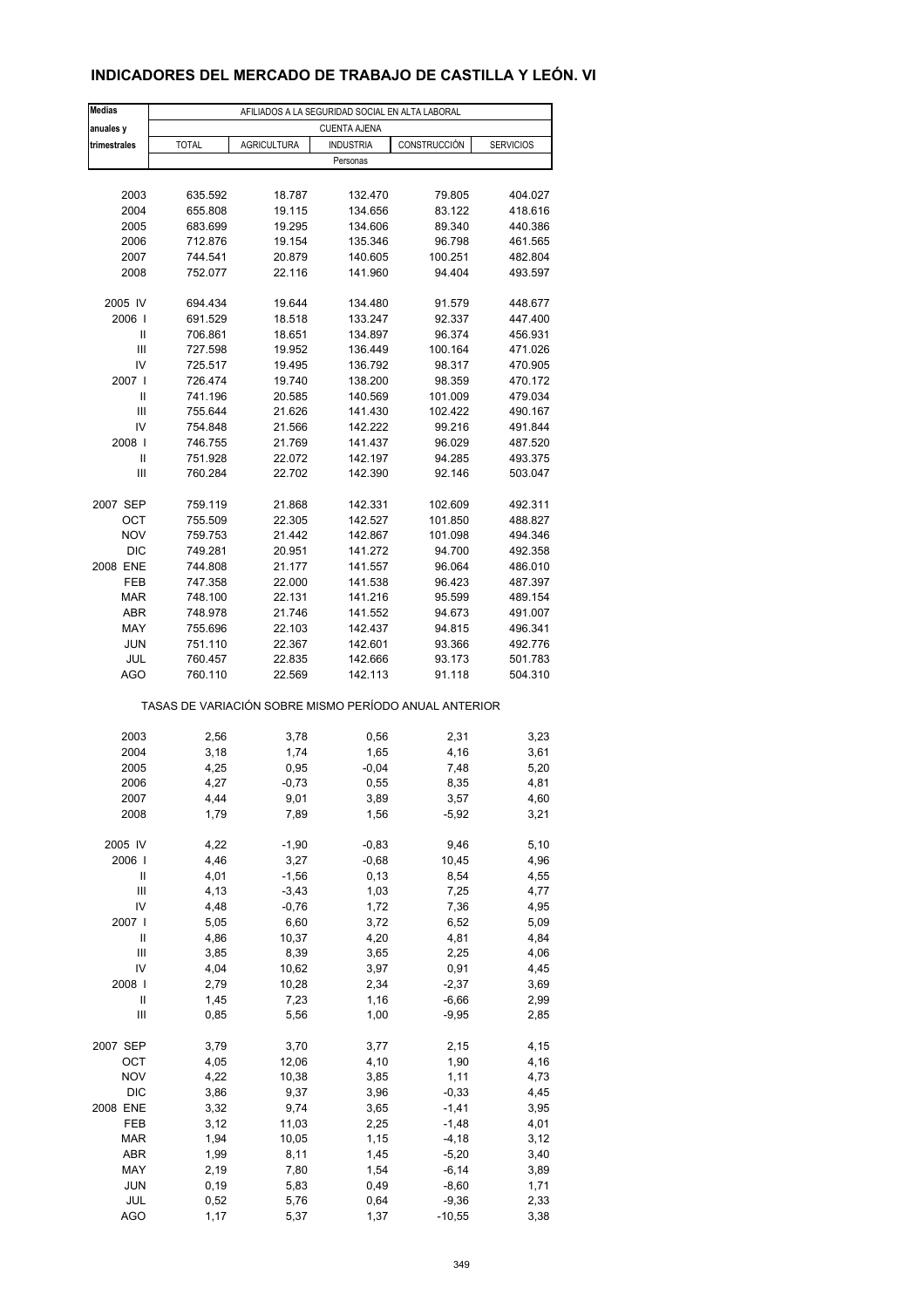## INDICADORES DEL MERCADO DE TRABAJO DE CASTILLA Y LEÓN. VI

| Medias anuales y trimestrales | AFILIADOS A LA SEGURIDAD SOCIAL EN ALTA LABORAL | | | | |
|---|---|---|---|---|---|
| | CUENTA AJENA | | | | |
| | TOTAL | AGRICULTURA | INDUSTRIA | CONSTRUCCIÓN | SERVICIOS |
| | Personas | | | | |
| 2003 | 635.592 | 18.787 | 132.470 | 79.805 | 404.027 |
| 2004 | 655.808 | 19.115 | 134.656 | 83.122 | 418.616 |
| 2005 | 683.699 | 19.295 | 134.606 | 89.340 | 440.386 |
| 2006 | 712.876 | 19.154 | 135.346 | 96.798 | 461.565 |
| 2007 | 744.541 | 20.879 | 140.605 | 100.251 | 482.804 |
| 2008 | 752.077 | 22.116 | 141.960 | 94.404 | 493.597 |
| 2005 IV | 694.434 | 19.644 | 134.480 | 91.579 | 448.677 |
| 2006 I | 691.529 | 18.518 | 133.247 | 92.337 | 447.400 |
| II | 706.861 | 18.651 | 134.897 | 96.374 | 456.931 |
| III | 727.598 | 19.952 | 136.449 | 100.164 | 471.026 |
| IV | 725.517 | 19.495 | 136.792 | 98.317 | 470.905 |
| 2007 I | 726.474 | 19.740 | 138.200 | 98.359 | 470.172 |
| II | 741.196 | 20.585 | 140.569 | 101.009 | 479.034 |
| III | 755.644 | 21.626 | 141.430 | 102.422 | 490.167 |
| IV | 754.848 | 21.566 | 142.222 | 99.216 | 491.844 |
| 2008 I | 746.755 | 21.769 | 141.437 | 96.029 | 487.520 |
| II | 751.928 | 22.072 | 142.197 | 94.285 | 493.375 |
| III | 760.284 | 22.702 | 142.390 | 92.146 | 503.047 |
| 2007 SEP | 759.119 | 21.868 | 142.331 | 102.609 | 492.311 |
| OCT | 755.509 | 22.305 | 142.527 | 101.850 | 488.827 |
| NOV | 759.753 | 21.442 | 142.867 | 101.098 | 494.346 |
| DIC | 749.281 | 20.951 | 141.272 | 94.700 | 492.358 |
| 2008 ENE | 744.808 | 21.177 | 141.557 | 96.064 | 486.010 |
| FEB | 747.358 | 22.000 | 141.538 | 96.423 | 487.397 |
| MAR | 748.100 | 22.131 | 141.216 | 95.599 | 489.154 |
| ABR | 748.978 | 21.746 | 141.552 | 94.673 | 491.007 |
| MAY | 755.696 | 22.103 | 142.437 | 94.815 | 496.341 |
| JUN | 751.110 | 22.367 | 142.601 | 93.366 | 492.776 |
| JUL | 760.457 | 22.835 | 142.666 | 93.173 | 501.783 |
| AGO | 760.110 | 22.569 | 142.113 | 91.118 | 504.310 |
| | TASAS DE VARIACIÓN SOBRE MISMO PERÍODO ANUAL ANTERIOR | | | | |
| 2003 | 2,56 | 3,78 | 0,56 | 2,31 | 3,23 |
| 2004 | 3,18 | 1,74 | 1,65 | 4,16 | 3,61 |
| 2005 | 4,25 | 0,95 | -0,04 | 7,48 | 5,20 |
| 2006 | 4,27 | -0,73 | 0,55 | 8,35 | 4,81 |
| 2007 | 4,44 | 9,01 | 3,89 | 3,57 | 4,60 |
| 2008 | 1,79 | 7,89 | 1,56 | -5,92 | 3,21 |
| 2005 IV | 4,22 | -1,90 | -0,83 | 9,46 | 5,10 |
| 2006 I | 4,46 | 3,27 | -0,68 | 10,45 | 4,96 |
| II | 4,01 | -1,56 | 0,13 | 8,54 | 4,55 |
| III | 4,13 | -3,43 | 1,03 | 7,25 | 4,77 |
| IV | 4,48 | -0,76 | 1,72 | 7,36 | 4,95 |
| 2007 I | 5,05 | 6,60 | 3,72 | 6,52 | 5,09 |
| II | 4,86 | 10,37 | 4,20 | 4,81 | 4,84 |
| III | 3,85 | 8,39 | 3,65 | 2,25 | 4,06 |
| IV | 4,04 | 10,62 | 3,97 | 0,91 | 4,45 |
| 2008 I | 2,79 | 10,28 | 2,34 | -2,37 | 3,69 |
| II | 1,45 | 7,23 | 1,16 | -6,66 | 2,99 |
| III | 0,85 | 5,56 | 1,00 | -9,95 | 2,85 |
| 2007 SEP | 3,79 | 3,70 | 3,77 | 2,15 | 4,15 |
| OCT | 4,05 | 12,06 | 4,10 | 1,90 | 4,16 |
| NOV | 4,22 | 10,38 | 3,85 | 1,11 | 4,73 |
| DIC | 3,86 | 9,37 | 3,96 | -0,33 | 4,45 |
| 2008 ENE | 3,32 | 9,74 | 3,65 | -1,41 | 3,95 |
| FEB | 3,12 | 11,03 | 2,25 | -1,48 | 4,01 |
| MAR | 1,94 | 10,05 | 1,15 | -4,18 | 3,12 |
| ABR | 1,99 | 8,11 | 1,45 | -5,20 | 3,40 |
| MAY | 2,19 | 7,80 | 1,54 | -6,14 | 3,89 |
| JUN | 0,19 | 5,83 | 0,49 | -8,60 | 1,71 |
| JUL | 0,52 | 5,76 | 0,64 | -9,36 | 2,33 |
| AGO | 1,17 | 5,37 | 1,37 | -10,55 | 3,38 |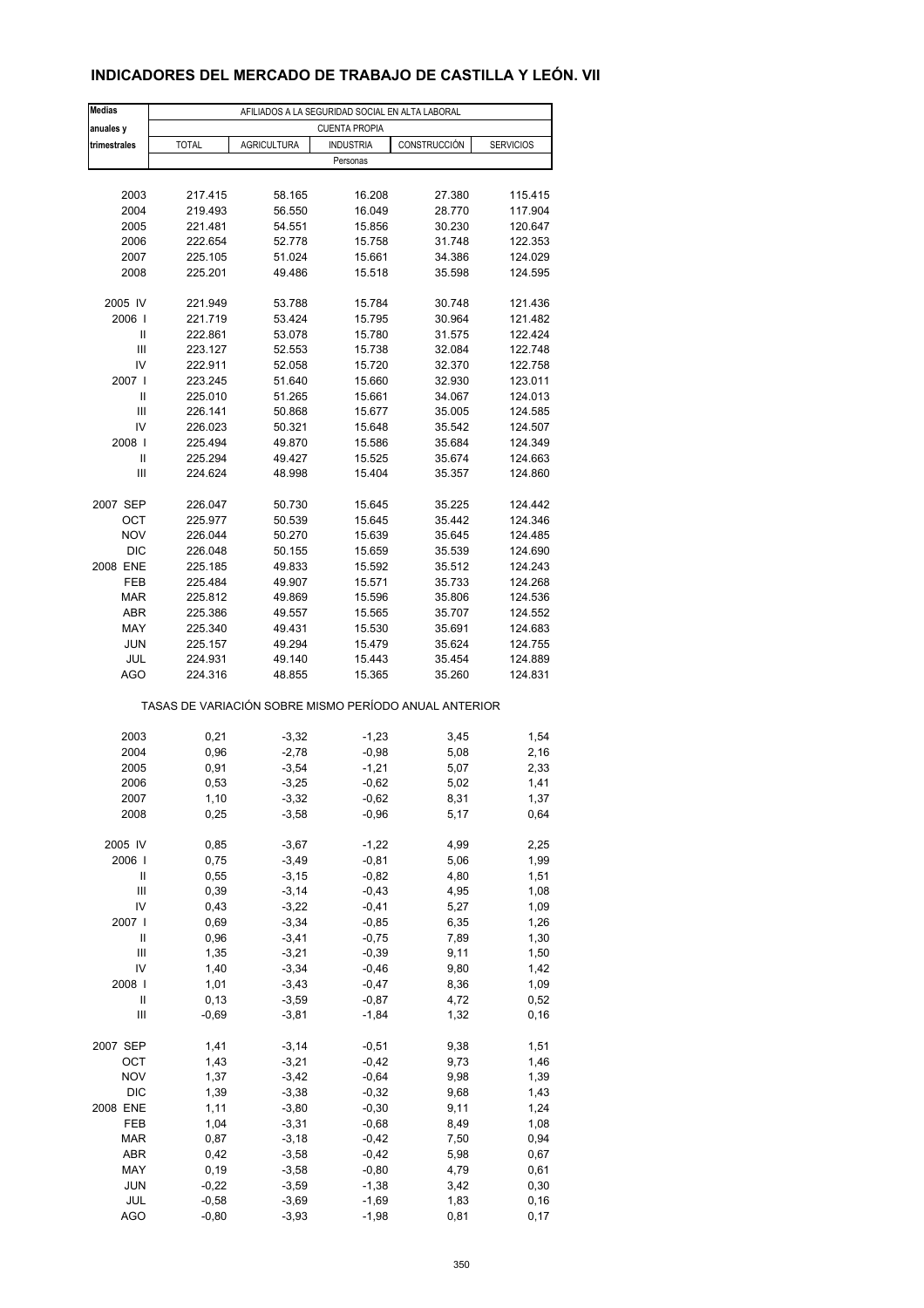# INDICADORES DEL MERCADO DE TRABAJO DE CASTILLA Y LEÓN. VII

| Medias anuales y trimestrales | AFILIADOS A LA SEGURIDAD SOCIAL EN ALTA LABORAL | | | | |
|---|---|---|---|---|---|
| | CUENTA PROPIA | | | | |
| | TOTAL | AGRICULTURA | INDUSTRIA | CONSTRUCCIÓN | SERVICIOS |
| | Personas | | | | |
| 2003 | 217.415 | 58.165 | 16.208 | 27.380 | 115.415 |
| 2004 | 219.493 | 56.550 | 16.049 | 28.770 | 117.904 |
| 2005 | 221.481 | 54.551 | 15.856 | 30.230 | 120.647 |
| 2006 | 222.654 | 52.778 | 15.758 | 31.748 | 122.353 |
| 2007 | 225.105 | 51.024 | 15.661 | 34.386 | 124.029 |
| 2008 | 225.201 | 49.486 | 15.518 | 35.598 | 124.595 |
| 2005 IV | 221.949 | 53.788 | 15.784 | 30.748 | 121.436 |
| 2006 I | 221.719 | 53.424 | 15.795 | 30.964 | 121.482 |
| II | 222.861 | 53.078 | 15.780 | 31.575 | 122.424 |
| III | 223.127 | 52.553 | 15.738 | 32.084 | 122.748 |
| IV | 222.911 | 52.058 | 15.720 | 32.370 | 122.758 |
| 2007 I | 223.245 | 51.640 | 15.660 | 32.930 | 123.011 |
| II | 225.010 | 51.265 | 15.661 | 34.067 | 124.013 |
| III | 226.141 | 50.868 | 15.677 | 35.005 | 124.585 |
| IV | 226.023 | 50.321 | 15.648 | 35.542 | 124.507 |
| 2008 I | 225.494 | 49.870 | 15.586 | 35.684 | 124.349 |
| II | 225.294 | 49.427 | 15.525 | 35.674 | 124.663 |
| III | 224.624 | 48.998 | 15.404 | 35.357 | 124.860 |
| 2007 SEP | 226.047 | 50.730 | 15.645 | 35.225 | 124.442 |
| OCT | 225.977 | 50.539 | 15.645 | 35.442 | 124.346 |
| NOV | 226.044 | 50.270 | 15.639 | 35.645 | 124.485 |
| DIC | 226.048 | 50.155 | 15.659 | 35.539 | 124.690 |
| 2008 ENE | 225.185 | 49.833 | 15.592 | 35.512 | 124.243 |
| FEB | 225.484 | 49.907 | 15.571 | 35.733 | 124.268 |
| MAR | 225.812 | 49.869 | 15.596 | 35.806 | 124.536 |
| ABR | 225.386 | 49.557 | 15.565 | 35.707 | 124.552 |
| MAY | 225.340 | 49.431 | 15.530 | 35.691 | 124.683 |
| JUN | 225.157 | 49.294 | 15.479 | 35.624 | 124.755 |
| JUL | 224.931 | 49.140 | 15.443 | 35.454 | 124.889 |
| AGO | 224.316 | 48.855 | 15.365 | 35.260 | 124.831 |
| | TASAS DE VARIACIÓN SOBRE MISMO PERÍODO ANUAL ANTERIOR | | | | |
| 2003 | 0,21 | -3,32 | -1,23 | 3,45 | 1,54 |
| 2004 | 0,96 | -2,78 | -0,98 | 5,08 | 2,16 |
| 2005 | 0,91 | -3,54 | -1,21 | 5,07 | 2,33 |
| 2006 | 0,53 | -3,25 | -0,62 | 5,02 | 1,41 |
| 2007 | 1,10 | -3,32 | -0,62 | 8,31 | 1,37 |
| 2008 | 0,25 | -3,58 | -0,96 | 5,17 | 0,64 |
| 2005 IV | 0,85 | -3,67 | -1,22 | 4,99 | 2,25 |
| 2006 I | 0,75 | -3,49 | -0,81 | 5,06 | 1,99 |
| II | 0,55 | -3,15 | -0,82 | 4,80 | 1,51 |
| III | 0,39 | -3,14 | -0,43 | 4,95 | 1,08 |
| IV | 0,43 | -3,22 | -0,41 | 5,27 | 1,09 |
| 2007 I | 0,69 | -3,34 | -0,85 | 6,35 | 1,26 |
| II | 0,96 | -3,41 | -0,75 | 7,89 | 1,30 |
| III | 1,35 | -3,21 | -0,39 | 9,11 | 1,50 |
| IV | 1,40 | -3,34 | -0,46 | 9,80 | 1,42 |
| 2008 I | 1,01 | -3,43 | -0,47 | 8,36 | 1,09 |
| II | 0,13 | -3,59 | -0,87 | 4,72 | 0,52 |
| III | -0,69 | -3,81 | -1,84 | 1,32 | 0,16 |
| 2007 SEP | 1,41 | -3,14 | -0,51 | 9,38 | 1,51 |
| OCT | 1,43 | -3,21 | -0,42 | 9,73 | 1,46 |
| NOV | 1,37 | -3,42 | -0,64 | 9,98 | 1,39 |
| DIC | 1,39 | -3,38 | -0,32 | 9,68 | 1,43 |
| 2008 ENE | 1,11 | -3,80 | -0,30 | 9,11 | 1,24 |
| FEB | 1,04 | -3,31 | -0,68 | 8,49 | 1,08 |
| MAR | 0,87 | -3,18 | -0,42 | 7,50 | 0,94 |
| ABR | 0,42 | -3,58 | -0,42 | 5,98 | 0,67 |
| MAY | 0,19 | -3,58 | -0,80 | 4,79 | 0,61 |
| JUN | -0,22 | -3,59 | -1,38 | 3,42 | 0,30 |
| JUL | -0,58 | -3,69 | -1,69 | 1,83 | 0,16 |
| AGO | -0,80 | -3,93 | -1,98 | 0,81 | 0,17 |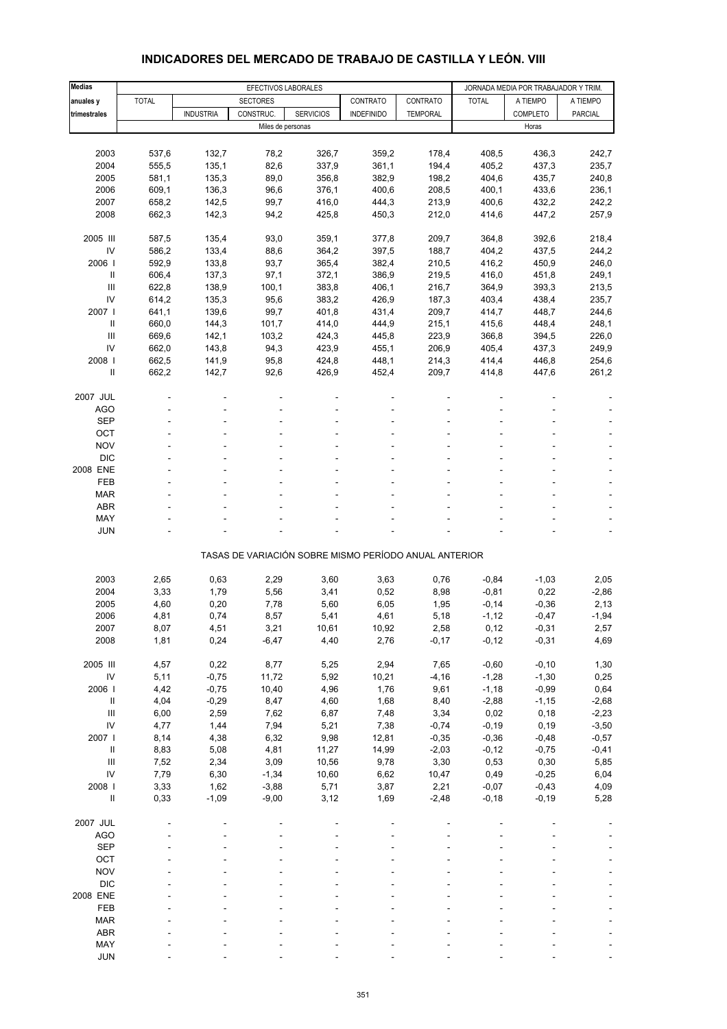# INDICADORES DEL MERCADO DE TRABAJO DE CASTILLA Y LEÓN. VIII

| Medias anuales y trimestrales | EFECTIVOS LABORALES | | | | | | JORNADA MEDIA POR TRABAJADOR Y TRIM. | | |
|---|---|---|---|---|---|---|---|---|---|
| | TOTAL | SECTORES | | | CONTRATO | CONTRATO | TOTAL | A TIEMPO | A TIEMPO |
| | | INDUSTRIA | CONSTRUC. | SERVICIOS | INDEFINIDO | TEMPORAL | | COMPLETO | PARCIAL |
| | Miles de personas | | | | | | Horas | | |
| 2003 | 537,6 | 132,7 | 78,2 | 326,7 | 359,2 | 178,4 | 408,5 | 436,3 | 242,7 |
| 2004 | 555,5 | 135,1 | 82,6 | 337,9 | 361,1 | 194,4 | 405,2 | 437,3 | 235,7 |
| 2005 | 581,1 | 135,3 | 89,0 | 356,8 | 382,9 | 198,2 | 404,6 | 435,7 | 240,8 |
| 2006 | 609,1 | 136,3 | 96,6 | 376,1 | 400,6 | 208,5 | 400,1 | 433,6 | 236,1 |
| 2007 | 658,2 | 142,5 | 99,7 | 416,0 | 444,3 | 213,9 | 400,6 | 432,2 | 242,2 |
| 2008 | 662,3 | 142,3 | 94,2 | 425,8 | 450,3 | 212,0 | 414,6 | 447,2 | 257,9 |
| 2005 III | 587,5 | 135,4 | 93,0 | 359,1 | 377,8 | 209,7 | 364,8 | 392,6 | 218,4 |
| IV | 586,2 | 133,4 | 88,6 | 364,2 | 397,5 | 188,7 | 404,2 | 437,5 | 244,2 |
| 2006 I | 592,9 | 133,8 | 93,7 | 365,4 | 382,4 | 210,5 | 416,2 | 450,9 | 246,0 |
| II | 606,4 | 137,3 | 97,1 | 372,1 | 386,9 | 219,5 | 416,0 | 451,8 | 249,1 |
| III | 622,8 | 138,9 | 100,1 | 383,8 | 406,1 | 216,7 | 364,9 | 393,3 | 213,5 |
| IV | 614,2 | 135,3 | 95,6 | 383,2 | 426,9 | 187,3 | 403,4 | 438,4 | 235,7 |
| 2007 I | 641,1 | 139,6 | 99,7 | 401,8 | 431,4 | 209,7 | 414,7 | 448,7 | 244,6 |
| II | 660,0 | 144,3 | 101,7 | 414,0 | 444,9 | 215,1 | 415,6 | 448,4 | 248,1 |
| III | 669,6 | 142,1 | 103,2 | 424,3 | 445,8 | 223,9 | 366,8 | 394,5 | 226,0 |
| IV | 662,0 | 143,8 | 94,3 | 423,9 | 455,1 | 206,9 | 405,4 | 437,3 | 249,9 |
| 2008 I | 662,5 | 141,9 | 95,8 | 424,8 | 448,1 | 214,3 | 414,4 | 446,8 | 254,6 |
| II | 662,2 | 142,7 | 92,6 | 426,9 | 452,4 | 209,7 | 414,8 | 447,6 | 261,2 |
| 2007 JUL | - | - | - | - | - | - | - | - | - |
| AGO | - | - | - | - | - | - | - | - | - |
| SEP | - | - | - | - | - | - | - | - | - |
| OCT | - | - | - | - | - | - | - | - | - |
| NOV | - | - | - | - | - | - | - | - | - |
| DIC | - | - | - | - | - | - | - | - | - |
| 2008 ENE | - | - | - | - | - | - | - | - | - |
| FEB | - | - | - | - | - | - | - | - | - |
| MAR | - | - | - | - | - | - | - | - | - |
| ABR | - | - | - | - | - | - | - | - | - |
| MAY | - | - | - | - | - | - | - | - | - |
| JUN | - | - | - | - | - | - | - | - | - |
| **TASAS DE VARIACIÓN SOBRE MISMO PERÍODO ANUAL ANTERIOR** | | | | | | | | | |
| 2003 | 2,65 | 0,63 | 2,29 | 3,60 | 3,63 | 0,76 | -0,84 | -1,03 | 2,05 |
| 2004 | 3,33 | 1,79 | 5,56 | 3,41 | 0,52 | 8,98 | -0,81 | 0,22 | -2,86 |
| 2005 | 4,60 | 0,20 | 7,78 | 5,60 | 6,05 | 1,95 | -0,14 | -0,36 | 2,13 |
| 2006 | 4,81 | 0,74 | 8,57 | 5,41 | 4,61 | 5,18 | -1,12 | -0,47 | -1,94 |
| 2007 | 8,07 | 4,51 | 3,21 | 10,61 | 10,92 | 2,58 | 0,12 | -0,31 | 2,57 |
| 2008 | 1,81 | 0,24 | -6,47 | 4,40 | 2,76 | -0,17 | -0,12 | -0,31 | 4,69 |
| 2005 III | 4,57 | 0,22 | 8,77 | 5,25 | 2,94 | 7,65 | -0,60 | -0,10 | 1,30 |
| IV | 5,11 | -0,75 | 11,72 | 5,92 | 10,21 | -4,16 | -1,28 | -1,30 | 0,25 |
| 2006 I | 4,42 | -0,75 | 10,40 | 4,96 | 1,76 | 9,61 | -1,18 | -0,99 | 0,64 |
| II | 4,04 | -0,29 | 8,47 | 4,60 | 1,68 | 8,40 | -2,88 | -1,15 | -2,68 |
| III | 6,00 | 2,59 | 7,62 | 6,87 | 7,48 | 3,34 | 0,02 | 0,18 | -2,23 |
| IV | 4,77 | 1,44 | 7,94 | 5,21 | 7,38 | -0,74 | -0,19 | 0,19 | -3,50 |
| 2007 I | 8,14 | 4,38 | 6,32 | 9,98 | 12,81 | -0,35 | -0,36 | -0,48 | -0,57 |
| II | 8,83 | 5,08 | 4,81 | 11,27 | 14,99 | -2,03 | -0,12 | -0,75 | -0,41 |
| III | 7,52 | 2,34 | 3,09 | 10,56 | 9,78 | 3,30 | 0,53 | 0,30 | 5,85 |
| IV | 7,79 | 6,30 | -1,34 | 10,60 | 6,62 | 10,47 | 0,49 | -0,25 | 6,04 |
| 2008 I | 3,33 | 1,62 | -3,88 | 5,71 | 3,87 | 2,21 | -0,07 | -0,43 | 4,09 |
| II | 0,33 | -1,09 | -9,00 | 3,12 | 1,69 | -2,48 | -0,18 | -0,19 | 5,28 |
| 2007 JUL | - | - | - | - | - | - | - | - | - |
| AGO | - | - | - | - | - | - | - | - | - |
| SEP | - | - | - | - | - | - | - | - | - |
| OCT | - | - | - | - | - | - | - | - | - |
| NOV | - | - | - | - | - | - | - | - | - |
| DIC | - | - | - | - | - | - | - | - | - |
| 2008 ENE | - | - | - | - | - | - | - | - | - |
| FEB | - | - | - | - | - | - | - | - | - |
| MAR | - | - | - | - | - | - | - | - | - |
| ABR | - | - | - | - | - | - | - | - | - |
| MAY | - | - | - | - | - | - | - | - | - |
| JUN | - | - | - | - | - | - | - | - | - |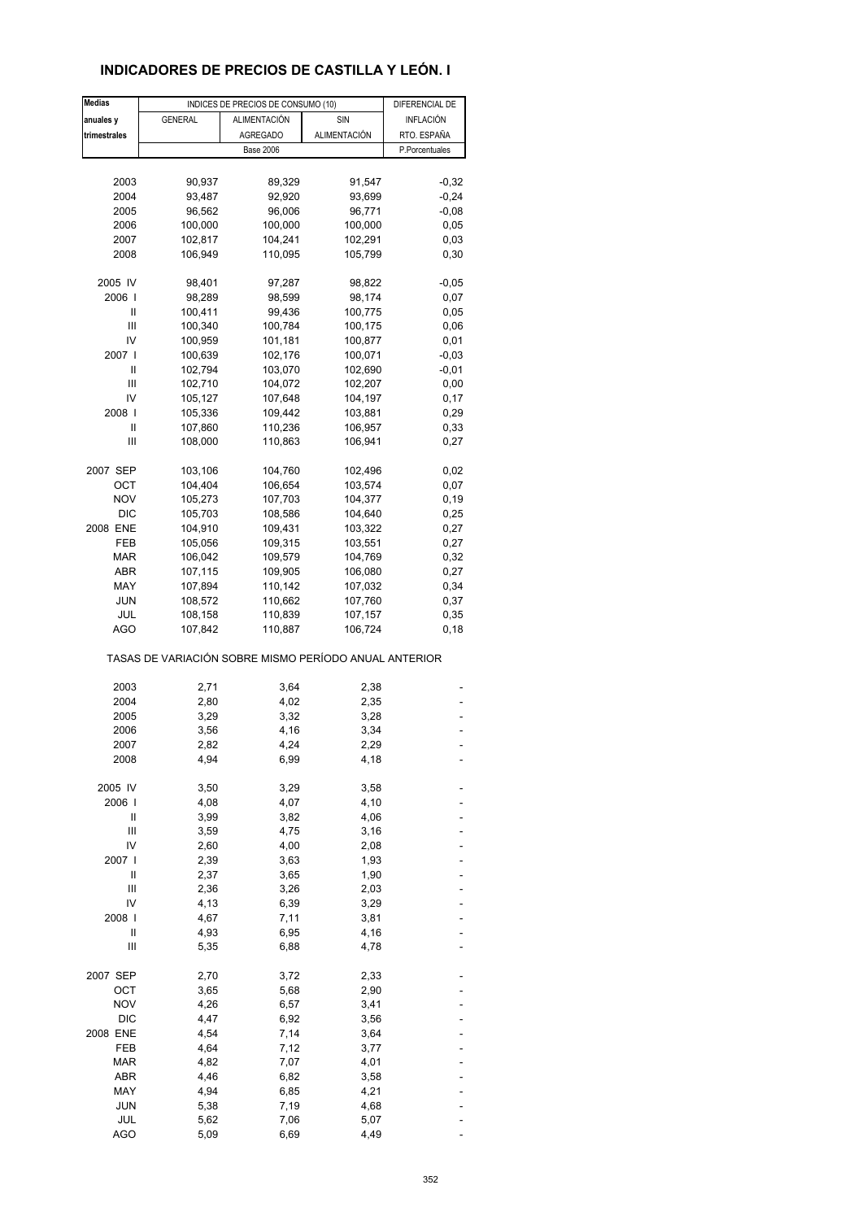## INDICADORES DE PRECIOS DE CASTILLA Y LEÓN. I

| Medias anuales y trimestrales | INDICES DE PRECIOS DE CONSUMO (10) | | | DIFERENCIAL DE INFLACIÓN RTO. ESPAÑA |
|---|---|---|---|---|
| | GENERAL | ALIMENTACIÓN AGREGADO | SIN ALIMENTACIÓN | |
| | Base 2006 | | | P.Porcentuales |
| 2003 | 90,937 | 89,329 | 91,547 | -0,32 |
| 2004 | 93,487 | 92,920 | 93,699 | -0,24 |
| 2005 | 96,562 | 96,006 | 96,771 | -0,08 |
| 2006 | 100,000 | 100,000 | 100,000 | 0,05 |
| 2007 | 102,817 | 104,241 | 102,291 | 0,03 |
| 2008 | 106,949 | 110,095 | 105,799 | 0,30 |
| 2005 IV | 98,401 | 97,287 | 98,822 | -0,05 |
| 2006 I | 98,289 | 98,599 | 98,174 | 0,07 |
| II | 100,411 | 99,436 | 100,775 | 0,05 |
| III | 100,340 | 100,784 | 100,175 | 0,06 |
| IV | 100,959 | 101,181 | 100,877 | 0,01 |
| 2007 I | 100,639 | 102,176 | 100,071 | -0,03 |
| II | 102,794 | 103,070 | 102,690 | -0,01 |
| III | 102,710 | 104,072 | 102,207 | 0,00 |
| IV | 105,127 | 107,648 | 104,197 | 0,17 |
| 2008 I | 105,336 | 109,442 | 103,881 | 0,29 |
| II | 107,860 | 110,236 | 106,957 | 0,33 |
| III | 108,000 | 110,863 | 106,941 | 0,27 |
| 2007 SEP | 103,106 | 104,760 | 102,496 | 0,02 |
| OCT | 104,404 | 106,654 | 103,574 | 0,07 |
| NOV | 105,273 | 107,703 | 104,377 | 0,19 |
| DIC | 105,703 | 108,586 | 104,640 | 0,25 |
| 2008 ENE | 104,910 | 109,431 | 103,322 | 0,27 |
| FEB | 105,056 | 109,315 | 103,551 | 0,27 |
| MAR | 106,042 | 109,579 | 104,769 | 0,32 |
| ABR | 107,115 | 109,905 | 106,080 | 0,27 |
| MAY | 107,894 | 110,142 | 107,032 | 0,34 |
| JUN | 108,572 | 110,662 | 107,760 | 0,37 |
| JUL | 108,158 | 110,839 | 107,157 | 0,35 |
| AGO | 107,842 | 110,887 | 106,724 | 0,18 |
| **TASAS DE VARIACIÓN SOBRE MISMO PERÍODO ANUAL ANTERIOR** | | | | |
| 2003 | 2,71 | 3,64 | 2,38 | - |
| 2004 | 2,80 | 4,02 | 2,35 | - |
| 2005 | 3,29 | 3,32 | 3,28 | - |
| 2006 | 3,56 | 4,16 | 3,34 | - |
| 2007 | 2,82 | 4,24 | 2,29 | - |
| 2008 | 4,94 | 6,99 | 4,18 | - |
| 2005 IV | 3,50 | 3,29 | 3,58 | - |
| 2006 I | 4,08 | 4,07 | 4,10 | - |
| II | 3,99 | 3,82 | 4,06 | - |
| III | 3,59 | 4,75 | 3,16 | - |
| IV | 2,60 | 4,00 | 2,08 | - |
| 2007 I | 2,39 | 3,63 | 1,93 | - |
| II | 2,37 | 3,65 | 1,90 | - |
| III | 2,36 | 3,26 | 2,03 | - |
| IV | 4,13 | 6,39 | 3,29 | - |
| 2008 I | 4,67 | 7,11 | 3,81 | - |
| II | 4,93 | 6,95 | 4,16 | - |
| III | 5,35 | 6,88 | 4,78 | - |
| 2007 SEP | 2,70 | 3,72 | 2,33 | - |
| OCT | 3,65 | 5,68 | 2,90 | - |
| NOV | 4,26 | 6,57 | 3,41 | - |
| DIC | 4,47 | 6,92 | 3,56 | - |
| 2008 ENE | 4,54 | 7,14 | 3,64 | - |
| FEB | 4,64 | 7,12 | 3,77 | - |
| MAR | 4,82 | 7,07 | 4,01 | - |
| ABR | 4,46 | 6,82 | 3,58 | - |
| MAY | 4,94 | 6,85 | 4,21 | - |
| JUN | 5,38 | 7,19 | 4,68 | - |
| JUL | 5,62 | 7,06 | 5,07 | - |
| AGO | 5,09 | 6,69 | 4,49 | - |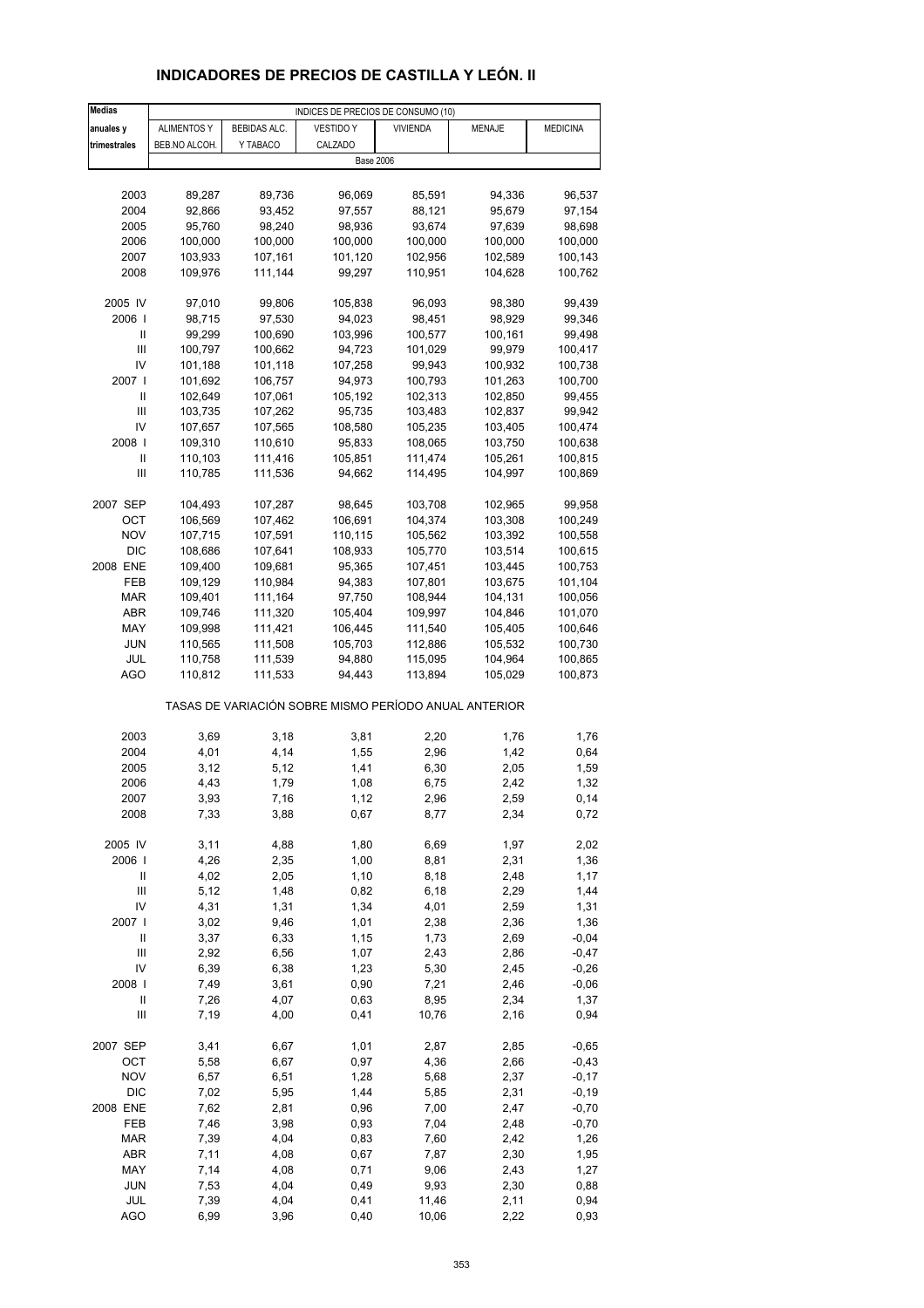# INDICADORES DE PRECIOS DE CASTILLA Y LEÓN. II

| Medias anuales y trimestrales | INDICES DE PRECIOS DE CONSUMO (10) | | | | | |
|---|---|---|---|---|---|---|
| | ALIMENTOS Y BEB.NO ALCOH. | BEBIDAS ALC. Y TABACO | VESTIDO Y CALZADO | VIVIENDA | MENAJE | MEDICINA |
| | Base 2006 | | | | | |
| 2003 | 89,287 | 89,736 | 96,069 | 85,591 | 94,336 | 96,537 |
| 2004 | 92,866 | 93,452 | 97,557 | 88,121 | 95,679 | 97,154 |
| 2005 | 95,760 | 98,240 | 98,936 | 93,674 | 97,639 | 98,698 |
| 2006 | 100,000 | 100,000 | 100,000 | 100,000 | 100,000 | 100,000 |
| 2007 | 103,933 | 107,161 | 101,120 | 102,956 | 102,589 | 100,143 |
| 2008 | 109,976 | 111,144 | 99,297 | 110,951 | 104,628 | 100,762 |
| 2005 IV | 97,010 | 99,806 | 105,838 | 96,093 | 98,380 | 99,439 |
| 2006 I | 98,715 | 97,530 | 94,023 | 98,451 | 98,929 | 99,346 |
| II | 99,299 | 100,690 | 103,996 | 100,577 | 100,161 | 99,498 |
| III | 100,797 | 100,662 | 94,723 | 101,029 | 99,979 | 100,417 |
| IV | 101,188 | 101,118 | 107,258 | 99,943 | 100,932 | 100,738 |
| 2007 I | 101,692 | 106,757 | 94,973 | 100,793 | 101,263 | 100,700 |
| II | 102,649 | 107,061 | 105,192 | 102,313 | 102,850 | 99,455 |
| III | 103,735 | 107,262 | 95,735 | 103,483 | 102,837 | 99,942 |
| IV | 107,657 | 107,565 | 108,580 | 105,235 | 103,405 | 100,474 |
| 2008 I | 109,310 | 110,610 | 95,833 | 108,065 | 103,750 | 100,638 |
| II | 110,103 | 111,416 | 105,851 | 111,474 | 105,261 | 100,815 |
| III | 110,785 | 111,536 | 94,662 | 114,495 | 104,997 | 100,869 |
| 2007 SEP | 104,493 | 107,287 | 98,645 | 103,708 | 102,965 | 99,958 |
| OCT | 106,569 | 107,462 | 106,691 | 104,374 | 103,308 | 100,249 |
| NOV | 107,715 | 107,591 | 110,115 | 105,562 | 103,392 | 100,558 |
| DIC | 108,686 | 107,641 | 108,933 | 105,770 | 103,514 | 100,615 |
| 2008 ENE | 109,400 | 109,681 | 95,365 | 107,451 | 103,445 | 100,753 |
| FEB | 109,129 | 110,984 | 94,383 | 107,801 | 103,675 | 101,104 |
| MAR | 109,401 | 111,164 | 97,750 | 108,944 | 104,131 | 100,056 |
| ABR | 109,746 | 111,320 | 105,404 | 109,997 | 104,846 | 101,070 |
| MAY | 109,998 | 111,421 | 106,445 | 111,540 | 105,405 | 100,646 |
| JUN | 110,565 | 111,508 | 105,703 | 112,886 | 105,532 | 100,730 |
| JUL | 110,758 | 111,539 | 94,880 | 115,095 | 104,964 | 100,865 |
| AGO | 110,812 | 111,533 | 94,443 | 113,894 | 105,029 | 100,873 |
| | TASAS DE VARIACIÓN SOBRE MISMO PERÍODO ANUAL ANTERIOR | | | | | |
| 2003 | 3,69 | 3,18 | 3,81 | 2,20 | 1,76 | 1,76 |
| 2004 | 4,01 | 4,14 | 1,55 | 2,96 | 1,42 | 0,64 |
| 2005 | 3,12 | 5,12 | 1,41 | 6,30 | 2,05 | 1,59 |
| 2006 | 4,43 | 1,79 | 1,08 | 6,75 | 2,42 | 1,32 |
| 2007 | 3,93 | 7,16 | 1,12 | 2,96 | 2,59 | 0,14 |
| 2008 | 7,33 | 3,88 | 0,67 | 8,77 | 2,34 | 0,72 |
| 2005 IV | 3,11 | 4,88 | 1,80 | 6,69 | 1,97 | 2,02 |
| 2006 I | 4,26 | 2,35 | 1,00 | 8,81 | 2,31 | 1,36 |
| II | 4,02 | 2,05 | 1,10 | 8,18 | 2,48 | 1,17 |
| III | 5,12 | 1,48 | 0,82 | 6,18 | 2,29 | 1,44 |
| IV | 4,31 | 1,31 | 1,34 | 4,01 | 2,59 | 1,31 |
| 2007 I | 3,02 | 9,46 | 1,01 | 2,38 | 2,36 | 1,36 |
| II | 3,37 | 6,33 | 1,15 | 1,73 | 2,69 | -0,04 |
| III | 2,92 | 6,56 | 1,07 | 2,43 | 2,86 | -0,47 |
| IV | 6,39 | 6,38 | 1,23 | 5,30 | 2,45 | -0,26 |
| 2008 I | 7,49 | 3,61 | 0,90 | 7,21 | 2,46 | -0,06 |
| II | 7,26 | 4,07 | 0,63 | 8,95 | 2,34 | 1,37 |
| III | 7,19 | 4,00 | 0,41 | 10,76 | 2,16 | 0,94 |
| 2007 SEP | 3,41 | 6,67 | 1,01 | 2,87 | 2,85 | -0,65 |
| OCT | 5,58 | 6,67 | 0,97 | 4,36 | 2,66 | -0,43 |
| NOV | 6,57 | 6,51 | 1,28 | 5,68 | 2,37 | -0,17 |
| DIC | 7,02 | 5,95 | 1,44 | 5,85 | 2,31 | -0,19 |
| 2008 ENE | 7,62 | 2,81 | 0,96 | 7,00 | 2,47 | -0,70 |
| FEB | 7,46 | 3,98 | 0,93 | 7,04 | 2,48 | -0,70 |
| MAR | 7,39 | 4,04 | 0,83 | 7,60 | 2,42 | 1,26 |
| ABR | 7,11 | 4,08 | 0,67 | 7,87 | 2,30 | 1,95 |
| MAY | 7,14 | 4,08 | 0,71 | 9,06 | 2,43 | 1,27 |
| JUN | 7,53 | 4,04 | 0,49 | 9,93 | 2,30 | 0,88 |
| JUL | 7,39 | 4,04 | 0,41 | 11,46 | 2,11 | 0,94 |
| AGO | 6,99 | 3,96 | 0,40 | 10,06 | 2,22 | 0,93 |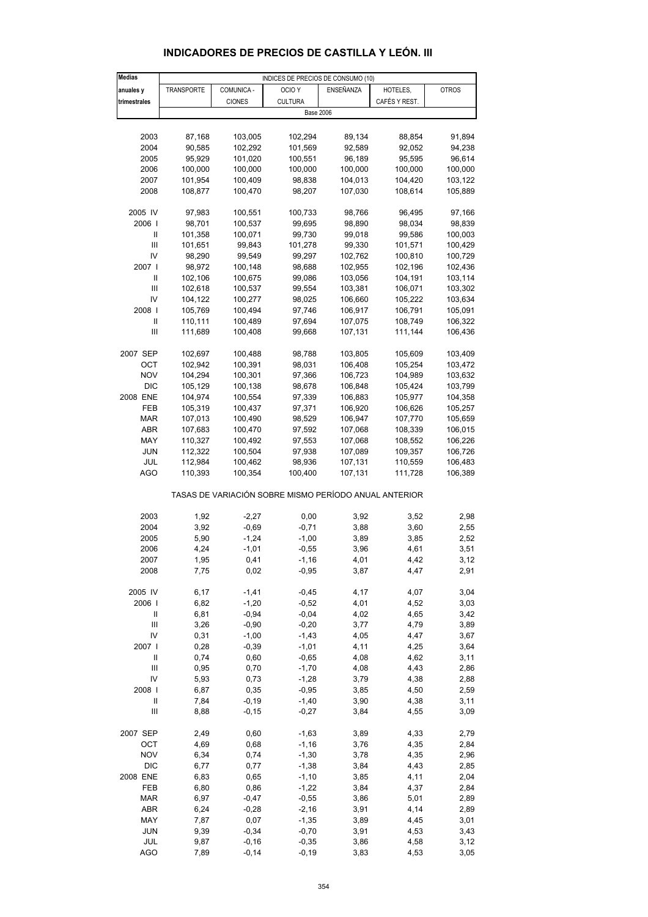# INDICADORES DE PRECIOS DE CASTILLA Y LEÓN. III

| Medias anuales y trimestrales | INDICES DE PRECIOS DE CONSUMO (10) | | | | | |
|---|---|---|---|---|---|---|
| | TRANSPORTE | COMUNICA - CIONES | OCIO Y CULTURA | ENSEÑANZA | HOTELES, CAFÉS Y REST. | OTROS |
| | Base 2006 | | | | | |
| 2003 | 87,168 | 103,005 | 102,294 | 89,134 | 88,854 | 91,894 |
| 2004 | 90,585 | 102,292 | 101,569 | 92,589 | 92,052 | 94,238 |
| 2005 | 95,929 | 101,020 | 100,551 | 96,189 | 95,595 | 96,614 |
| 2006 | 100,000 | 100,000 | 100,000 | 100,000 | 100,000 | 100,000 |
| 2007 | 101,954 | 100,409 | 98,838 | 104,013 | 104,420 | 103,122 |
| 2008 | 108,877 | 100,470 | 98,207 | 107,030 | 108,614 | 105,889 |
| 2005 IV | 97,983 | 100,551 | 100,733 | 98,766 | 96,495 | 97,166 |
| 2006 I | 98,701 | 100,537 | 99,695 | 98,890 | 98,034 | 98,839 |
| II | 101,358 | 100,071 | 99,730 | 99,018 | 99,586 | 100,003 |
| III | 101,651 | 99,843 | 101,278 | 99,330 | 101,571 | 100,429 |
| IV | 98,290 | 99,549 | 99,297 | 102,762 | 100,810 | 100,729 |
| 2007 I | 98,972 | 100,148 | 98,688 | 102,955 | 102,196 | 102,436 |
| II | 102,106 | 100,675 | 99,086 | 103,056 | 104,191 | 103,114 |
| III | 102,618 | 100,537 | 99,554 | 103,381 | 106,071 | 103,302 |
| IV | 104,122 | 100,277 | 98,025 | 106,660 | 105,222 | 103,634 |
| 2008 I | 105,769 | 100,494 | 97,746 | 106,917 | 106,791 | 105,091 |
| II | 110,111 | 100,489 | 97,694 | 107,075 | 108,749 | 106,322 |
| III | 111,689 | 100,408 | 99,668 | 107,131 | 111,144 | 106,436 |
| 2007 SEP | 102,697 | 100,488 | 98,788 | 103,805 | 105,609 | 103,409 |
| OCT | 102,942 | 100,391 | 98,031 | 106,408 | 105,254 | 103,472 |
| NOV | 104,294 | 100,301 | 97,366 | 106,723 | 104,989 | 103,632 |
| DIC | 105,129 | 100,138 | 98,678 | 106,848 | 105,424 | 103,799 |
| 2008 ENE | 104,974 | 100,554 | 97,339 | 106,883 | 105,977 | 104,358 |
| FEB | 105,319 | 100,437 | 97,371 | 106,920 | 106,626 | 105,257 |
| MAR | 107,013 | 100,490 | 98,529 | 106,947 | 107,770 | 105,659 |
| ABR | 107,683 | 100,470 | 97,592 | 107,068 | 108,339 | 106,015 |
| MAY | 110,327 | 100,492 | 97,553 | 107,068 | 108,552 | 106,226 |
| JUN | 112,322 | 100,504 | 97,938 | 107,089 | 109,357 | 106,726 |
| JUL | 112,984 | 100,462 | 98,936 | 107,131 | 110,559 | 106,483 |
| AGO | 110,393 | 100,354 | 100,400 | 107,131 | 111,728 | 106,389 |
| | TASAS DE VARIACIÓN SOBRE MISMO PERÍODO ANUAL ANTERIOR | | | | | |
| 2003 | 1,92 | -2,27 | 0,00 | 3,92 | 3,52 | 2,98 |
| 2004 | 3,92 | -0,69 | -0,71 | 3,88 | 3,60 | 2,55 |
| 2005 | 5,90 | -1,24 | -1,00 | 3,89 | 3,85 | 2,52 |
| 2006 | 4,24 | -1,01 | -0,55 | 3,96 | 4,61 | 3,51 |
| 2007 | 1,95 | 0,41 | -1,16 | 4,01 | 4,42 | 3,12 |
| 2008 | 7,75 | 0,02 | -0,95 | 3,87 | 4,47 | 2,91 |
| 2005 IV | 6,17 | -1,41 | -0,45 | 4,17 | 4,07 | 3,04 |
| 2006 I | 6,82 | -1,20 | -0,52 | 4,01 | 4,52 | 3,03 |
| II | 6,81 | -0,94 | -0,04 | 4,02 | 4,65 | 3,42 |
| III | 3,26 | -0,90 | -0,20 | 3,77 | 4,79 | 3,89 |
| IV | 0,31 | -1,00 | -1,43 | 4,05 | 4,47 | 3,67 |
| 2007 I | 0,28 | -0,39 | -1,01 | 4,11 | 4,25 | 3,64 |
| II | 0,74 | 0,60 | -0,65 | 4,08 | 4,62 | 3,11 |
| III | 0,95 | 0,70 | -1,70 | 4,08 | 4,43 | 2,86 |
| IV | 5,93 | 0,73 | -1,28 | 3,79 | 4,38 | 2,88 |
| 2008 I | 6,87 | 0,35 | -0,95 | 3,85 | 4,50 | 2,59 |
| II | 7,84 | -0,19 | -1,40 | 3,90 | 4,38 | 3,11 |
| III | 8,88 | -0,15 | -0,27 | 3,84 | 4,55 | 3,09 |
| 2007 SEP | 2,49 | 0,60 | -1,63 | 3,89 | 4,33 | 2,79 |
| OCT | 4,69 | 0,68 | -1,16 | 3,76 | 4,35 | 2,84 |
| NOV | 6,34 | 0,74 | -1,30 | 3,78 | 4,35 | 2,96 |
| DIC | 6,77 | 0,77 | -1,38 | 3,84 | 4,43 | 2,85 |
| 2008 ENE | 6,83 | 0,65 | -1,10 | 3,85 | 4,11 | 2,04 |
| FEB | 6,80 | 0,86 | -1,22 | 3,84 | 4,37 | 2,84 |
| MAR | 6,97 | -0,47 | -0,55 | 3,86 | 5,01 | 2,89 |
| ABR | 6,24 | -0,28 | -2,16 | 3,91 | 4,14 | 2,89 |
| MAY | 7,87 | 0,07 | -1,35 | 3,89 | 4,45 | 3,01 |
| JUN | 9,39 | -0,34 | -0,70 | 3,91 | 4,53 | 3,43 |
| JUL | 9,87 | -0,16 | -0,35 | 3,86 | 4,58 | 3,12 |
| AGO | 7,89 | -0,14 | -0,19 | 3,83 | 4,53 | 3,05 |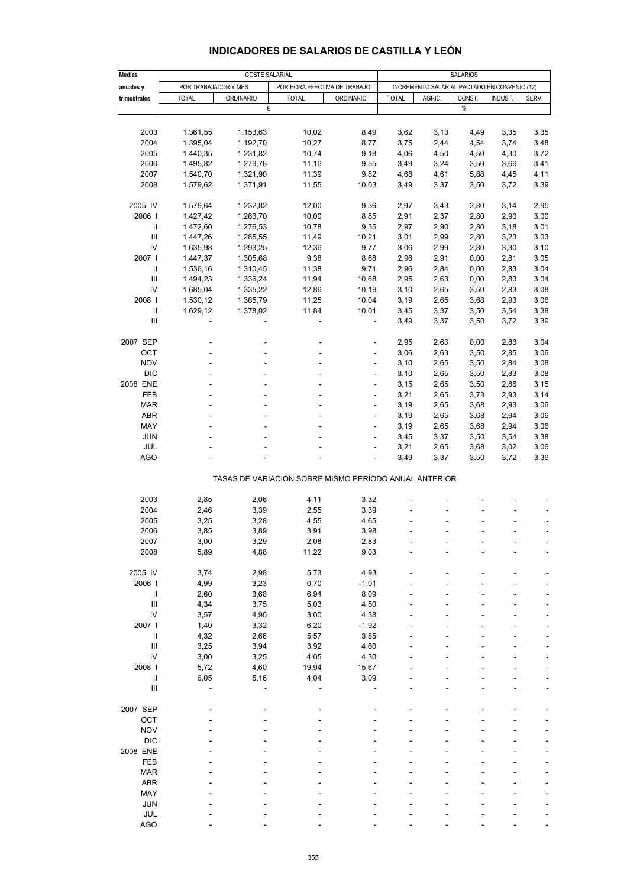# INDICADORES DE SALARIOS DE CASTILLA Y LEÓN

| Medias anuales y trimestrales | COSTE SALARIAL | | | | SALARIOS | | | | |
|---|---|---|---|---|---|---|---|---|---|
| | POR TRABAJADOR Y MES | | POR HORA EFECTIVA DE TRABAJO | | INCREMENTO SALARIAL PACTADO EN CONVENIO (12) | | | | |
| | TOTAL | ORDINARIO | TOTAL | ORDINARIO | TOTAL | AGRIC. | CONST. | INDUST. | SERV. |
| | € | | | | % | | | | |
| 2003 | 1.361,55 | 1.153,63 | 10,02 | 8,49 | 3,62 | 3,13 | 4,49 | 3,35 | 3,35 |
| 2004 | 1.395,04 | 1.192,70 | 10,27 | 8,77 | 3,75 | 2,44 | 4,54 | 3,74 | 3,48 |
| 2005 | 1.440,35 | 1.231,82 | 10,74 | 9,18 | 4,06 | 4,50 | 4,50 | 4,30 | 3,72 |
| 2006 | 1.495,82 | 1.279,76 | 11,16 | 9,55 | 3,49 | 3,24 | 3,50 | 3,66 | 3,41 |
| 2007 | 1.540,70 | 1.321,90 | 11,39 | 9,82 | 4,68 | 4,61 | 5,88 | 4,45 | 4,11 |
| 2008 | 1.579,62 | 1.371,91 | 11,55 | 10,03 | 3,49 | 3,37 | 3,50 | 3,72 | 3,39 |
| 2005 IV | 1.579,64 | 1.232,82 | 12,00 | 9,36 | 2,97 | 3,43 | 2,80 | 3,14 | 2,95 |
| 2006 I | 1.427,42 | 1.263,70 | 10,00 | 8,85 | 2,91 | 2,37 | 2,80 | 2,90 | 3,00 |
| II | 1.472,60 | 1.276,53 | 10,78 | 9,35 | 2,97 | 2,90 | 2,80 | 3,18 | 3,01 |
| III | 1.447,26 | 1.285,55 | 11,49 | 10,21 | 3,01 | 2,99 | 2,80 | 3,23 | 3,03 |
| IV | 1.635,98 | 1.293,25 | 12,36 | 9,77 | 3,06 | 2,99 | 2,80 | 3,30 | 3,10 |
| 2007 I | 1.447,37 | 1.305,68 | 9,38 | 8,68 | 2,96 | 2,91 | 0,00 | 2,81 | 3,05 |
| II | 1.536,16 | 1.310,45 | 11,38 | 9,71 | 2,96 | 2,84 | 0,00 | 2,83 | 3,04 |
| III | 1.494,23 | 1.336,24 | 11,94 | 10,68 | 2,95 | 2,63 | 0,00 | 2,83 | 3,04 |
| IV | 1.685,04 | 1.335,22 | 12,86 | 10,19 | 3,10 | 2,65 | 3,50 | 2,83 | 3,08 |
| 2008 I | 1.530,12 | 1.365,79 | 11,25 | 10,04 | 3,19 | 2,65 | 3,68 | 2,93 | 3,06 |
| II | 1.629,12 | 1.378,02 | 11,84 | 10,01 | 3,45 | 3,37 | 3,50 | 3,54 | 3,38 |
| III | - | - | - | - | 3,49 | 3,37 | 3,50 | 3,72 | 3,39 |
| 2007 SEP | - | - | - | - | 2,95 | 2,63 | 0,00 | 2,83 | 3,04 |
| OCT | - | - | - | - | 3,06 | 2,63 | 3,50 | 2,85 | 3,06 |
| NOV | - | - | - | - | 3,10 | 2,65 | 3,50 | 2,84 | 3,08 |
| DIC | - | - | - | - | 3,10 | 2,65 | 3,50 | 2,83 | 3,08 |
| 2008 ENE | - | - | - | - | 3,15 | 2,65 | 3,50 | 2,86 | 3,15 |
| FEB | - | - | - | - | 3,21 | 2,65 | 3,73 | 2,93 | 3,14 |
| MAR | - | - | - | - | 3,19 | 2,65 | 3,68 | 2,93 | 3,06 |
| ABR | - | - | - | - | 3,19 | 2,65 | 3,68 | 2,94 | 3,06 |
| MAY | - | - | - | - | 3,19 | 2,65 | 3,68 | 2,94 | 3,06 |
| JUN | - | - | - | - | 3,45 | 3,37 | 3,50 | 3,54 | 3,38 |
| JUL | - | - | - | - | 3,21 | 2,65 | 3,68 | 3,02 | 3,06 |
| AGO | - | - | - | - | 3,49 | 3,37 | 3,50 | 3,72 | 3,39 |
| | TASAS DE VARIACIÓN SOBRE MISMO PERÍODO ANUAL ANTERIOR | | | | | | | | |
| 2003 | 2,85 | 2,06 | 4,11 | 3,32 | - | - | - | - | - |
| 2004 | 2,46 | 3,39 | 2,55 | 3,39 | - | - | - | - | - |
| 2005 | 3,25 | 3,28 | 4,55 | 4,65 | - | - | - | - | - |
| 2006 | 3,85 | 3,89 | 3,91 | 3,98 | - | - | - | - | - |
| 2007 | 3,00 | 3,29 | 2,08 | 2,83 | - | - | - | - | - |
| 2008 | 5,89 | 4,88 | 11,22 | 9,03 | - | - | - | - | - |
| 2005 IV | 3,74 | 2,98 | 5,73 | 4,93 | - | - | - | - | - |
| 2006 I | 4,99 | 3,23 | 0,70 | -1,01 | - | - | - | - | - |
| II | 2,60 | 3,68 | 6,94 | 8,09 | - | - | - | - | - |
| III | 4,34 | 3,75 | 5,03 | 4,50 | - | - | - | - | - |
| IV | 3,57 | 4,90 | 3,00 | 4,38 | - | - | - | - | - |
| 2007 I | 1,40 | 3,32 | -6,20 | -1,92 | - | - | - | - | - |
| II | 4,32 | 2,66 | 5,57 | 3,85 | - | - | - | - | - |
| III | 3,25 | 3,94 | 3,92 | 4,60 | - | - | - | - | - |
| IV | 3,00 | 3,25 | 4,05 | 4,30 | - | - | - | - | - |
| 2008 I | 5,72 | 4,60 | 19,94 | 15,67 | - | - | - | - | - |
| II | 6,05 | 5,16 | 4,04 | 3,09 | - | - | - | - | - |
| III | - | - | - | - | - | - | - | - | - |
| 2007 SEP | - | - | - | - | - | - | - | - | - |
| OCT | - | - | - | - | - | - | - | - | - |
| NOV | - | - | - | - | - | - | - | - | - |
| DIC | - | - | - | - | - | - | - | - | - |
| 2008 ENE | - | - | - | - | - | - | - | - | - |
| FEB | - | - | - | - | - | - | - | - | - |
| MAR | - | - | - | - | - | - | - | - | - |
| ABR | - | - | - | - | - | - | - | - | - |
| MAY | - | - | - | - | - | - | - | - | - |
| JUN | - | - | - | - | - | - | - | - | - |
| JUL | - | - | - | - | - | - | - | - | - |
| AGO | - | - | - | - | - | - | - | - | - |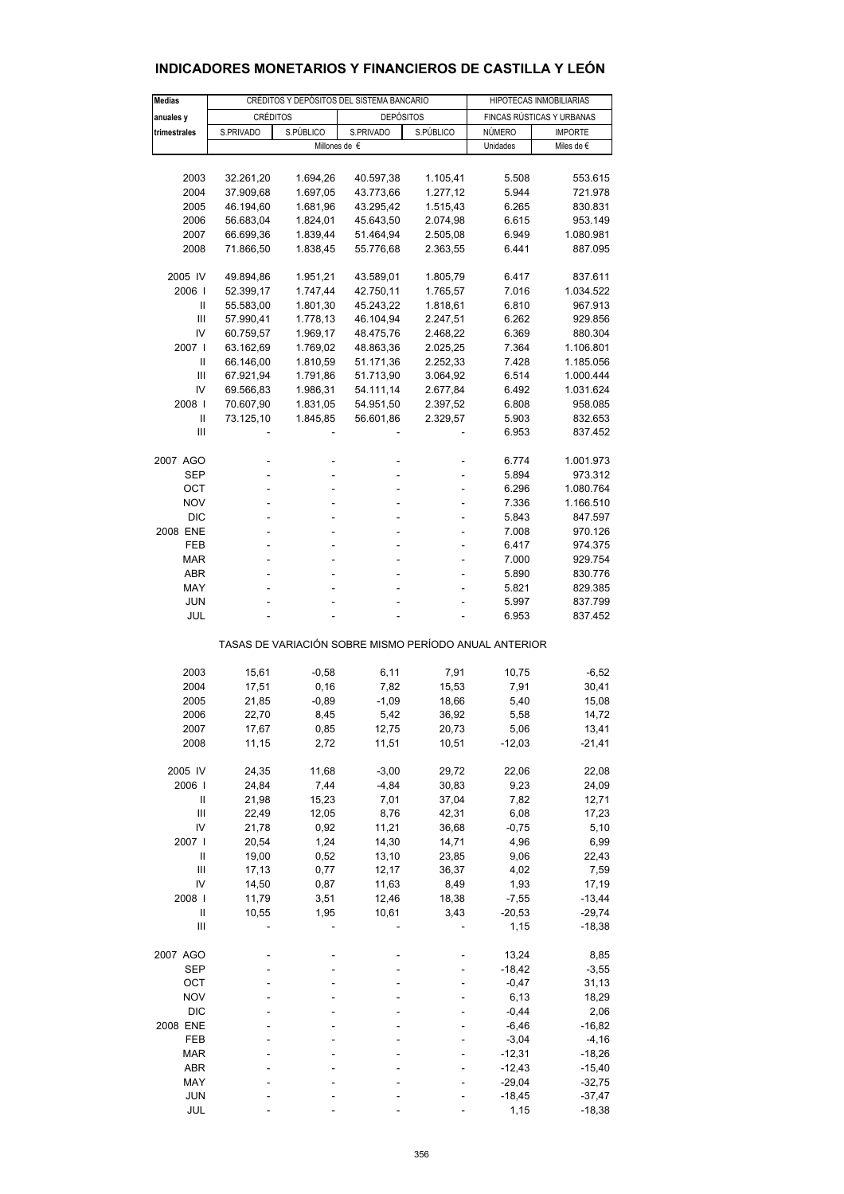# INDICADORES MONETARIOS Y FINANCIEROS DE CASTILLA Y LEÓN

| Medias anuales y trimestrales | CRÉDITOS Y DEPÓSITOS DEL SISTEMA BANCARIO | | | | HIPOTECAS INMOBILIARIAS | |
|---|---|---|---|---|---|---|
| | CRÉDITOS | | DEPÓSITOS | | FINCAS RÚSTICAS Y URBANAS | |
| | S.PRIVADO | S.PÚBLICO | S.PRIVADO | S.PÚBLICO | NÚMERO | IMPORTE |
| | Millones de € | | | | Unidades | Miles de € |
| 2003 | 32.261,20 | 1.694,26 | 40.597,38 | 1.105,41 | 5.508 | 553.615 |
| 2004 | 37.909,68 | 1.697,05 | 43.773,66 | 1.277,12 | 5.944 | 721.978 |
| 2005 | 46.194,60 | 1.681,96 | 43.295,42 | 1.515,43 | 6.265 | 830.831 |
| 2006 | 56.683,04 | 1.824,01 | 45.643,50 | 2.074,98 | 6.615 | 953.149 |
| 2007 | 66.699,36 | 1.839,44 | 51.464,94 | 2.505,08 | 6.949 | 1.080.981 |
| 2008 | 71.866,50 | 1.838,45 | 55.776,68 | 2.363,55 | 6.441 | 887.095 |
| 2005 IV | 49.894,86 | 1.951,21 | 43.589,01 | 1.805,79 | 6.417 | 837.611 |
| 2006 I | 52.399,17 | 1.747,44 | 42.750,11 | 1.765,57 | 7.016 | 1.034.522 |
| II | 55.583,00 | 1.801,30 | 45.243,22 | 1.818,61 | 6.810 | 967.913 |
| III | 57.990,41 | 1.778,13 | 46.104,94 | 2.247,51 | 6.262 | 929.856 |
| IV | 60.759,57 | 1.969,17 | 48.475,76 | 2.468,22 | 6.369 | 880.304 |
| 2007 I | 63.162,69 | 1.769,02 | 48.863,36 | 2.025,25 | 7.364 | 1.106.801 |
| II | 66.146,00 | 1.810,59 | 51.171,36 | 2.252,33 | 7.428 | 1.185.056 |
| III | 67.921,94 | 1.791,86 | 51.713,90 | 3.064,92 | 6.514 | 1.000.444 |
| IV | 69.566,83 | 1.986,31 | 54.111,14 | 2.677,84 | 6.492 | 1.031.624 |
| 2008 I | 70.607,90 | 1.831,05 | 54.951,50 | 2.397,52 | 6.808 | 958.085 |
| II | 73.125,10 | 1.845,85 | 56.601,86 | 2.329,57 | 5.903 | 832.653 |
| III | - | - | - | - | 6.953 | 837.452 |
| 2007 AGO | - | - | - | - | 6.774 | 1.001.973 |
| SEP | - | - | - | - | 5.894 | 973.312 |
| OCT | - | - | - | - | 6.296 | 1.080.764 |
| NOV | - | - | - | - | 7.336 | 1.166.510 |
| DIC | - | - | - | - | 5.843 | 847.597 |
| 2008 ENE | - | - | - | - | 7.008 | 970.126 |
| FEB | - | - | - | - | 6.417 | 974.375 |
| MAR | - | - | - | - | 7.000 | 929.754 |
| ABR | - | - | - | - | 5.890 | 830.776 |
| MAY | - | - | - | - | 5.821 | 829.385 |
| JUN | - | - | - | - | 5.997 | 837.799 |
| JUL | - | - | - | - | 6.953 | 837.452 |
| | TASAS DE VARIACIÓN SOBRE MISMO PERÍODO ANUAL ANTERIOR | | | | | |
| 2003 | 15,61 | -0,58 | 6,11 | 7,91 | 10,75 | -6,52 |
| 2004 | 17,51 | 0,16 | 7,82 | 15,53 | 7,91 | 30,41 |
| 2005 | 21,85 | -0,89 | -1,09 | 18,66 | 5,40 | 15,08 |
| 2006 | 22,70 | 8,45 | 5,42 | 36,92 | 5,58 | 14,72 |
| 2007 | 17,67 | 0,85 | 12,75 | 20,73 | 5,06 | 13,41 |
| 2008 | 11,15 | 2,72 | 11,51 | 10,51 | -12,03 | -21,41 |
| 2005 IV | 24,35 | 11,68 | -3,00 | 29,72 | 22,06 | 22,08 |
| 2006 I | 24,84 | 7,44 | -4,84 | 30,83 | 9,23 | 24,09 |
| II | 21,98 | 15,23 | 7,01 | 37,04 | 7,82 | 12,71 |
| III | 22,49 | 12,05 | 8,76 | 42,31 | 6,08 | 17,23 |
| IV | 21,78 | 0,92 | 11,21 | 36,68 | -0,75 | 5,10 |
| 2007 I | 20,54 | 1,24 | 14,30 | 14,71 | 4,96 | 6,99 |
| II | 19,00 | 0,52 | 13,10 | 23,85 | 9,06 | 22,43 |
| III | 17,13 | 0,77 | 12,17 | 36,37 | 4,02 | 7,59 |
| IV | 14,50 | 0,87 | 11,63 | 8,49 | 1,93 | 17,19 |
| 2008 I | 11,79 | 3,51 | 12,46 | 18,38 | -7,55 | -13,44 |
| II | 10,55 | 1,95 | 10,61 | 3,43 | -20,53 | -29,74 |
| III | - | - | - | - | 1,15 | -18,38 |
| 2007 AGO | - | - | - | - | 13,24 | 8,85 |
| SEP | - | - | - | - | -18,42 | -3,55 |
| OCT | - | - | - | - | -0,47 | 31,13 |
| NOV | - | - | - | - | 6,13 | 18,29 |
| DIC | - | - | - | - | -0,44 | 2,06 |
| 2008 ENE | - | - | - | - | -6,46 | -16,82 |
| FEB | - | - | - | - | -3,04 | -4,16 |
| MAR | - | - | - | - | -12,31 | -18,26 |
| ABR | - | - | - | - | -12,43 | -15,40 |
| MAY | - | - | - | - | -29,04 | -32,75 |
| JUN | - | - | - | - | -18,45 | -37,47 |
| JUL | - | - | - | - | 1,15 | -18,38 |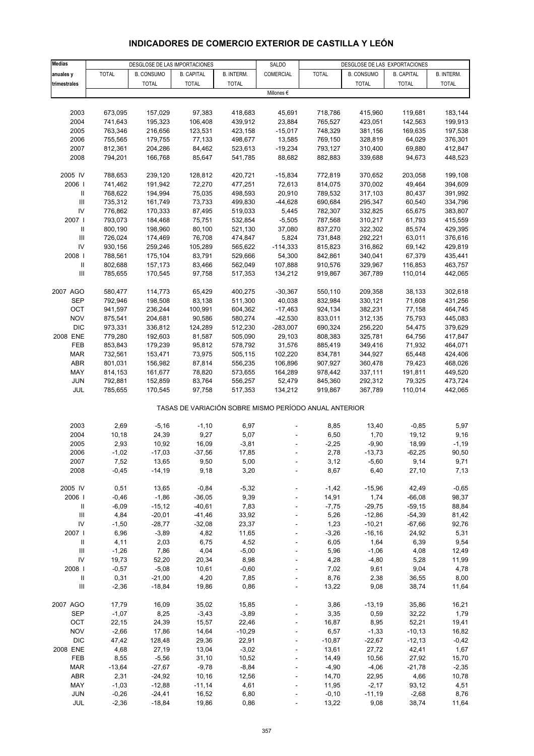# INDICADORES DE COMERCIO EXTERIOR DE CASTILLA Y LEÓN

| Medias anuales y trimestrales | DESGLOSE DE LAS IMPORTACIONES | | | | SALDO | DESGLOSE DE LAS EXPORTACIONES | | | |
|---|---|---|---|---|---|---|---|---|---|
| | TOTAL | B. CONSUMO TOTAL | B. CAPITAL TOTAL | B. INTERM. TOTAL | COMERCIAL | TOTAL | B. CONSUMO TOTAL | B. CAPITAL TOTAL | B. INTERM. TOTAL |
| | | | | | Millones € | | | | |
| 2003 | 673,095 | 157,029 | 97,383 | 418,683 | 45,691 | 718,786 | 415,960 | 119,681 | 183,144 |
| 2004 | 741,643 | 195,323 | 106,408 | 439,912 | 23,884 | 765,527 | 423,051 | 142,563 | 199,913 |
| 2005 | 763,346 | 216,656 | 123,531 | 423,158 | -15,017 | 748,329 | 381,156 | 169,635 | 197,538 |
| 2006 | 755,565 | 179,755 | 77,133 | 498,677 | 13,585 | 769,150 | 328,819 | 64,029 | 376,301 |
| 2007 | 812,361 | 204,286 | 84,462 | 523,613 | -19,234 | 793,127 | 310,400 | 69,880 | 412,847 |
| 2008 | 794,201 | 166,768 | 85,647 | 541,785 | 88,682 | 882,883 | 339,688 | 94,673 | 448,523 |
| 2005 IV | 788,653 | 239,120 | 128,812 | 420,721 | -15,834 | 772,819 | 370,652 | 203,058 | 199,108 |
| 2006 I | 741,462 | 191,942 | 72,270 | 477,251 | 72,613 | 814,075 | 370,002 | 49,464 | 394,609 |
| II | 768,622 | 194,994 | 75,035 | 498,593 | 20,910 | 789,532 | 317,103 | 80,437 | 391,992 |
| III | 735,312 | 161,749 | 73,733 | 499,830 | -44,628 | 690,684 | 295,347 | 60,540 | 334,796 |
| IV | 776,862 | 170,333 | 87,495 | 519,033 | 5,445 | 782,307 | 332,825 | 65,675 | 383,807 |
| 2007 I | 793,073 | 184,468 | 75,751 | 532,854 | -5,505 | 787,568 | 310,217 | 61,793 | 415,559 |
| II | 800,190 | 198,960 | 80,100 | 521,130 | 37,080 | 837,270 | 322,302 | 85,574 | 429,395 |
| III | 726,024 | 174,469 | 76,708 | 474,847 | 5,824 | 731,848 | 292,221 | 63,011 | 376,616 |
| IV | 930,156 | 259,246 | 105,289 | 565,622 | -114,333 | 815,823 | 316,862 | 69,142 | 429,819 |
| 2008 I | 788,561 | 175,104 | 83,791 | 529,666 | 54,300 | 842,861 | 340,041 | 67,379 | 435,441 |
| II | 802,688 | 157,173 | 83,466 | 562,049 | 107,888 | 910,576 | 329,967 | 116,853 | 463,757 |
| III | 785,655 | 170,545 | 97,758 | 517,353 | 134,212 | 919,867 | 367,789 | 110,014 | 442,065 |
| 2007 AGO | 580,477 | 114,773 | 65,429 | 400,275 | -30,367 | 550,110 | 209,358 | 38,133 | 302,618 |
| SEP | 792,946 | 198,508 | 83,138 | 511,300 | 40,038 | 832,984 | 330,121 | 71,608 | 431,256 |
| OCT | 941,597 | 236,244 | 100,991 | 604,362 | -17,463 | 924,134 | 382,231 | 77,158 | 464,745 |
| NOV | 875,541 | 204,681 | 90,586 | 580,274 | -42,530 | 833,011 | 312,135 | 75,793 | 445,083 |
| DIC | 973,331 | 336,812 | 124,289 | 512,230 | -283,007 | 690,324 | 256,220 | 54,475 | 379,629 |
| 2008 ENE | 779,280 | 192,603 | 81,587 | 505,090 | 29,103 | 808,383 | 325,781 | 64,756 | 417,847 |
| FEB | 853,843 | 179,239 | 95,812 | 578,792 | 31,576 | 885,419 | 349,416 | 71,932 | 464,071 |
| MAR | 732,561 | 153,471 | 73,975 | 505,115 | 102,220 | 834,781 | 344,927 | 65,448 | 424,406 |
| ABR | 801,031 | 156,982 | 87,814 | 556,235 | 106,896 | 907,927 | 360,478 | 79,423 | 468,026 |
| MAY | 814,153 | 161,677 | 78,820 | 573,655 | 164,289 | 978,442 | 337,111 | 191,811 | 449,520 |
| JUN | 792,881 | 152,859 | 83,764 | 556,257 | 52,479 | 845,360 | 292,312 | 79,325 | 473,724 |
| JUL | 785,655 | 170,545 | 97,758 | 517,353 | 134,212 | 919,867 | 367,789 | 110,014 | 442,065 |
| | | | | TASAS DE VARIACIÓN SOBRE MISMO PERÍODO ANUAL ANTERIOR | | | | | |
| 2003 | 2,69 | -5,16 | -1,10 | 6,97 | - | 8,85 | 13,40 | -0,85 | 5,97 |
| 2004 | 10,18 | 24,39 | 9,27 | 5,07 | - | 6,50 | 1,70 | 19,12 | 9,16 |
| 2005 | 2,93 | 10,92 | 16,09 | -3,81 | - | -2,25 | -9,90 | 18,99 | -1,19 |
| 2006 | -1,02 | -17,03 | -37,56 | 17,85 | - | 2,78 | -13,73 | -62,25 | 90,50 |
| 2007 | 7,52 | 13,65 | 9,50 | 5,00 | - | 3,12 | -5,60 | 9,14 | 9,71 |
| 2008 | -0,45 | -14,19 | 9,18 | 3,20 | - | 8,67 | 6,40 | 27,10 | 7,13 |
| 2005 IV | 0,51 | 13,65 | -0,84 | -5,32 | - | -1,42 | -15,96 | 42,49 | -0,65 |
| 2006 I | -0,46 | -1,86 | -36,05 | 9,39 | - | 14,91 | 1,74 | -66,08 | 98,37 |
| II | -6,09 | -15,12 | -40,61 | 7,83 | - | -7,75 | -29,75 | -59,15 | 88,84 |
| III | 4,84 | -20,01 | -41,46 | 33,92 | - | 5,26 | -12,86 | -54,39 | 81,42 |
| IV | -1,50 | -28,77 | -32,08 | 23,37 | - | 1,23 | -10,21 | -67,66 | 92,76 |
| 2007 I | 6,96 | -3,89 | 4,82 | 11,65 | - | -3,26 | -16,16 | 24,92 | 5,31 |
| II | 4,11 | 2,03 | 6,75 | 4,52 | - | 6,05 | 1,64 | 6,39 | 9,54 |
| III | -1,26 | 7,86 | 4,04 | -5,00 | - | 5,96 | -1,06 | 4,08 | 12,49 |
| IV | 19,73 | 52,20 | 20,34 | 8,98 | - | 4,28 | -4,80 | 5,28 | 11,99 |
| 2008 I | -0,57 | -5,08 | 10,61 | -0,60 | - | 7,02 | 9,61 | 9,04 | 4,78 |
| II | 0,31 | -21,00 | 4,20 | 7,85 | - | 8,76 | 2,38 | 36,55 | 8,00 |
| III | -2,36 | -18,84 | 19,86 | 0,86 | - | 13,22 | 9,08 | 38,74 | 11,64 |
| 2007 AGO | 17,79 | 16,09 | 35,02 | 15,85 | - | 3,86 | -13,19 | 35,86 | 16,21 |
| SEP | -1,07 | 8,25 | -3,43 | -3,89 | - | 3,35 | 0,59 | 32,22 | 1,79 |
| OCT | 22,15 | 24,39 | 15,57 | 22,46 | - | 16,87 | 8,95 | 52,21 | 19,41 |
| NOV | -2,66 | 17,86 | 14,64 | -10,29 | - | 6,57 | -1,33 | -10,13 | 16,82 |
| DIC | 47,42 | 128,48 | 29,36 | 22,91 | - | -10,87 | -22,67 | -12,13 | -0,42 |
| 2008 ENE | 4,68 | 27,19 | 13,04 | -3,02 | - | 13,61 | 27,72 | 42,41 | 1,67 |
| FEB | 8,55 | -5,56 | 31,10 | 10,52 | - | 14,49 | 10,56 | 27,92 | 15,70 |
| MAR | -13,64 | -27,67 | -9,78 | -8,84 | - | -4,90 | -4,06 | -21,78 | -2,35 |
| ABR | 2,31 | -24,92 | 10,16 | 12,56 | - | 14,70 | 22,95 | 4,66 | 10,78 |
| MAY | -1,03 | -12,88 | -11,14 | 4,61 | - | 11,95 | -2,17 | 93,12 | 4,51 |
| JUN | -0,26 | -24,41 | 16,52 | 6,80 | - | -0,10 | -11,19 | -2,68 | 8,76 |
| JUL | -2,36 | -18,84 | 19,86 | 0,86 | - | 13,22 | 9,08 | 38,74 | 11,64 |